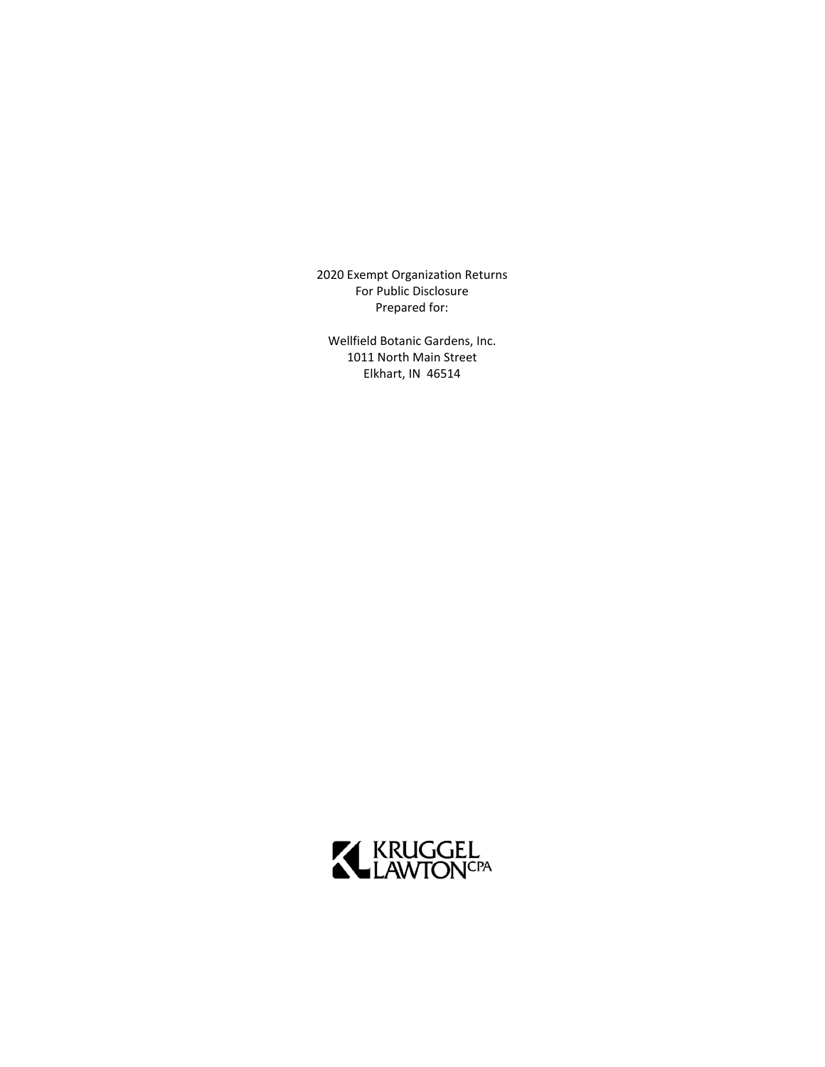2020 Exempt Organization Returns
For Public Disclosure
Prepared for:

Wellfield Botanic Gardens, Inc.
1011 North Main Street
Elkhart, IN 46514

KRUGGEL LAWTON CPA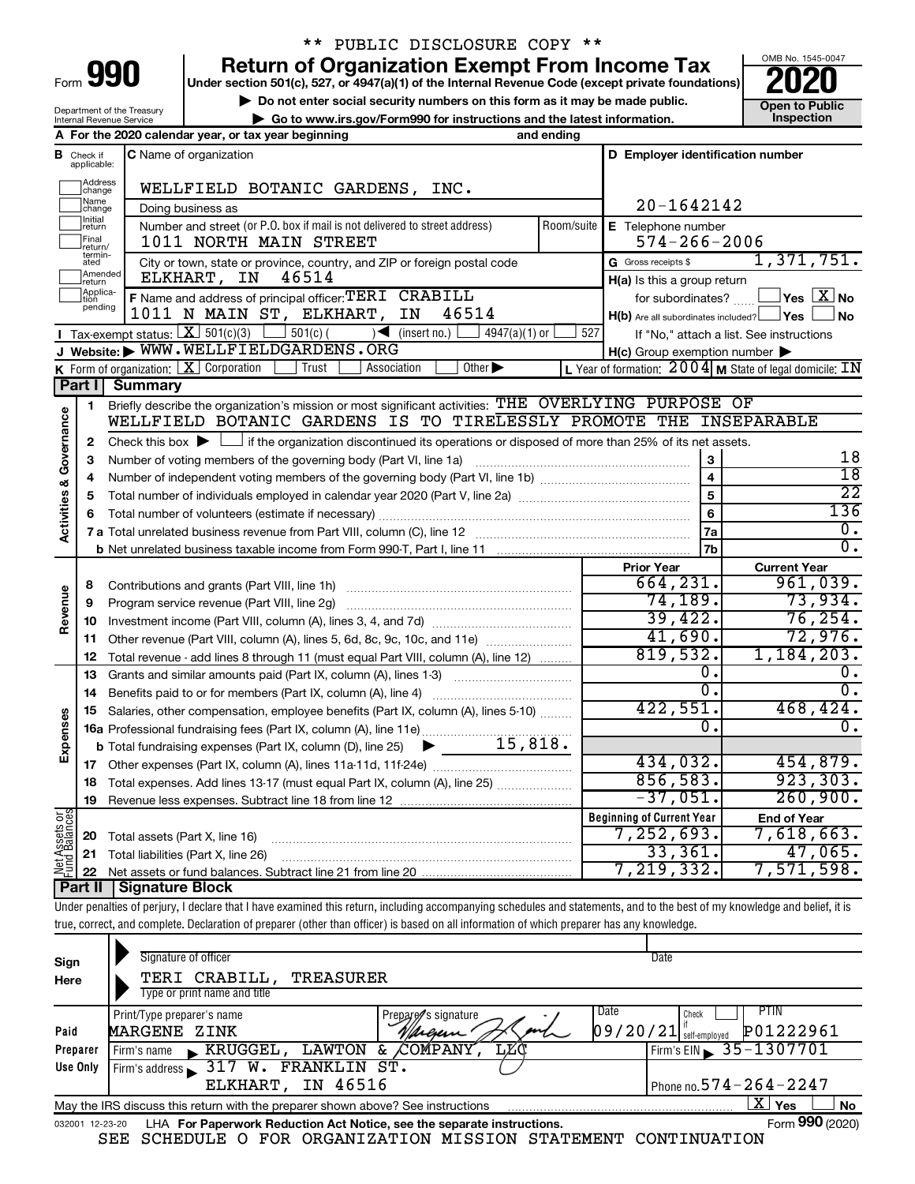\*\* PUBLIC DISCLOSURE COPY \*\*

# Form 990 — Return of Organization Exempt From Income Tax — 2020

Under section 501(c), 527, or 4947(a)(1) of the Internal Revenue Code (except private foundations)

▶ Do not enter social security numbers on this form as it may be made public.

▶ Go to www.irs.gov/Form990 for instructions and the latest information.

Department of the Treasury, Internal Revenue Service

OMB No. 1545-0047 — Open to Public Inspection

**A** For the 2020 calendar year, or tax year beginning and ending

**B** Check if applicable: Address change, Name change, Initial return, Final return/terminated, Amended return, Application pending

**C** Name of organization: WELLFIELD BOTANIC GARDENS, INC.

Doing business as

Number and street (or P.O. box if mail is not delivered to street address): 1011 NORTH MAIN STREET — Room/suite

City or town, state or province, country, and ZIP or foreign postal code: ELKHART, IN 46514

**D** Employer identification number: 20-1642142

**E** Telephone number: 574-266-2006

**G** Gross receipts $ 1,371,751.

**F** Name and address of principal officer: TERI CRABILL, 1011 N MAIN ST, ELKHART, IN 46514

**H(a)** Is this a group return for subordinates? ☐ Yes ☒ No

**H(b)** Are all subordinates included? ☐ Yes ☐ No — If "No," attach a list. See instructions

**H(c)** Group exemption number ▶

**I** Tax-exempt status: ☒ 501(c)(3) ☐ 501(c)( ) ◀ (insert no.) ☐ 4947(a)(1) or ☐ 527

**J** Website: ▶ WWW.WELLFIELDGARDENS.ORG

**K** Form of organization: ☒ Corporation ☐ Trust ☐ Association ☐ Other ▶

**L** Year of formation: 2004 **M** State of legal domicile: IN

## Part I Summary

**Activities & Governance**

1. Briefly describe the organization's mission or most significant activities: THE OVERLYING PURPOSE OF WELLFIELD BOTANIC GARDENS IS TO TIRELESSLY PROMOTE THE INSEPARABLE
2. Check this box ▶ ☐ if the organization discontinued its operations or disposed of more than 25% of its net assets.

| | | Line | Value |
|---|---|---|---|
| 3 | Number of voting members of the governing body (Part VI, line 1a) | 3 | 18 |
| 4 | Number of independent voting members of the governing body (Part VI, line 1b) | 4 | 18 |
| 5 | Total number of individuals employed in calendar year 2020 (Part V, line 2a) | 5 | 22 |
| 6 | Total number of volunteers (estimate if necessary) | 6 | 136 |
| 7a | Total unrelated business revenue from Part VIII, column (C), line 12 | 7a | 0. |
| 7b | Net unrelated business taxable income from Form 990-T, Part I, line 11 | 7b | 0. |

| | | Prior Year | Current Year |
|---|---|---|---|
| **Revenue** | | | |
| 8 | Contributions and grants (Part VIII, line 1h) | 664,231. | 961,039. |
| 9 | Program service revenue (Part VIII, line 2g) | 74,189. | 73,934. |
| 10 | Investment income (Part VIII, column (A), lines 3, 4, and 7d) | 39,422. | 76,254. |
| 11 | Other revenue (Part VIII, column (A), lines 5, 6d, 8c, 9c, 10c, and 11e) | 41,690. | 72,976. |
| 12 | Total revenue - add lines 8 through 11 (must equal Part VIII, column (A), line 12) | 819,532. | 1,184,203. |
| **Expenses** | | | |
| 13 | Grants and similar amounts paid (Part IX, column (A), lines 1-3) | 0. | 0. |
| 14 | Benefits paid to or for members (Part IX, column (A), line 4) | 0. | 0. |
| 15 | Salaries, other compensation, employee benefits (Part IX, column (A), lines 5-10) | 422,551. | 468,424. |
| 16a | Professional fundraising fees (Part IX, column (A), line 11e) | 0. | 0. |
| b | Total fundraising expenses (Part IX, column (D), line 25) ▶ 15,818. | | |
| 17 | Other expenses (Part IX, column (A), lines 11a-11d, 11f-24e) | 434,032. | 454,879. |
| 18 | Total expenses. Add lines 13-17 (must equal Part IX, column (A), line 25) | 856,583. | 923,303. |
| 19 | Revenue less expenses. Subtract line 18 from line 12 | -37,051. | 260,900. |

| **Net Assets or Fund Balances** | | Beginning of Current Year | End of Year |
|---|---|---|---|
| 20 | Total assets (Part X, line 16) | 7,252,693. | 7,618,663. |
| 21 | Total liabilities (Part X, line 26) | 33,361. | 47,065. |
| 22 | Net assets or fund balances. Subtract line 21 from line 20 | 7,219,332. | 7,571,598. |

## Part II Signature Block

Under penalties of perjury, I declare that I have examined this return, including accompanying schedules and statements, and to the best of my knowledge and belief, it is true, correct, and complete. Declaration of preparer (other than officer) is based on all information of which preparer has any knowledge.

**Sign Here**

Signature of officer — Date

TERI CRABILL, TREASURER

Type or print name and title

**Paid Preparer Use Only**

| Print/Type preparer's name | Preparer's signature | Date | Check ☐ if self-employed | PTIN |
|---|---|---|---|---|
| MARGENE ZINK | Margene Zink | 09/20/21 | | P01222961 |

Firm's name ▶ KRUGGEL, LAWTON & COMPANY, LLC — Firm's EIN ▶ 35-1307701

Firm's address ▶ 317 W. FRANKLIN ST. ELKHART, IN 46516 — Phone no. 574-264-2247

May the IRS discuss this return with the preparer shown above? See instructions ☒ Yes ☐ No

032001 12-23-20 LHA For Paperwork Reduction Act Notice, see the separate instructions. Form **990** (2020)

SEE SCHEDULE O FOR ORGANIZATION MISSION STATEMENT CONTINUATION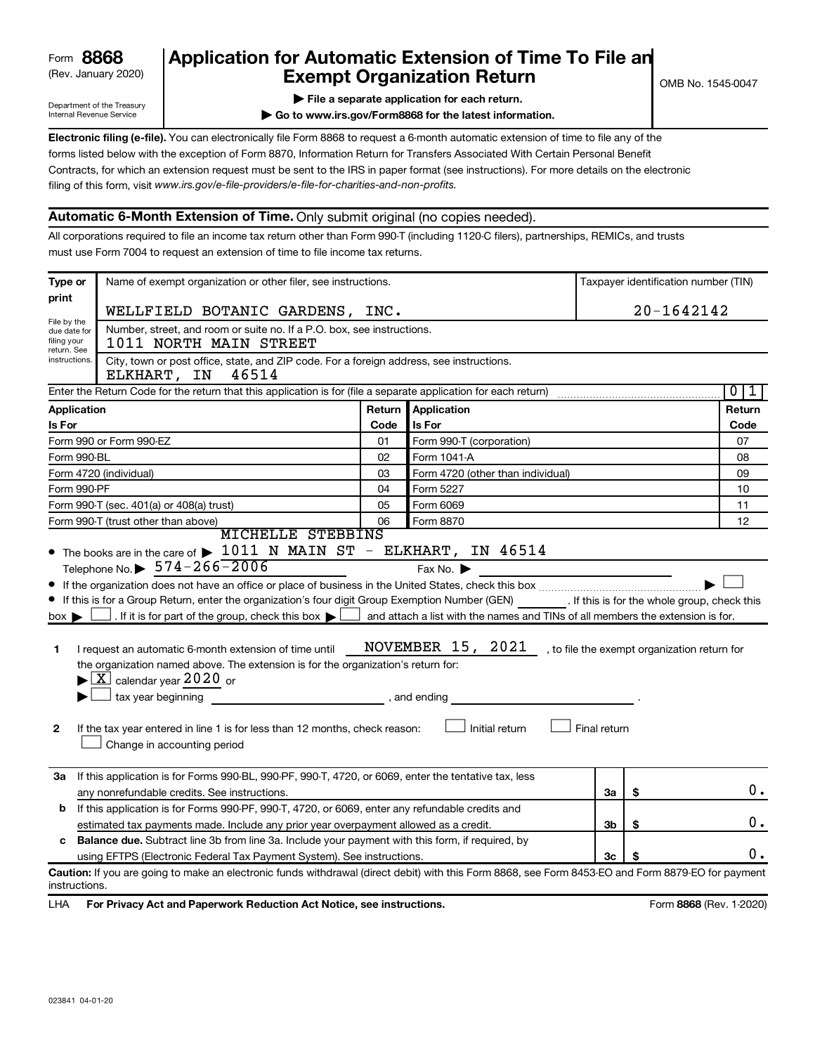Form **8868** (Rev. January 2020)

Department of the Treasury
Internal Revenue Service

# Application for Automatic Extension of Time To File an Exempt Organization Return

▶ File a separate application for each return.

▶ Go to www.irs.gov/Form8868 for the latest information.

OMB No. 1545-0047

**Electronic filing (e-file).** You can electronically file Form 8868 to request a 6-month automatic extension of time to file any of the forms listed below with the exception of Form 8870, Information Return for Transfers Associated With Certain Personal Benefit Contracts, for which an extension request must be sent to the IRS in paper format (see instructions). For more details on the electronic filing of this form, visit *www.irs.gov/e-file-providers/e-file-for-charities-and-non-profits.*

## Automatic 6-Month Extension of Time. Only submit original (no copies needed).

All corporations required to file an income tax return other than Form 990-T (including 1120-C filers), partnerships, REMICs, and trusts must use Form 7004 to request an extension of time to file income tax returns.

| Type or print | Name of exempt organization or other filer, see instructions. | Taxpayer identification number (TIN) |
|---|---|---|
| File by the due date for filing your return. See instructions. | WELLFIELD BOTANIC GARDENS, INC. | 20-1642142 |
| | Number, street, and room or suite no. If a P.O. box, see instructions. 1011 NORTH MAIN STREET | |
| | City, town or post office, state, and ZIP code. For a foreign address, see instructions. ELKHART, IN 46514 | |

Enter the Return Code for the return that this application is for (file a separate application for each return) ........ 0 1

| Application Is For | Return Code | Application Is For | Return Code |
|---|---|---|---|
| Form 990 or Form 990-EZ | 01 | Form 990-T (corporation) | 07 |
| Form 990-BL | 02 | Form 1041-A | 08 |
| Form 4720 (individual) | 03 | Form 4720 (other than individual) | 09 |
| Form 990-PF | 04 | Form 5227 | 10 |
| Form 990-T (sec. 401(a) or 408(a) trust) | 05 | Form 6069 | 11 |
| Form 990-T (trust other than above) | 06 | Form 8870 | 12 |

- The books are in the care of ▶ MICHELLE STEBBINS 1011 N MAIN ST - ELKHART, IN 46514
  Telephone No. ▶ 574-266-2006 Fax No. ▶
- If the organization does not have an office or place of business in the United States, check this box ........ ▶ ☐
- If this is for a Group Return, enter the organization's four digit Group Exemption Number (GEN) ______ . If this is for the whole group, check this box ▶ ☐ . If it is for part of the group, check this box ▶ ☐ and attach a list with the names and TINs of all members the extension is for.

**1** I request an automatic 6-month extension of time until NOVEMBER 15, 2021 , to file the exempt organization return for the organization named above. The extension is for the organization's return for:

▶ ☒ calendar year 2020 or

▶ ☐ tax year beginning ______________ , and ending ______________ .

**2** If the tax year entered in line 1 is for less than 12 months, check reason: ☐ Initial return ☐ Final return ☐ Change in accounting period

| | | | |
|---|---|---|---|
| **3a** | If this application is for Forms 990-BL, 990-PF, 990-T, 4720, or 6069, enter the tentative tax, less any nonrefundable credits. See instructions. | 3a | $ 0. |
| **b** | If this application is for Forms 990-PF, 990-T, 4720, or 6069, enter any refundable credits and estimated tax payments made. Include any prior year overpayment allowed as a credit. | 3b | $ 0. |
| **c** | **Balance due.** Subtract line 3b from line 3a. Include your payment with this form, if required, by using EFTPS (Electronic Federal Tax Payment System). See instructions. | 3c | $ 0. |

**Caution:** If you are going to make an electronic funds withdrawal (direct debit) with this Form 8868, see Form 8453-EO and Form 8879-EO for payment instructions.

LHA **For Privacy Act and Paperwork Reduction Act Notice, see instructions.** Form **8868** (Rev. 1-2020)

023841 04-01-20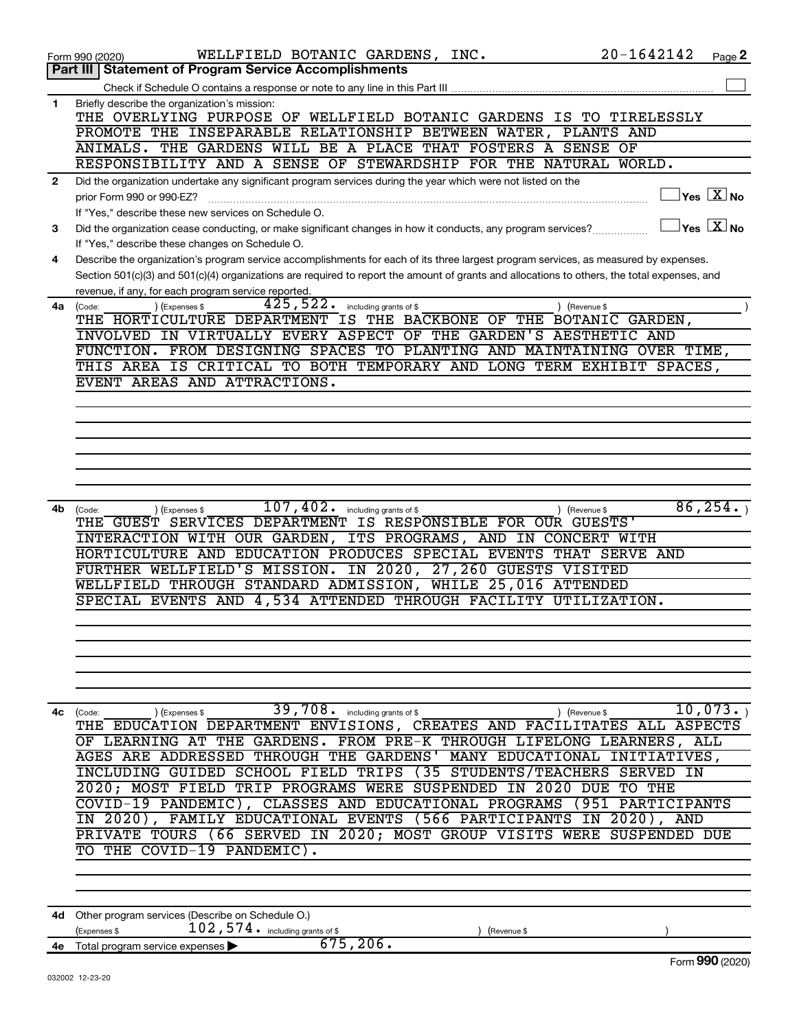Form 990 (2020) WELLFIELD BOTANIC GARDENS, INC. 20-1642142 Page **2**

**Part III | Statement of Program Service Accomplishments**

Check if Schedule O contains a response or note to any line in this Part III ☐

**1** Briefly describe the organization's mission:

THE OVERLYING PURPOSE OF WELLFIELD BOTANIC GARDENS IS TO TIRELESSLY PROMOTE THE INSEPARABLE RELATIONSHIP BETWEEN WATER, PLANTS AND ANIMALS. THE GARDENS WILL BE A PLACE THAT FOSTERS A SENSE OF RESPONSIBILITY AND A SENSE OF STEWARDSHIP FOR THE NATURAL WORLD.

**2** Did the organization undertake any significant program services during the year which were not listed on the prior Form 990 or 990-EZ? ☐ Yes ☒ No

If "Yes," describe these new services on Schedule O.

**3** Did the organization cease conducting, or make significant changes in how it conducts, any program services? ☐ Yes ☒ No

If "Yes," describe these changes on Schedule O.

**4** Describe the organization's program service accomplishments for each of its three largest program services, as measured by expenses. Section 501(c)(3) and 501(c)(4) organizations are required to report the amount of grants and allocations to others, the total expenses, and revenue, if any, for each program service reported.

**4a** (Code: ) (Expenses $ 425,522. including grants of $ ) (Revenue $ )

THE HORTICULTURE DEPARTMENT IS THE BACKBONE OF THE BOTANIC GARDEN, INVOLVED IN VIRTUALLY EVERY ASPECT OF THE GARDEN'S AESTHETIC AND FUNCTION. FROM DESIGNING SPACES TO PLANTING AND MAINTAINING OVER TIME, THIS AREA IS CRITICAL TO BOTH TEMPORARY AND LONG TERM EXHIBIT SPACES, EVENT AREAS AND ATTRACTIONS.

**4b** (Code: ) (Expenses $ 107,402. including grants of $ ) (Revenue $ 86,254. )

THE GUEST SERVICES DEPARTMENT IS RESPONSIBLE FOR OUR GUESTS' INTERACTION WITH OUR GARDEN, ITS PROGRAMS, AND IN CONCERT WITH HORTICULTURE AND EDUCATION PRODUCES SPECIAL EVENTS THAT SERVE AND FURTHER WELLFIELD'S MISSION. IN 2020, 27,260 GUESTS VISITED WELLFIELD THROUGH STANDARD ADMISSION, WHILE 25,016 ATTENDED SPECIAL EVENTS AND 4,534 ATTENDED THROUGH FACILITY UTILIZATION.

**4c** (Code: ) (Expenses $ 39,708. including grants of $ ) (Revenue $ 10,073. )

THE EDUCATION DEPARTMENT ENVISIONS, CREATES AND FACILITATES ALL ASPECTS OF LEARNING AT THE GARDENS. FROM PRE-K THROUGH LIFELONG LEARNERS, ALL AGES ARE ADDRESSED THROUGH THE GARDENS' MANY EDUCATIONAL INITIATIVES, INCLUDING GUIDED SCHOOL FIELD TRIPS (35 STUDENTS/TEACHERS SERVED IN 2020; MOST FIELD TRIP PROGRAMS WERE SUSPENDED IN 2020 DUE TO THE COVID-19 PANDEMIC), CLASSES AND EDUCATIONAL PROGRAMS (951 PARTICIPANTS IN 2020), FAMILY EDUCATIONAL EVENTS (566 PARTICIPANTS IN 2020), AND PRIVATE TOURS (66 SERVED IN 2020; MOST GROUP VISITS WERE SUSPENDED DUE TO THE COVID-19 PANDEMIC).

**4d** Other program services (Describe on Schedule O.)

(Expenses $ 102,574. including grants of $ ) (Revenue $ )

**4e** Total program service expenses ▶ 675,206.

Form **990** (2020)

032002 12-23-20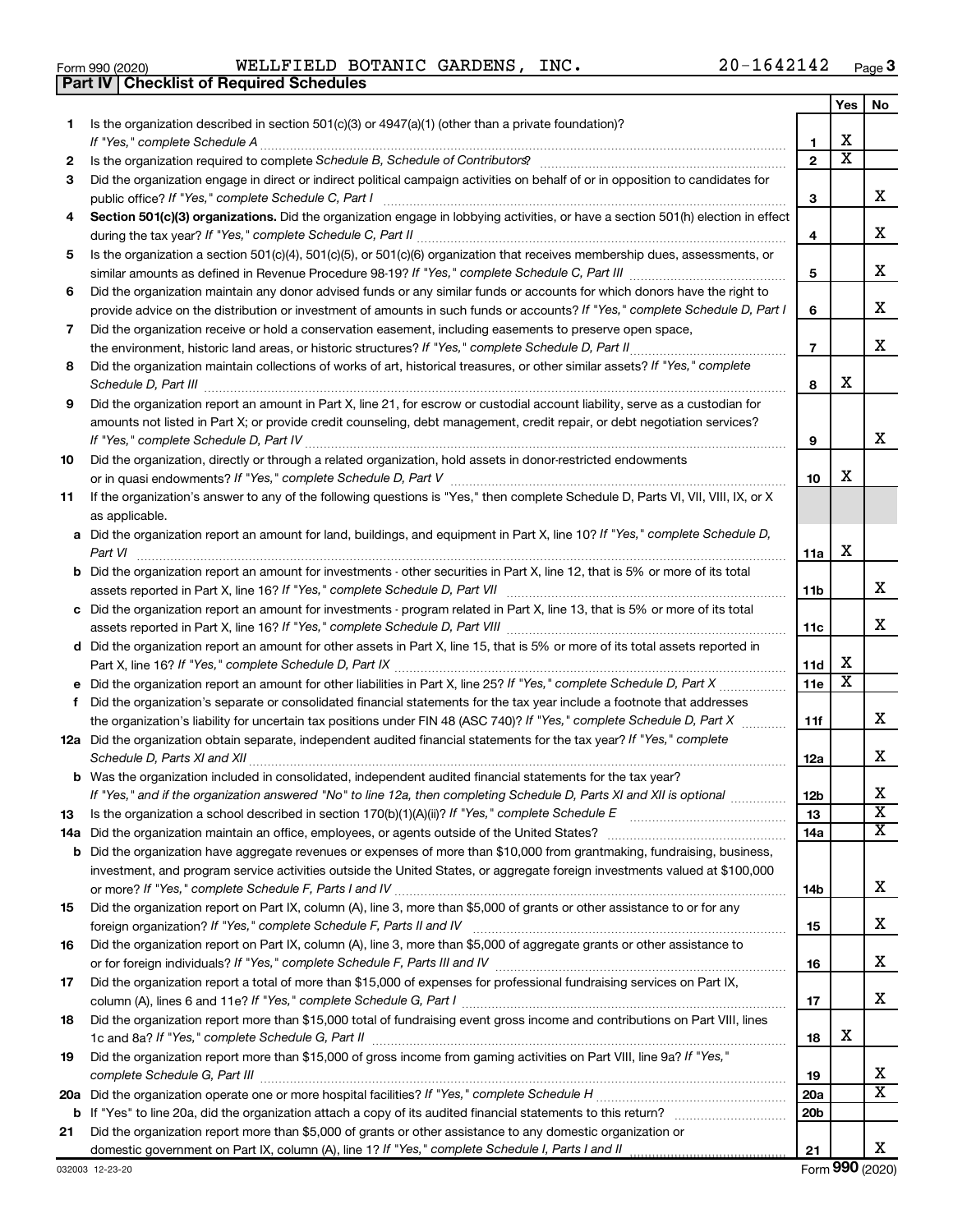Form 990 (2020) WELLFIELD BOTANIC GARDENS, INC. 20-1642142 Page 3

**Part IV | Checklist of Required Schedules**

| | | | Yes | No |
|---|---|---|---|---|
| 1 | Is the organization described in section 501(c)(3) or 4947(a)(1) (other than a private foundation)? *If "Yes," complete Schedule A* | 1 | X | |
| 2 | Is the organization required to complete *Schedule B, Schedule of Contributors*? | 2 | X | |
| 3 | Did the organization engage in direct or indirect political campaign activities on behalf of or in opposition to candidates for public office? *If "Yes," complete Schedule C, Part I* | 3 | | X |
| 4 | **Section 501(c)(3) organizations.** Did the organization engage in lobbying activities, or have a section 501(h) election in effect during the tax year? *If "Yes," complete Schedule C, Part II* | 4 | | X |
| 5 | Is the organization a section 501(c)(4), 501(c)(5), or 501(c)(6) organization that receives membership dues, assessments, or similar amounts as defined in Revenue Procedure 98-19? *If "Yes," complete Schedule C, Part III* | 5 | | X |
| 6 | Did the organization maintain any donor advised funds or any similar funds or accounts for which donors have the right to provide advice on the distribution or investment of amounts in such funds or accounts? *If "Yes," complete Schedule D, Part I* | 6 | | X |
| 7 | Did the organization receive or hold a conservation easement, including easements to preserve open space, the environment, historic land areas, or historic structures? *If "Yes," complete Schedule D, Part II* | 7 | | X |
| 8 | Did the organization maintain collections of works of art, historical treasures, or other similar assets? *If "Yes," complete Schedule D, Part III* | 8 | X | |
| 9 | Did the organization report an amount in Part X, line 21, for escrow or custodial account liability, serve as a custodian for amounts not listed in Part X; or provide credit counseling, debt management, credit repair, or debt negotiation services? *If "Yes," complete Schedule D, Part IV* | 9 | | X |
| 10 | Did the organization, directly or through a related organization, hold assets in donor-restricted endowments or in quasi endowments? *If "Yes," complete Schedule D, Part V* | 10 | X | |
| 11 | If the organization's answer to any of the following questions is "Yes," then complete Schedule D, Parts VI, VII, VIII, IX, or X as applicable. | | | |
| a | Did the organization report an amount for land, buildings, and equipment in Part X, line 10? *If "Yes," complete Schedule D, Part VI* | 11a | X | |
| b | Did the organization report an amount for investments - other securities in Part X, line 12, that is 5% or more of its total assets reported in Part X, line 16? *If "Yes," complete Schedule D, Part VII* | 11b | | X |
| c | Did the organization report an amount for investments - program related in Part X, line 13, that is 5% or more of its total assets reported in Part X, line 16? *If "Yes," complete Schedule D, Part VIII* | 11c | | X |
| d | Did the organization report an amount for other assets in Part X, line 15, that is 5% or more of its total assets reported in Part X, line 16? *If "Yes," complete Schedule D, Part IX* | 11d | X | |
| e | Did the organization report an amount for other liabilities in Part X, line 25? *If "Yes," complete Schedule D, Part X* | 11e | X | |
| f | Did the organization's separate or consolidated financial statements for the tax year include a footnote that addresses the organization's liability for uncertain tax positions under FIN 48 (ASC 740)? *If "Yes," complete Schedule D, Part X* | 11f | | X |
| 12a | Did the organization obtain separate, independent audited financial statements for the tax year? *If "Yes," complete Schedule D, Parts XI and XII* | 12a | | X |
| b | Was the organization included in consolidated, independent audited financial statements for the tax year? *If "Yes," and if the organization answered "No" to line 12a, then completing Schedule D, Parts XI and XII is optional* | 12b | | X |
| 13 | Is the organization a school described in section 170(b)(1)(A)(ii)? *If "Yes," complete Schedule E* | 13 | | X |
| 14a | Did the organization maintain an office, employees, or agents outside of the United States? | 14a | | X |
| b | Did the organization have aggregate revenues or expenses of more than $10,000 from grantmaking, fundraising, business, investment, and program service activities outside the United States, or aggregate foreign investments valued at $100,000 or more? *If "Yes," complete Schedule F, Parts I and IV* | 14b | | X |
| 15 | Did the organization report on Part IX, column (A), line 3, more than $5,000 of grants or other assistance to or for any foreign organization? *If "Yes," complete Schedule F, Parts II and IV* | 15 | | X |
| 16 | Did the organization report on Part IX, column (A), line 3, more than $5,000 of aggregate grants or other assistance to or for foreign individuals? *If "Yes," complete Schedule F, Parts III and IV* | 16 | | X |
| 17 | Did the organization report a total of more than $15,000 of expenses for professional fundraising services on Part IX, column (A), lines 6 and 11e? *If "Yes," complete Schedule G, Part I* | 17 | | X |
| 18 | Did the organization report more than $15,000 total of fundraising event gross income and contributions on Part VIII, lines 1c and 8a? *If "Yes," complete Schedule G, Part II* | 18 | X | |
| 19 | Did the organization report more than $15,000 of gross income from gaming activities on Part VIII, line 9a? *If "Yes," complete Schedule G, Part III* | 19 | | X |
| 20a | Did the organization operate one or more hospital facilities? *If "Yes," complete Schedule H* | 20a | | X |
| b | If "Yes" to line 20a, did the organization attach a copy of its audited financial statements to this return? | 20b | | |
| 21 | Did the organization report more than $5,000 of grants or other assistance to any domestic organization or domestic government on Part IX, column (A), line 1? *If "Yes," complete Schedule I, Parts I and II* | 21 | | X |

032003 12-23-20 Form **990** (2020)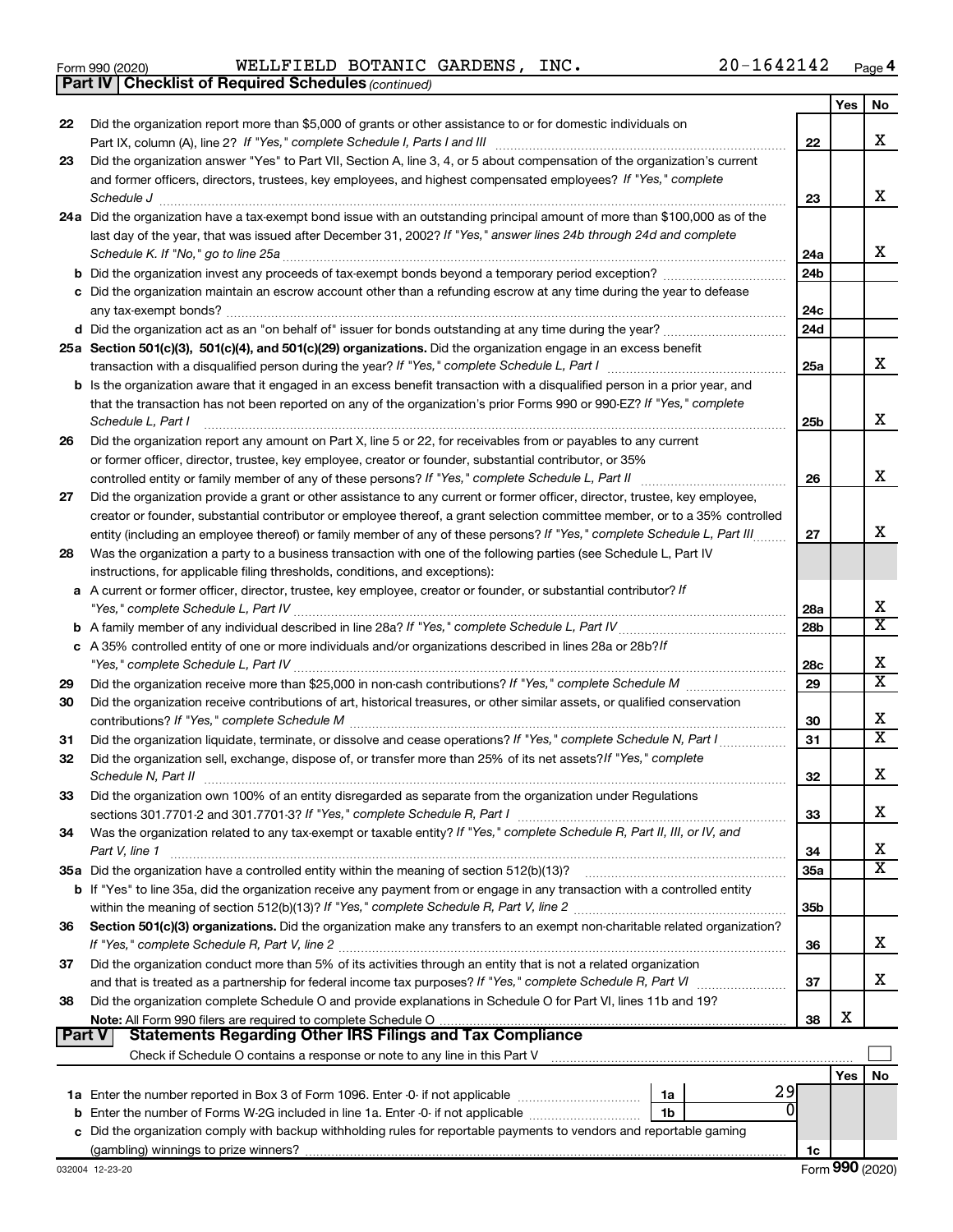Form 990 (2020) WELLFIELD BOTANIC GARDENS, INC. 20-1642142 Page 4

**Part IV | Checklist of Required Schedules** *(continued)*

| | | | Yes | No |
|---|---|---|---|---|
| 22 | Did the organization report more than $5,000 of grants or other assistance to or for domestic individuals on Part IX, column (A), line 2? *If "Yes," complete Schedule I, Parts I and III* | 22 | | X |
| 23 | Did the organization answer "Yes" to Part VII, Section A, line 3, 4, or 5 about compensation of the organization's current and former officers, directors, trustees, key employees, and highest compensated employees? *If "Yes," complete Schedule J* | 23 | | X |
| 24a | Did the organization have a tax-exempt bond issue with an outstanding principal amount of more than $100,000 as of the last day of the year, that was issued after December 31, 2002? *If "Yes," answer lines 24b through 24d and complete Schedule K. If "No," go to line 25a* | 24a | | X |
| b | Did the organization invest any proceeds of tax-exempt bonds beyond a temporary period exception? | 24b | | |
| c | Did the organization maintain an escrow account other than a refunding escrow at any time during the year to defease any tax-exempt bonds? | 24c | | |
| d | Did the organization act as an "on behalf of" issuer for bonds outstanding at any time during the year? | 24d | | |
| 25a | **Section 501(c)(3), 501(c)(4), and 501(c)(29) organizations.** Did the organization engage in an excess benefit transaction with a disqualified person during the year? *If "Yes," complete Schedule L, Part I* | 25a | | X |
| b | Is the organization aware that it engaged in an excess benefit transaction with a disqualified person in a prior year, and that the transaction has not been reported on any of the organization's prior Forms 990 or 990-EZ? *If "Yes," complete Schedule L, Part I* | 25b | | X |
| 26 | Did the organization report any amount on Part X, line 5 or 22, for receivables from or payables to any current or former officer, director, trustee, key employee, creator or founder, substantial contributor, or 35% controlled entity or family member of any of these persons? *If "Yes," complete Schedule L, Part II* | 26 | | X |
| 27 | Did the organization provide a grant or other assistance to any current or former officer, director, trustee, key employee, creator or founder, substantial contributor or employee thereof, a grant selection committee member, or to a 35% controlled entity (including an employee thereof) or family member of any of these persons? *If "Yes," complete Schedule L, Part III* | 27 | | X |
| 28 | Was the organization a party to a business transaction with one of the following parties (see Schedule L, Part IV instructions, for applicable filing thresholds, conditions, and exceptions): | | | |
| a | A current or former officer, director, trustee, key employee, creator or founder, or substantial contributor? *If "Yes," complete Schedule L, Part IV* | 28a | | X |
| b | A family member of any individual described in line 28a? *If "Yes," complete Schedule L, Part IV* | 28b | | X |
| c | A 35% controlled entity of one or more individuals and/or organizations described in lines 28a or 28b? *If "Yes," complete Schedule L, Part IV* | 28c | | X |
| 29 | Did the organization receive more than $25,000 in non-cash contributions? *If "Yes," complete Schedule M* | 29 | | X |
| 30 | Did the organization receive contributions of art, historical treasures, or other similar assets, or qualified conservation contributions? *If "Yes," complete Schedule M* | 30 | | X |
| 31 | Did the organization liquidate, terminate, or dissolve and cease operations? *If "Yes," complete Schedule N, Part I* | 31 | | X |
| 32 | Did the organization sell, exchange, dispose of, or transfer more than 25% of its net assets? *If "Yes," complete Schedule N, Part II* | 32 | | X |
| 33 | Did the organization own 100% of an entity disregarded as separate from the organization under Regulations sections 301.7701-2 and 301.7701-3? *If "Yes," complete Schedule R, Part I* | 33 | | X |
| 34 | Was the organization related to any tax-exempt or taxable entity? *If "Yes," complete Schedule R, Part II, III, or IV, and Part V, line 1* | 34 | | X |
| 35a | Did the organization have a controlled entity within the meaning of section 512(b)(13)? | 35a | | X |
| b | If "Yes" to line 35a, did the organization receive any payment from or engage in any transaction with a controlled entity within the meaning of section 512(b)(13)? *If "Yes," complete Schedule R, Part V, line 2* | 35b | | |
| 36 | **Section 501(c)(3) organizations.** Did the organization make any transfers to an exempt non-charitable related organization? *If "Yes," complete Schedule R, Part V, line 2* | 36 | | X |
| 37 | Did the organization conduct more than 5% of its activities through an entity that is not a related organization and that is treated as a partnership for federal income tax purposes? *If "Yes," complete Schedule R, Part VI* | 37 | | X |
| 38 | Did the organization complete Schedule O and provide explanations in Schedule O for Part VI, lines 11b and 19? **Note:** All Form 990 filers are required to complete Schedule O | 38 | X | |

**Part V | Statements Regarding Other IRS Filings and Tax Compliance**

Check if Schedule O contains a response or note to any line in this Part V ☐

| | | | | | Yes | No |
|---|---|---|---|---|---|---|
| 1a | Enter the number reported in Box 3 of Form 1096. Enter -0- if not applicable | 1a | 29 | | | |
| b | Enter the number of Forms W-2G included in line 1a. Enter -0- if not applicable | 1b | 0 | | | |
| c | Did the organization comply with backup withholding rules for reportable payments to vendors and reportable gaming (gambling) winnings to prize winners? | | | 1c | | |

032004 12-23-20 Form **990** (2020)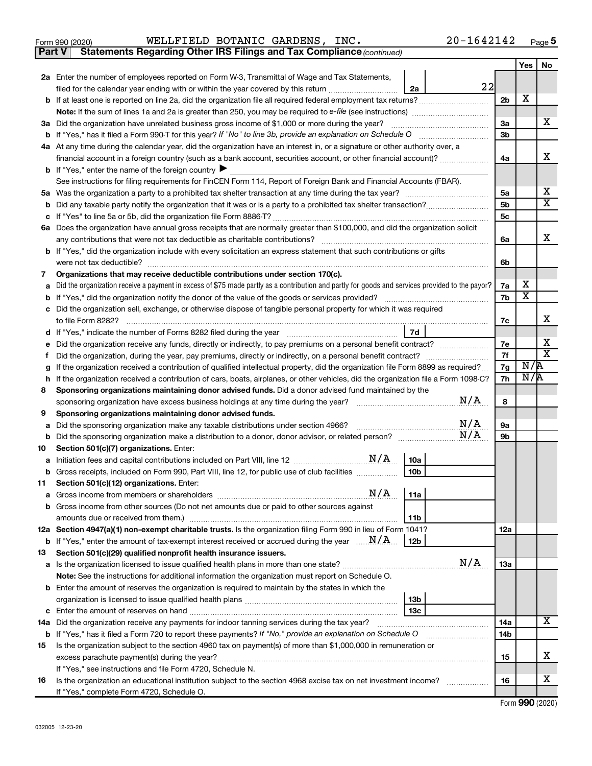Form 990 (2020) WELLFIELD BOTANIC GARDENS, INC. 20-1642142 Page 5

**Part V** **Statements Regarding Other IRS Filings and Tax Compliance** *(continued)*

| | | | | Yes | No |
|---|---|---|---|---|---|
| **2a** | Enter the number of employees reported on Form W-3, Transmittal of Wage and Tax Statements, filed for the calendar year ending with or within the year covered by this return | 2a | 22 | | |
| **b** | If at least one is reported on line 2a, did the organization file all required federal employment tax returns? | | 2b | X | |
| | **Note:** If the sum of lines 1a and 2a is greater than 250, you may be required to *e-file* (see instructions) | | | | |
| **3a** | Did the organization have unrelated business gross income of $1,000 or more during the year? | | 3a | | X |
| **b** | If "Yes," has it filed a Form 990-T for this year? *If "No" to line 3b, provide an explanation on Schedule O* | | 3b | | |
| **4a** | At any time during the calendar year, did the organization have an interest in, or a signature or other authority over, a financial account in a foreign country (such as a bank account, securities account, or other financial account)? | | 4a | | X |
| **b** | If "Yes," enter the name of the foreign country ▶ | | | | |
| | See instructions for filing requirements for FinCEN Form 114, Report of Foreign Bank and Financial Accounts (FBAR). | | | | |
| **5a** | Was the organization a party to a prohibited tax shelter transaction at any time during the tax year? | | 5a | | X |
| **b** | Did any taxable party notify the organization that it was or is a party to a prohibited tax shelter transaction? | | 5b | | X |
| **c** | If "Yes" to line 5a or 5b, did the organization file Form 8886-T? | | 5c | | |
| **6a** | Does the organization have annual gross receipts that are normally greater than $100,000, and did the organization solicit any contributions that were not tax deductible as charitable contributions? | | 6a | | X |
| **b** | If "Yes," did the organization include with every solicitation an express statement that such contributions or gifts were not tax deductible? | | 6b | | |
| **7** | **Organizations that may receive deductible contributions under section 170(c).** | | | | |
| **a** | Did the organization receive a payment in excess of $75 made partly as a contribution and partly for goods and services provided to the payor? | | 7a | X | |
| **b** | If "Yes," did the organization notify the donor of the value of the goods or services provided? | | 7b | X | |
| **c** | Did the organization sell, exchange, or otherwise dispose of tangible personal property for which it was required to file Form 8282? | | 7c | | X |
| **d** | If "Yes," indicate the number of Forms 8282 filed during the year | 7d | | | |
| **e** | Did the organization receive any funds, directly or indirectly, to pay premiums on a personal benefit contract? | | 7e | | X |
| **f** | Did the organization, during the year, pay premiums, directly or indirectly, on a personal benefit contract? | | 7f | | X |
| **g** | If the organization received a contribution of qualified intellectual property, did the organization file Form 8899 as required? | | 7g | N/A | |
| **h** | If the organization received a contribution of cars, boats, airplanes, or other vehicles, did the organization file a Form 1098-C? | | 7h | N/A | |
| **8** | **Sponsoring organizations maintaining donor advised funds.** Did a donor advised fund maintained by the sponsoring organization have excess business holdings at any time during the year? N/A | | 8 | | |
| **9** | **Sponsoring organizations maintaining donor advised funds.** | | | | |
| **a** | Did the sponsoring organization make any taxable distributions under section 4966? N/A | | 9a | | |
| **b** | Did the sponsoring organization make a distribution to a donor, donor advisor, or related person? N/A | | 9b | | |
| **10** | **Section 501(c)(7) organizations.** Enter: | | | | |
| **a** | Initiation fees and capital contributions included on Part VIII, line 12 N/A | 10a | | | |
| **b** | Gross receipts, included on Form 990, Part VIII, line 12, for public use of club facilities | 10b | | | |
| **11** | **Section 501(c)(12) organizations.** Enter: | | | | |
| **a** | Gross income from members or shareholders N/A | 11a | | | |
| **b** | Gross income from other sources (Do not net amounts due or paid to other sources against amounts due or received from them.) | 11b | | | |
| **12a** | **Section 4947(a)(1) non-exempt charitable trusts.** Is the organization filing Form 990 in lieu of Form 1041? | | 12a | | |
| **b** | If "Yes," enter the amount of tax-exempt interest received or accrued during the year N/A | 12b | | | |
| **13** | **Section 501(c)(29) qualified nonprofit health insurance issuers.** | | | | |
| **a** | Is the organization licensed to issue qualified health plans in more than one state? N/A | | 13a | | |
| | **Note:** See the instructions for additional information the organization must report on Schedule O. | | | | |
| **b** | Enter the amount of reserves the organization is required to maintain by the states in which the organization is licensed to issue qualified health plans | 13b | | | |
| **c** | Enter the amount of reserves on hand | 13c | | | |
| **14a** | Did the organization receive any payments for indoor tanning services during the tax year? | | 14a | | X |
| **b** | If "Yes," has it filed a Form 720 to report these payments? *If "No," provide an explanation on Schedule O* | | 14b | | |
| **15** | Is the organization subject to the section 4960 tax on payment(s) of more than $1,000,000 in remuneration or excess parachute payment(s) during the year? | | 15 | | X |
| | If "Yes," see instructions and file Form 4720, Schedule N. | | | | |
| **16** | Is the organization an educational institution subject to the section 4968 excise tax on net investment income? | | 16 | | X |
| | If "Yes," complete Form 4720, Schedule O. | | | | |

Form **990** (2020)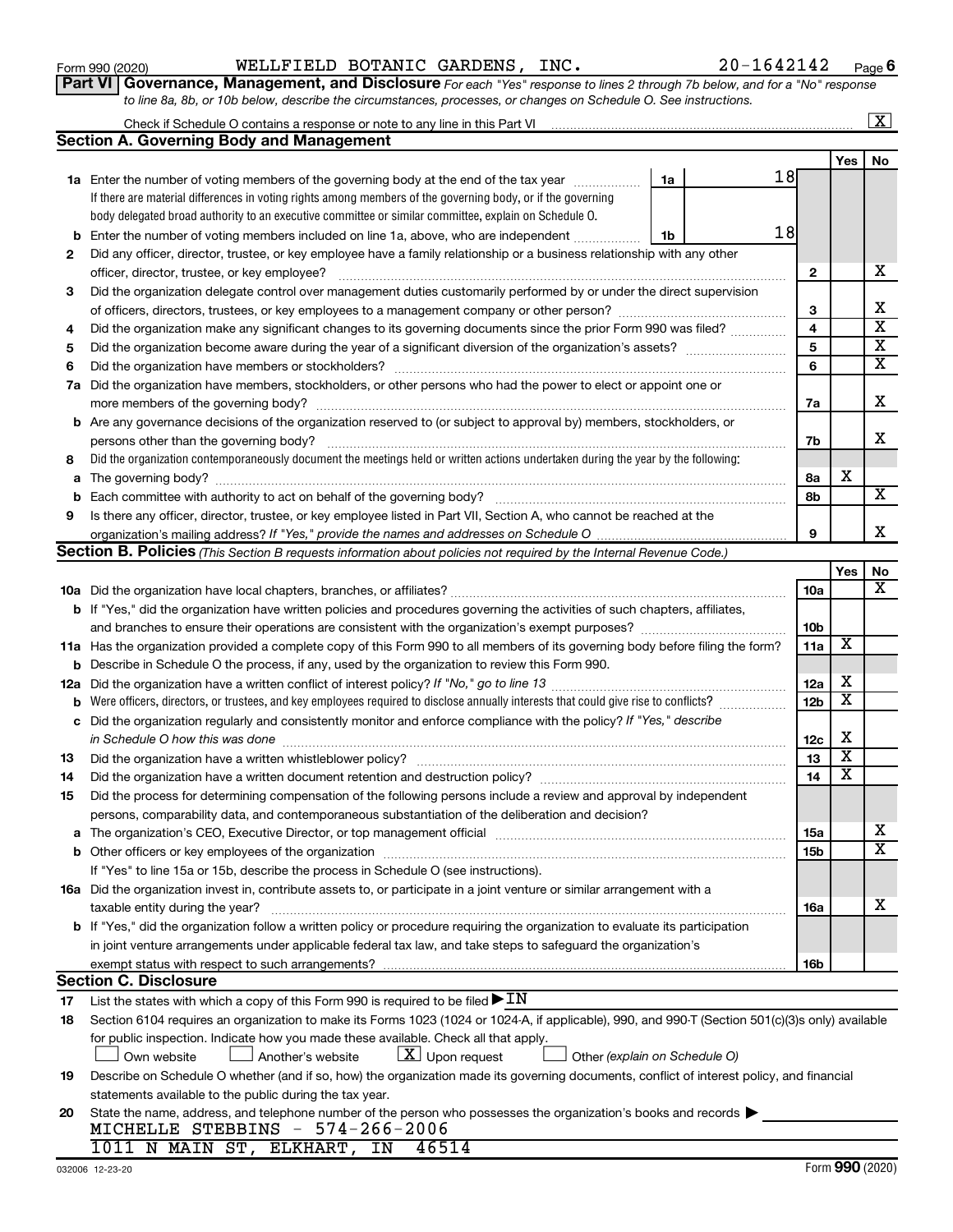Form 990 (2020) WELLFIELD BOTANIC GARDENS, INC. 20-1642142 Page 6

**Part VI Governance, Management, and Disclosure** *For each "Yes" response to lines 2 through 7b below, and for a "No" response to line 8a, 8b, or 10b below, describe the circumstances, processes, or changes on Schedule O. See instructions.*

Check if Schedule O contains a response or note to any line in this Part VI [X]

## Section A. Governing Body and Management

| | | | | Yes | No |
|---|---|---|---|---|---|
| **1a** | Enter the number of voting members of the governing body at the end of the tax year — **1a** 18. If there are material differences in voting rights among members of the governing body, or if the governing body delegated broad authority to an executive committee or similar committee, explain on Schedule O. | | | | |
| **b** | Enter the number of voting members included on line 1a, above, who are independent — **1b** 18 | | | | |
| **2** | Did any officer, director, trustee, or key employee have a family relationship or a business relationship with any other officer, director, trustee, or key employee? | **2** | | | X |
| **3** | Did the organization delegate control over management duties customarily performed by or under the direct supervision of officers, directors, trustees, or key employees to a management company or other person? | **3** | | | X |
| **4** | Did the organization make any significant changes to its governing documents since the prior Form 990 was filed? | **4** | | | X |
| **5** | Did the organization become aware during the year of a significant diversion of the organization's assets? | **5** | | | X |
| **6** | Did the organization have members or stockholders? | **6** | | | X |
| **7a** | Did the organization have members, stockholders, or other persons who had the power to elect or appoint one or more members of the governing body? | **7a** | | | X |
| **b** | Are any governance decisions of the organization reserved to (or subject to approval by) members, stockholders, or persons other than the governing body? | **7b** | | | X |
| **8** | Did the organization contemporaneously document the meetings held or written actions undertaken during the year by the following: | | | | |
| **a** | The governing body? | **8a** | | X | |
| **b** | Each committee with authority to act on behalf of the governing body? | **8b** | | | X |
| **9** | Is there any officer, director, trustee, or key employee listed in Part VII, Section A, who cannot be reached at the organization's mailing address? *If "Yes," provide the names and addresses on Schedule O* | **9** | | | X |

## Section B. Policies *(This Section B requests information about policies not required by the Internal Revenue Code.)*

| | | | Yes | No |
|---|---|---|---|---|
| **10a** | Did the organization have local chapters, branches, or affiliates? | **10a** | | X |
| **b** | If "Yes," did the organization have written policies and procedures governing the activities of such chapters, affiliates, and branches to ensure their operations are consistent with the organization's exempt purposes? | **10b** | | |
| **11a** | Has the organization provided a complete copy of this Form 990 to all members of its governing body before filing the form? | **11a** | X | |
| **b** | Describe in Schedule O the process, if any, used by the organization to review this Form 990. | | | |
| **12a** | Did the organization have a written conflict of interest policy? *If "No," go to line 13* | **12a** | X | |
| **b** | Were officers, directors, or trustees, and key employees required to disclose annually interests that could give rise to conflicts? | **12b** | X | |
| **c** | Did the organization regularly and consistently monitor and enforce compliance with the policy? *If "Yes," describe in Schedule O how this was done* | **12c** | X | |
| **13** | Did the organization have a written whistleblower policy? | **13** | X | |
| **14** | Did the organization have a written document retention and destruction policy? | **14** | X | |
| **15** | Did the process for determining compensation of the following persons include a review and approval by independent persons, comparability data, and contemporaneous substantiation of the deliberation and decision? | | | |
| **a** | The organization's CEO, Executive Director, or top management official | **15a** | | X |
| **b** | Other officers or key employees of the organization | **15b** | | X |
| | If "Yes" to line 15a or 15b, describe the process in Schedule O (see instructions). | | | |
| **16a** | Did the organization invest in, contribute assets to, or participate in a joint venture or similar arrangement with a taxable entity during the year? | **16a** | | X |
| **b** | If "Yes," did the organization follow a written policy or procedure requiring the organization to evaluate its participation in joint venture arrangements under applicable federal tax law, and take steps to safeguard the organization's exempt status with respect to such arrangements? | **16b** | | |

## Section C. Disclosure

**17** List the states with which a copy of this Form 990 is required to be filed ▶ IN

**18** Section 6104 requires an organization to make its Forms 1023 (1024 or 1024-A, if applicable), 990, and 990-T (Section 501(c)(3)s only) available for public inspection. Indicate how you made these available. Check all that apply.

[ ] Own website [ ] Another's website [X] Upon request [ ] Other *(explain on Schedule O)*

**19** Describe on Schedule O whether (and if so, how) the organization made its governing documents, conflict of interest policy, and financial statements available to the public during the tax year.

**20** State the name, address, and telephone number of the person who possesses the organization's books and records ▶

MICHELLE STEBBINS - 574-266-2006
1011 N MAIN ST, ELKHART, IN 46514

032006 12-23-20 Form **990** (2020)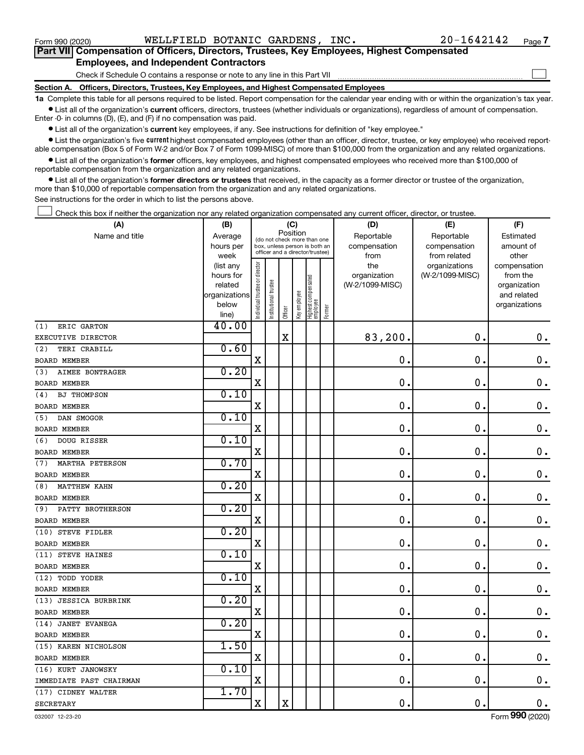Form 990 (2020) WELLFIELD BOTANIC GARDENS, INC. 20-1642142 Page 7

## Part VII Compensation of Officers, Directors, Trustees, Key Employees, Highest Compensated Employees, and Independent Contractors

Check if Schedule O contains a response or note to any line in this Part VII

### Section A. Officers, Directors, Trustees, Key Employees, and Highest Compensated Employees

**1a** Complete this table for all persons required to be listed. Report compensation for the calendar year ending with or within the organization's tax year.

- List all of the organization's **current** officers, directors, trustees (whether individuals or organizations), regardless of amount of compensation. Enter -0- in columns (D), (E), and (F) if no compensation was paid.
- List all of the organization's **current** key employees, if any. See instructions for definition of "key employee."
- List the organization's five **current** highest compensated employees (other than an officer, director, trustee, or key employee) who received reportable compensation (Box 5 of Form W-2 and/or Box 7 of Form 1099-MISC) of more than $100,000 from the organization and any related organizations.
- List all of the organization's **former** officers, key employees, and highest compensated employees who received more than $100,000 of reportable compensation from the organization and any related organizations.
- List all of the organization's **former directors or trustees** that received, in the capacity as a former director or trustee of the organization, more than $10,000 of reportable compensation from the organization and any related organizations.

See instructions for the order in which to list the persons above.

Check this box if neither the organization nor any related organization compensated any current officer, director, or trustee.

| (A) Name and title | (B) Average hours per week (list any hours for related organizations below line) | (C) Position (do not check more than one box, unless person is both an officer and a director/trustee) | | | | | | (D) Reportable compensation from the organization (W-2/1099-MISC) | (E) Reportable compensation from related organizations (W-2/1099-MISC) | (F) Estimated amount of other compensation from the organization and related organizations |
|---|---|---|---|---|---|---|---|---|---|---|
| | | Individual trustee or director | Institutional trustee | Officer | Key employee | Highest compensated employee | Former | | | |
| (1) ERIC GARTON<br>EXECUTIVE DIRECTOR | 40.00 | | | X | | | | 83,200. | 0. | 0. |
| (2) TERI CRABILL<br>BOARD MEMBER | 0.60 | X | | | | | | 0. | 0. | 0. |
| (3) AIMEE BONTRAGER<br>BOARD MEMBER | 0.20 | X | | | | | | 0. | 0. | 0. |
| (4) BJ THOMPSON<br>BOARD MEMBER | 0.10 | X | | | | | | 0. | 0. | 0. |
| (5) DAN SMOGOR<br>BOARD MEMBER | 0.10 | X | | | | | | 0. | 0. | 0. |
| (6) DOUG RISSER<br>BOARD MEMBER | 0.10 | X | | | | | | 0. | 0. | 0. |
| (7) MARTHA PETERSON<br>BOARD MEMBER | 0.70 | X | | | | | | 0. | 0. | 0. |
| (8) MATTHEW KAHN<br>BOARD MEMBER | 0.20 | X | | | | | | 0. | 0. | 0. |
| (9) PATTY BROTHERSON<br>BOARD MEMBER | 0.20 | X | | | | | | 0. | 0. | 0. |
| (10) STEVE FIDLER<br>BOARD MEMBER | 0.20 | X | | | | | | 0. | 0. | 0. |
| (11) STEVE HAINES<br>BOARD MEMBER | 0.10 | X | | | | | | 0. | 0. | 0. |
| (12) TODD YODER<br>BOARD MEMBER | 0.10 | X | | | | | | 0. | 0. | 0. |
| (13) JESSICA BURBRINK<br>BOARD MEMBER | 0.20 | X | | | | | | 0. | 0. | 0. |
| (14) JANET EVANEGA<br>BOARD MEMBER | 0.20 | X | | | | | | 0. | 0. | 0. |
| (15) KAREN NICHOLSON<br>BOARD MEMBER | 1.50 | X | | | | | | 0. | 0. | 0. |
| (16) KURT JANOWSKY<br>IMMEDIATE PAST CHAIRMAN | 0.10 | X | | | | | | 0. | 0. | 0. |
| (17) CIDNEY WALTER<br>SECRETARY | 1.70 | X | | X | | | | 0. | 0. | 0. |

032007 12-23-20 Form **990** (2020)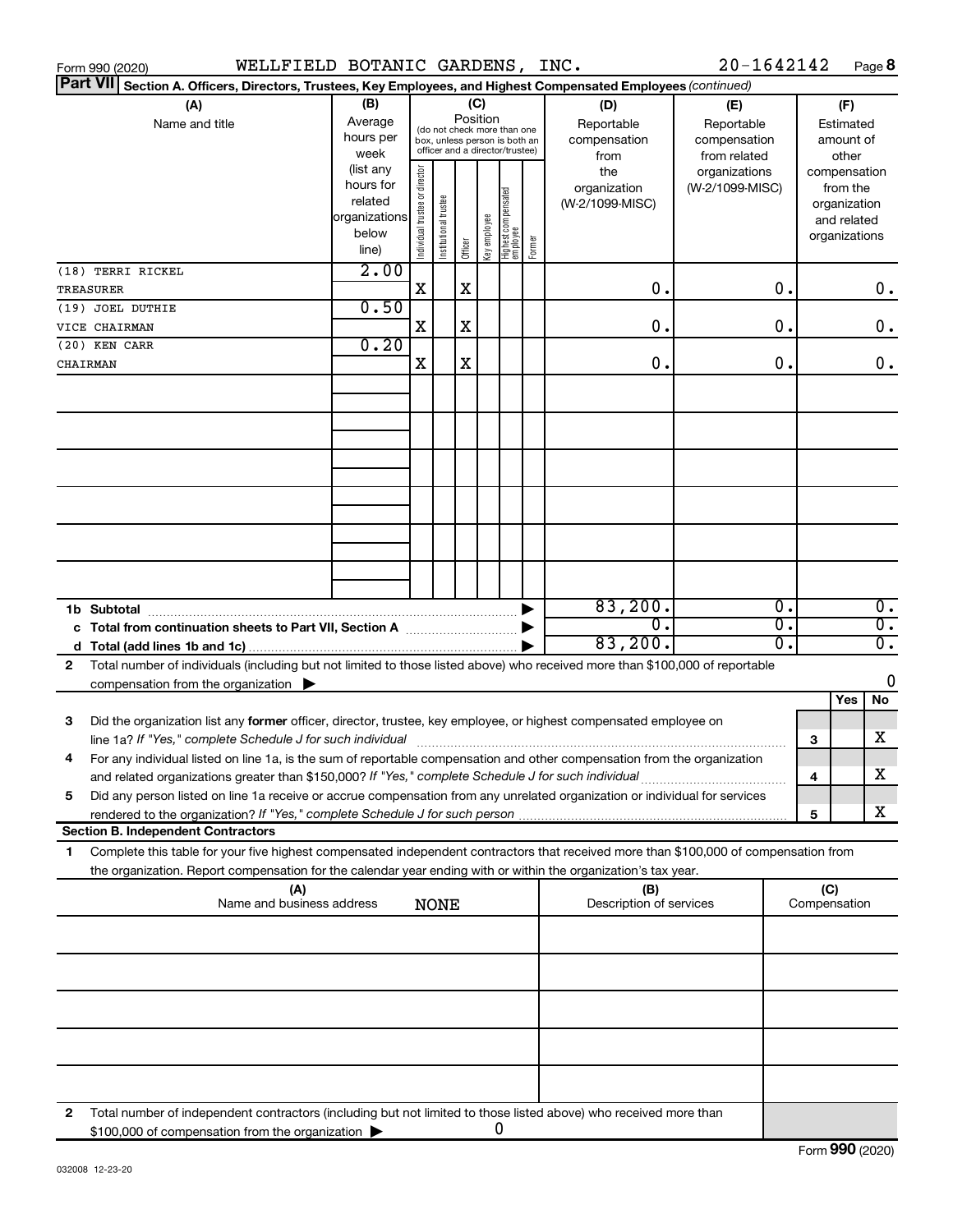Form 990 (2020) WELLFIELD BOTANIC GARDENS, INC. 20-1642142 Page **8**

**Part VII** **Section A. Officers, Directors, Trustees, Key Employees, and Highest Compensated Employees** *(continued)*

| (A) Name and title | (B) Average hours per week (list any hours for related organizations below line) | (C) Position (do not check more than one box, unless person is both an officer and a director/trustee): Individual trustee or director | Institutional trustee | Officer | Key employee | Highest compensated employee | Former | (D) Reportable compensation from the organization (W-2/1099-MISC) | (E) Reportable compensation from related organizations (W-2/1099-MISC) | (F) Estimated amount of other compensation from the organization and related organizations |
|---|---|---|---|---|---|---|---|---|---|---|
| (18) TERRI RICKEL | 2.00 | | | | | | | | | |
| TREASURER | | X | | X | | | | 0. | 0. | 0. |
| (19) JOEL DUTHIE | 0.50 | | | | | | | | | |
| VICE CHAIRMAN | | X | | X | | | | 0. | 0. | 0. |
| (20) KEN CARR | 0.20 | | | | | | | | | |
| CHAIRMAN | | X | | X | | | | 0. | 0. | 0. |
| **1b Subtotal** | | | | | | | | 83,200. | 0. | 0. |
| **c Total from continuation sheets to Part VII, Section A** | | | | | | | | 0. | 0. | 0. |
| **d Total (add lines 1b and 1c)** | | | | | | | | 83,200. | 0. | 0. |

**2** Total number of individuals (including but not limited to those listed above) who received more than $100,000 of reportable compensation from the organization ▶ 0

| | | | Yes | No |
|---|---|---|---|---|
| **3** | Did the organization list any **former** officer, director, trustee, key employee, or highest compensated employee on line 1a? *If "Yes," complete Schedule J for such individual* | 3 | | X |
| **4** | For any individual listed on line 1a, is the sum of reportable compensation and other compensation from the organization and related organizations greater than $150,000? *If "Yes," complete Schedule J for such individual* | 4 | | X |
| **5** | Did any person listed on line 1a receive or accrue compensation from any unrelated organization or individual for services rendered to the organization? *If "Yes," complete Schedule J for such person* | 5 | | X |

**Section B. Independent Contractors**

**1** Complete this table for your five highest compensated independent contractors that received more than $100,000 of compensation from the organization. Report compensation for the calendar year ending with or within the organization's tax year.

| (A) Name and business address | (B) Description of services | (C) Compensation |
|---|---|---|
| NONE | | |

**2** Total number of independent contractors (including but not limited to those listed above) who received more than $100,000 of compensation from the organization ▶ 0

Form **990** (2020)

032008 12-23-20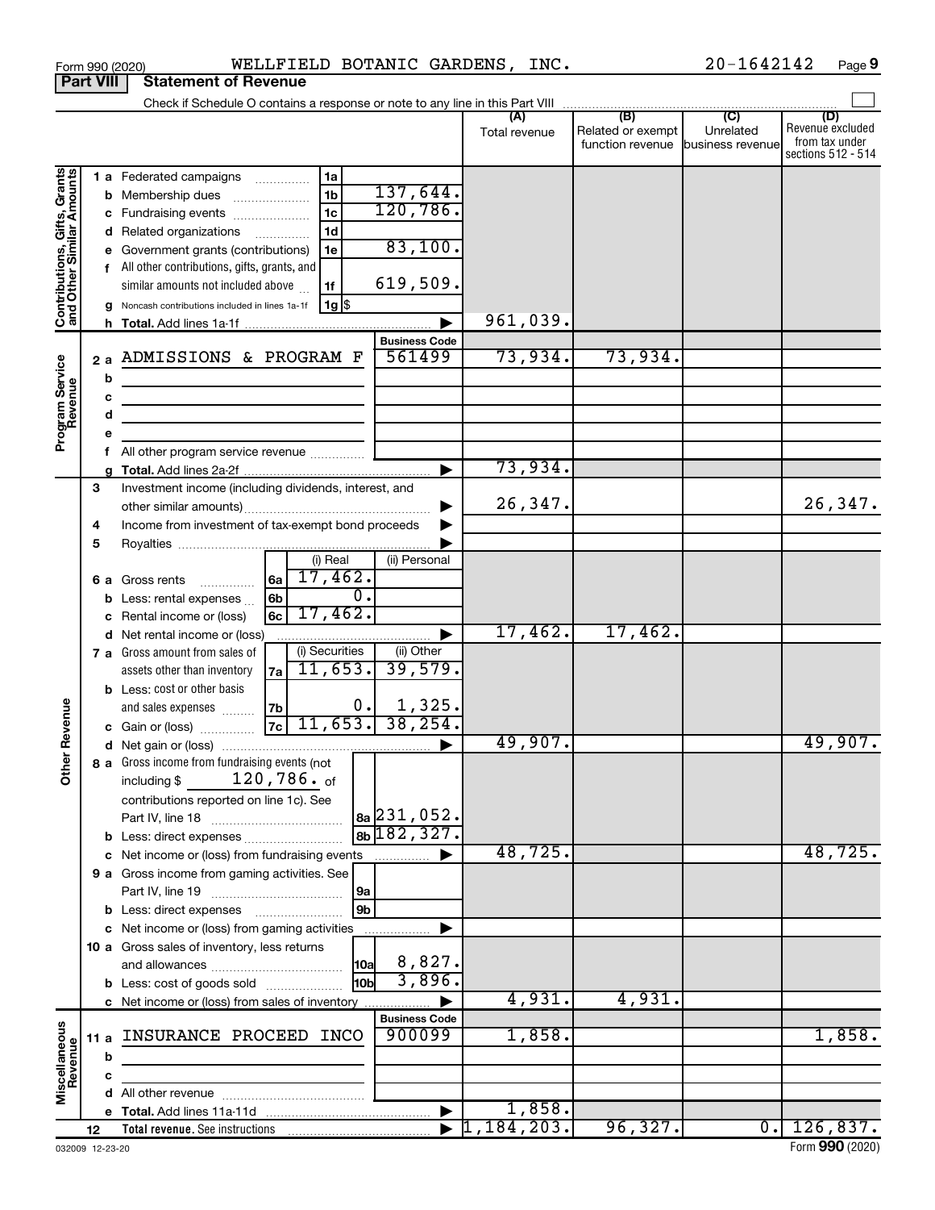Form 990 (2020) WELLFIELD BOTANIC GARDENS, INC. 20-1642142

## Part VIII Statement of Revenue

Check if Schedule O contains a response or note to any line in this Part VIII

| | | | | (A) Total revenue | (B) Related or exempt function revenue | (C) Unrelated business revenue | (D) Revenue excluded from tax under sections 512 - 514 |
|---|---|---|---|---|---|---|---|
| **Contributions, Gifts, Grants and Other Similar Amounts** | 1 a | Federated campaigns | 1a | | | | | 
| | b | Membership dues | 1b 137,644. | | | | |
| | c | Fundraising events | 1c 120,786. | | | | |
| | d | Related organizations | 1d | | | | |
| | e | Government grants (contributions) | 1e 83,100. | | | | |
| | f | All other contributions, gifts, grants, and similar amounts not included above | 1f 619,509. | | | | |
| | g | Noncash contributions included in lines 1a-1f | 1g $ | | | | |
| | h | **Total.** Add lines 1a-1f | | 961,039. | | | |
| **Program Service Revenue** | | | Business Code | | | | |
| | 2 a | ADMISSIONS & PROGRAM F | 561499 | 73,934. | 73,934. | | |
| | b | | | | | | |
| | c | | | | | | |
| | d | | | | | | |
| | e | | | | | | |
| | f | All other program service revenue | | | | | |
| | g | **Total.** Add lines 2a-2f | | 73,934. | | | |
| **Other Revenue** | 3 | Investment income (including dividends, interest, and other similar amounts) | | 26,347. | | | 26,347. |
| | 4 | Income from investment of tax-exempt bond proceeds | | | | | |
| | 5 | Royalties | | | | | |
| | | | (i) Real / (ii) Personal | | | | |
| | 6 a | Gross rents | 6a 17,462. / | | | | |
| | b | Less: rental expenses | 6b 0. / | | | | |
| | c | Rental income or (loss) | 6c 17,462. / | | | | |
| | d | Net rental income or (loss) | | 17,462. | 17,462. | | |
| | | | (i) Securities / (ii) Other | | | | |
| | 7 a | Gross amount from sales of assets other than inventory | 7a 11,653. / 39,579. | | | | |
| | b | Less: cost or other basis and sales expenses | 7b 0. / 1,325. | | | | |
| | c | Gain or (loss) | 7c 11,653. / 38,254. | | | | |
| | d | Net gain or (loss) | | 49,907. | | | 49,907. |
| | 8 a | Gross income from fundraising events (not including $ 120,786. of contributions reported on line 1c). See Part IV, line 18 | 8a 231,052. | | | | |
| | b | Less: direct expenses | 8b 182,327. | | | | |
| | c | Net income or (loss) from fundraising events | | 48,725. | | | 48,725. |
| | 9 a | Gross income from gaming activities. See Part IV, line 19 | 9a | | | | |
| | b | Less: direct expenses | 9b | | | | |
| | c | Net income or (loss) from gaming activities | | | | | |
| | 10 a | Gross sales of inventory, less returns and allowances | 10a 8,827. | | | | |
| | b | Less: cost of goods sold | 10b 3,896. | | | | |
| | c | Net income or (loss) from sales of inventory | | 4,931. | 4,931. | | |
| **Miscellaneous Revenue** | | | Business Code | | | | |
| | 11 a | INSURANCE PROCEED INCO | 900099 | 1,858. | | | 1,858. |
| | b | | | | | | |
| | c | | | | | | |
| | d | All other revenue | | | | | |
| | e | **Total.** Add lines 11a-11d | | 1,858. | | | |
| | 12 | **Total revenue.** See instructions | | 1,184,203. | 96,327. | 0. | 126,837. |

032009 12-23-20 Form **990** (2020)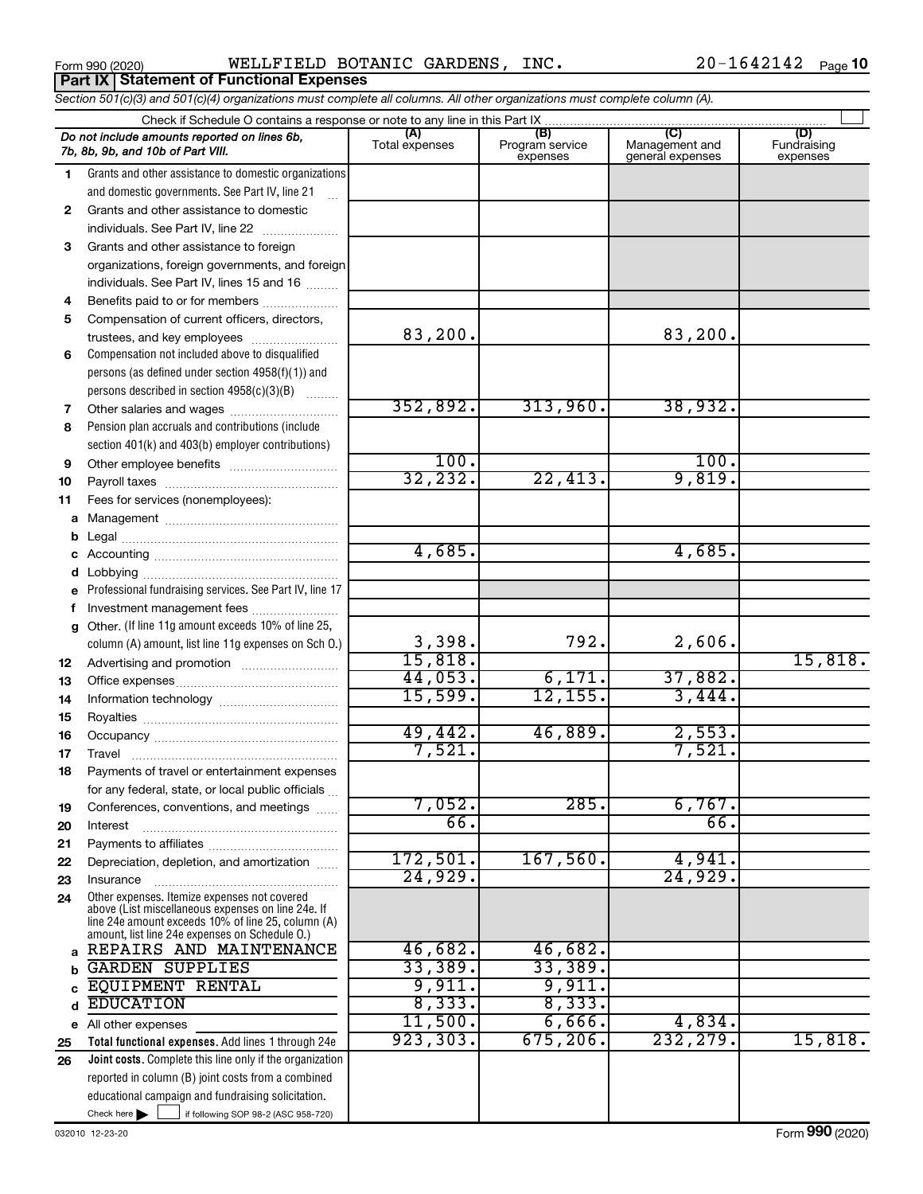Form 990 (2020) WELLFIELD BOTANIC GARDENS, INC. 20-1642142 Page **10**

## Part IX Statement of Functional Expenses

*Section 501(c)(3) and 501(c)(4) organizations must complete all columns. All other organizations must complete column (A).*

Check if Schedule O contains a response or note to any line in this Part IX

| | *Do not include amounts reported on lines 6b, 7b, 8b, 9b, and 10b of Part VIII.* | (A) Total expenses | (B) Program service expenses | (C) Management and general expenses | (D) Fundraising expenses |
|---|---|---|---|---|---|
| 1 | Grants and other assistance to domestic organizations and domestic governments. See Part IV, line 21 | | | | |
| 2 | Grants and other assistance to domestic individuals. See Part IV, line 22 | | | | |
| 3 | Grants and other assistance to foreign organizations, foreign governments, and foreign individuals. See Part IV, lines 15 and 16 | | | | |
| 4 | Benefits paid to or for members | | | | |
| 5 | Compensation of current officers, directors, trustees, and key employees | 83,200. | | 83,200. | |
| 6 | Compensation not included above to disqualified persons (as defined under section 4958(f)(1)) and persons described in section 4958(c)(3)(B) | | | | |
| 7 | Other salaries and wages | 352,892. | 313,960. | 38,932. | |
| 8 | Pension plan accruals and contributions (include section 401(k) and 403(b) employer contributions) | | | | |
| 9 | Other employee benefits | 100. | | 100. | |
| 10 | Payroll taxes | 32,232. | 22,413. | 9,819. | |
| 11 | Fees for services (nonemployees): | | | | |
| a | Management | | | | |
| b | Legal | | | | |
| c | Accounting | 4,685. | | 4,685. | |
| d | Lobbying | | | | |
| e | Professional fundraising services. See Part IV, line 17 | | | | |
| f | Investment management fees | | | | |
| g | Other. (If line 11g amount exceeds 10% of line 25, column (A) amount, list line 11g expenses on Sch O.) | 3,398. | 792. | 2,606. | |
| 12 | Advertising and promotion | 15,818. | | | 15,818. |
| 13 | Office expenses | 44,053. | 6,171. | 37,882. | |
| 14 | Information technology | 15,599. | 12,155. | 3,444. | |
| 15 | Royalties | | | | |
| 16 | Occupancy | 49,442. | 46,889. | 2,553. | |
| 17 | Travel | 7,521. | | 7,521. | |
| 18 | Payments of travel or entertainment expenses for any federal, state, or local public officials | | | | |
| 19 | Conferences, conventions, and meetings | 7,052. | 285. | 6,767. | |
| 20 | Interest | 66. | | 66. | |
| 21 | Payments to affiliates | | | | |
| 22 | Depreciation, depletion, and amortization | 172,501. | 167,560. | 4,941. | |
| 23 | Insurance | 24,929. | | 24,929. | |
| 24 | Other expenses. Itemize expenses not covered above (List miscellaneous expenses on line 24e. If line 24e amount exceeds 10% of line 25, column (A) amount, list line 24e expenses on Schedule O.) | | | | |
| a | REPAIRS AND MAINTENANCE | 46,682. | 46,682. | | |
| b | GARDEN SUPPLIES | 33,389. | 33,389. | | |
| c | EQUIPMENT RENTAL | 9,911. | 9,911. | | |
| d | EDUCATION | 8,333. | 8,333. | | |
| e | All other expenses | 11,500. | 6,666. | 4,834. | |
| 25 | **Total functional expenses.** Add lines 1 through 24e | 923,303. | 675,206. | 232,279. | 15,818. |
| 26 | **Joint costs.** Complete this line only if the organization reported in column (B) joint costs from a combined educational campaign and fundraising solicitation. Check here ☐ if following SOP 98-2 (ASC 958-720) | | | | |

032010 12-23-20 Form **990** (2020)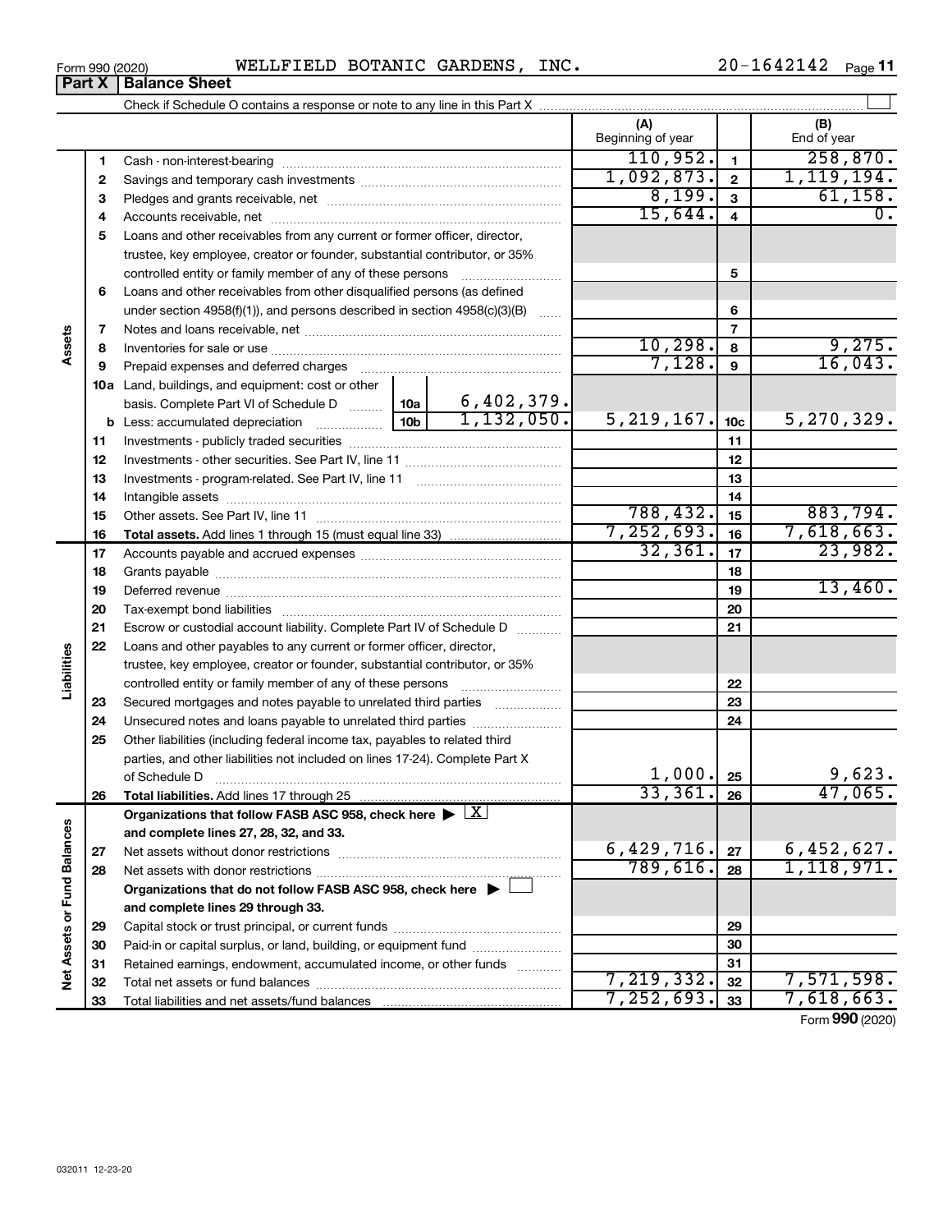Form 990 (2020) WELLFIELD BOTANIC GARDENS, INC. 20-1642142 Page **11**

## Part X Balance Sheet

Check if Schedule O contains a response or note to any line in this Part X

| | | | | (A) Beginning of year | | (B) End of year |
|---|---|---|---|---|---|---|
| **Assets** | 1 | Cash - non-interest-bearing | | 110,952. | 1 | 258,870. |
| | 2 | Savings and temporary cash investments | | 1,092,873. | 2 | 1,119,194. |
| | 3 | Pledges and grants receivable, net | | 8,199. | 3 | 61,158. |
| | 4 | Accounts receivable, net | | 15,644. | 4 | 0. |
| | 5 | Loans and other receivables from any current or former officer, director, trustee, key employee, creator or founder, substantial contributor, or 35% controlled entity or family member of any of these persons | | | 5 | |
| | 6 | Loans and other receivables from other disqualified persons (as defined under section 4958(f)(1)), and persons described in section 4958(c)(3)(B) | | | 6 | |
| | 7 | Notes and loans receivable, net | | | 7 | |
| | 8 | Inventories for sale or use | | 10,298. | 8 | 9,275. |
| | 9 | Prepaid expenses and deferred charges | | 7,128. | 9 | 16,043. |
| | 10a | Land, buildings, and equipment: cost or other basis. Complete Part VI of Schedule D | 10a 6,402,379. | | | |
| | b | Less: accumulated depreciation | 10b 1,132,050. | 5,219,167. | 10c | 5,270,329. |
| | 11 | Investments - publicly traded securities | | | 11 | |
| | 12 | Investments - other securities. See Part IV, line 11 | | | 12 | |
| | 13 | Investments - program-related. See Part IV, line 11 | | | 13 | |
| | 14 | Intangible assets | | | 14 | |
| | 15 | Other assets. See Part IV, line 11 | | 788,432. | 15 | 883,794. |
| | 16 | **Total assets.** Add lines 1 through 15 (must equal line 33) | | 7,252,693. | 16 | 7,618,663. |
| **Liabilities** | 17 | Accounts payable and accrued expenses | | 32,361. | 17 | 23,982. |
| | 18 | Grants payable | | | 18 | |
| | 19 | Deferred revenue | | | 19 | 13,460. |
| | 20 | Tax-exempt bond liabilities | | | 20 | |
| | 21 | Escrow or custodial account liability. Complete Part IV of Schedule D | | | 21 | |
| | 22 | Loans and other payables to any current or former officer, director, trustee, key employee, creator or founder, substantial contributor, or 35% controlled entity or family member of any of these persons | | | 22 | |
| | 23 | Secured mortgages and notes payable to unrelated third parties | | | 23 | |
| | 24 | Unsecured notes and loans payable to unrelated third parties | | | 24 | |
| | 25 | Other liabilities (including federal income tax, payables to related third parties, and other liabilities not included on lines 17-24). Complete Part X of Schedule D | | 1,000. | 25 | 9,623. |
| | 26 | **Total liabilities.** Add lines 17 through 25 | | 33,361. | 26 | 47,065. |
| **Net Assets or Fund Balances** | | **Organizations that follow FASB ASC 958, check here** ▶ [X] **and complete lines 27, 28, 32, and 33.** | | | | |
| | 27 | Net assets without donor restrictions | | 6,429,716. | 27 | 6,452,627. |
| | 28 | Net assets with donor restrictions | | 789,616. | 28 | 1,118,971. |
| | | **Organizations that do not follow FASB ASC 958, check here** ▶ [ ] **and complete lines 29 through 33.** | | | | |
| | 29 | Capital stock or trust principal, or current funds | | | 29 | |
| | 30 | Paid-in or capital surplus, or land, building, or equipment fund | | | 30 | |
| | 31 | Retained earnings, endowment, accumulated income, or other funds | | | 31 | |
| | 32 | Total net assets or fund balances | | 7,219,332. | 32 | 7,571,598. |
| | 33 | Total liabilities and net assets/fund balances | | 7,252,693. | 33 | 7,618,663. |

Form **990** (2020)

032011 12-23-20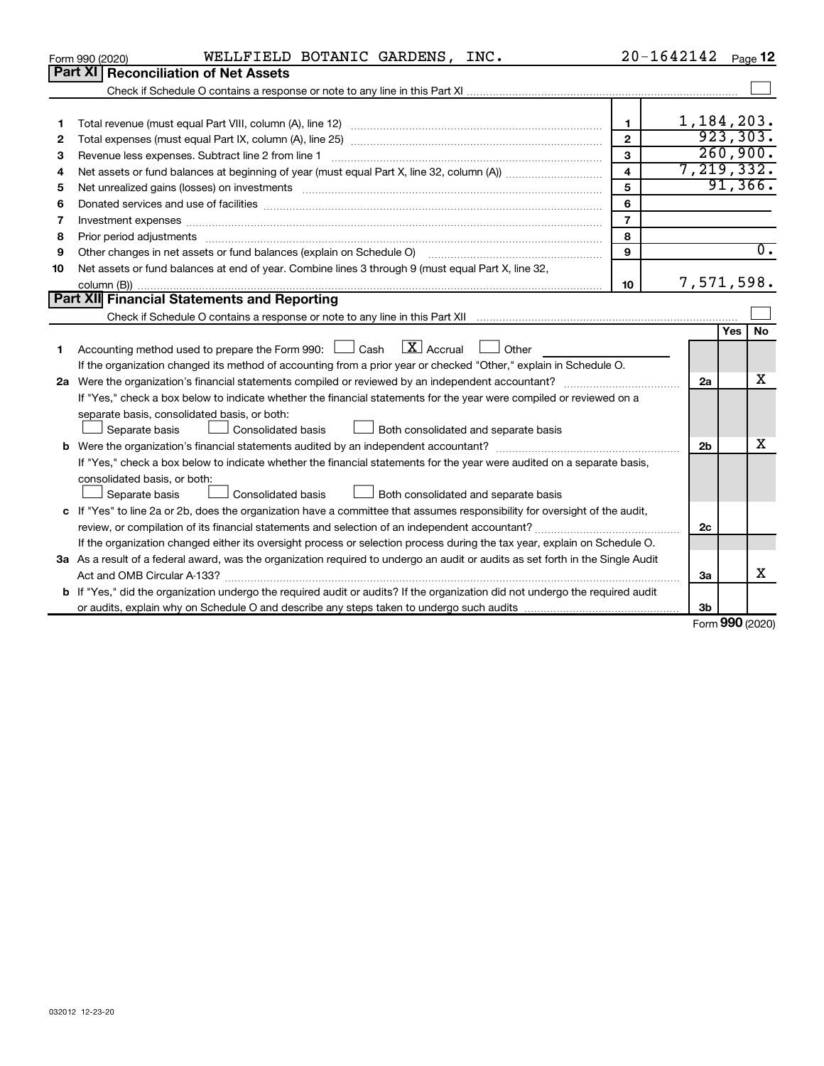Form 990 (2020) WELLFIELD BOTANIC GARDENS, INC. 20-1642142 Page **12**

## Part XI Reconciliation of Net Assets

Check if Schedule O contains a response or note to any line in this Part XI ☐

| | | | |
|---|---|---|---|
| 1 | Total revenue (must equal Part VIII, column (A), line 12) | 1 | 1,184,203. |
| 2 | Total expenses (must equal Part IX, column (A), line 25) | 2 | 923,303. |
| 3 | Revenue less expenses. Subtract line 2 from line 1 | 3 | 260,900. |
| 4 | Net assets or fund balances at beginning of year (must equal Part X, line 32, column (A)) | 4 | 7,219,332. |
| 5 | Net unrealized gains (losses) on investments | 5 | 91,366. |
| 6 | Donated services and use of facilities | 6 | |
| 7 | Investment expenses | 7 | |
| 8 | Prior period adjustments | 8 | |
| 9 | Other changes in net assets or fund balances (explain on Schedule O) | 9 | 0. |
| 10 | Net assets or fund balances at end of year. Combine lines 3 through 9 (must equal Part X, line 32, column (B)) | 10 | 7,571,598. |

## Part XII Financial Statements and Reporting

Check if Schedule O contains a response or note to any line in this Part XII ☐

| | | | Yes | No |
|---|---|---|---|---|
| 1 | Accounting method used to prepare the Form 990: ☐ Cash ☒ Accrual ☐ Other<br>If the organization changed its method of accounting from a prior year or checked "Other," explain in Schedule O. | | | |
| 2a | Were the organization's financial statements compiled or reviewed by an independent accountant?<br>If "Yes," check a box below to indicate whether the financial statements for the year were compiled or reviewed on a separate basis, consolidated basis, or both:<br>☐ Separate basis ☐ Consolidated basis ☐ Both consolidated and separate basis | 2a | | X |
| b | Were the organization's financial statements audited by an independent accountant?<br>If "Yes," check a box below to indicate whether the financial statements for the year were audited on a separate basis, consolidated basis, or both:<br>☐ Separate basis ☐ Consolidated basis ☐ Both consolidated and separate basis | 2b | | X |
| c | If "Yes" to line 2a or 2b, does the organization have a committee that assumes responsibility for oversight of the audit, review, or compilation of its financial statements and selection of an independent accountant?<br>If the organization changed either its oversight process or selection process during the tax year, explain on Schedule O. | 2c | | |
| 3a | As a result of a federal award, was the organization required to undergo an audit or audits as set forth in the Single Audit Act and OMB Circular A-133? | 3a | | X |
| b | If "Yes," did the organization undergo the required audit or audits? If the organization did not undergo the required audit or audits, explain why on Schedule O and describe any steps taken to undergo such audits | 3b | | |

Form **990** (2020)

032012 12-23-20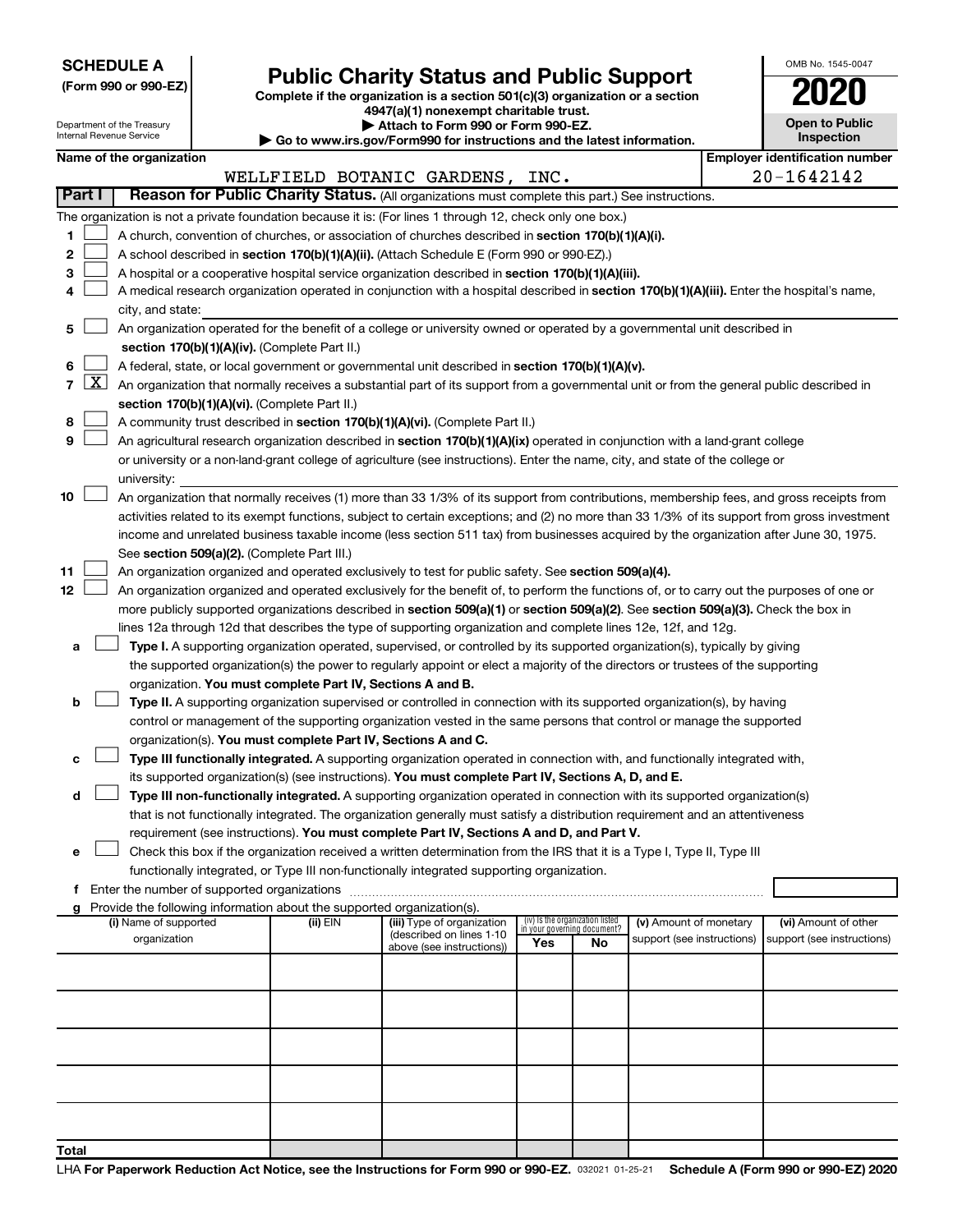**SCHEDULE A**
**(Form 990 or 990-EZ)**

Department of the Treasury
Internal Revenue Service

# Public Charity Status and Public Support

**Complete if the organization is a section 501(c)(3) organization or a section 4947(a)(1) nonexempt charitable trust.**
**▶ Attach to Form 990 or Form 990-EZ.**
**▶ Go to www.irs.gov/Form990 for instructions and the latest information.**

OMB No. 1545-0047

**2020**

**Open to Public Inspection**

**Name of the organization**
WELLFIELD BOTANIC GARDENS, INC.

**Employer identification number**
20-1642142

**Part I — Reason for Public Charity Status.** (All organizations must complete this part.) See instructions.

The organization is not a private foundation because it is: (For lines 1 through 12, check only one box.)

1 [ ] A church, convention of churches, or association of churches described in **section 170(b)(1)(A)(i).**

2 [ ] A school described in **section 170(b)(1)(A)(ii).** (Attach Schedule E (Form 990 or 990-EZ).)

3 [ ] A hospital or a cooperative hospital service organization described in **section 170(b)(1)(A)(iii).**

4 [ ] A medical research organization operated in conjunction with a hospital described in **section 170(b)(1)(A)(iii).** Enter the hospital's name, city, and state:

5 [ ] An organization operated for the benefit of a college or university owned or operated by a governmental unit described in **section 170(b)(1)(A)(iv).** (Complete Part II.)

6 [ ] A federal, state, or local government or governmental unit described in **section 170(b)(1)(A)(v).**

7 [X] An organization that normally receives a substantial part of its support from a governmental unit or from the general public described in **section 170(b)(1)(A)(vi).** (Complete Part II.)

8 [ ] A community trust described in **section 170(b)(1)(A)(vi).** (Complete Part II.)

9 [ ] An agricultural research organization described in **section 170(b)(1)(A)(ix)** operated in conjunction with a land-grant college or university or a non-land-grant college of agriculture (see instructions). Enter the name, city, and state of the college or university:

10 [ ] An organization that normally receives (1) more than 33 1/3% of its support from contributions, membership fees, and gross receipts from activities related to its exempt functions, subject to certain exceptions; and (2) no more than 33 1/3% of its support from gross investment income and unrelated business taxable income (less section 511 tax) from businesses acquired by the organization after June 30, 1975. See **section 509(a)(2).** (Complete Part III.)

11 [ ] An organization organized and operated exclusively to test for public safety. See **section 509(a)(4).**

12 [ ] An organization organized and operated exclusively for the benefit of, to perform the functions of, or to carry out the purposes of one or more publicly supported organizations described in **section 509(a)(1)** or **section 509(a)(2).** See **section 509(a)(3).** Check the box in lines 12a through 12d that describes the type of supporting organization and complete lines 12e, 12f, and 12g.

a [ ] **Type I.** A supporting organization operated, supervised, or controlled by its supported organization(s), typically by giving the supported organization(s) the power to regularly appoint or elect a majority of the directors or trustees of the supporting organization. **You must complete Part IV, Sections A and B.**

b [ ] **Type II.** A supporting organization supervised or controlled in connection with its supported organization(s), by having control or management of the supporting organization vested in the same persons that control or manage the supported organization(s). **You must complete Part IV, Sections A and C.**

c [ ] **Type III functionally integrated.** A supporting organization operated in connection with, and functionally integrated with, its supported organization(s) (see instructions). **You must complete Part IV, Sections A, D, and E.**

d [ ] **Type III non-functionally integrated.** A supporting organization operated in connection with its supported organization(s) that is not functionally integrated. The organization generally must satisfy a distribution requirement and an attentiveness requirement (see instructions). **You must complete Part IV, Sections A and D, and Part V.**

e [ ] Check this box if the organization received a written determination from the IRS that it is a Type I, Type II, Type III functionally integrated, or Type III non-functionally integrated supporting organization.

f Enter the number of supported organizations

g Provide the following information about the supported organization(s).

| (i) Name of supported organization | (ii) EIN | (iii) Type of organization (described on lines 1-10 above (see instructions)) | (iv) Is the organization listed in your governing document? Yes | No | (v) Amount of monetary support (see instructions) | (vi) Amount of other support (see instructions) |
|---|---|---|---|---|---|---|
| | | | | | | |
| | | | | | | |
| | | | | | | |
| | | | | | | |
| | | | | | | |
| **Total** | | | | | | |

LHA **For Paperwork Reduction Act Notice, see the Instructions for Form 990 or 990-EZ.** 032021 01-25-21 **Schedule A (Form 990 or 990-EZ) 2020**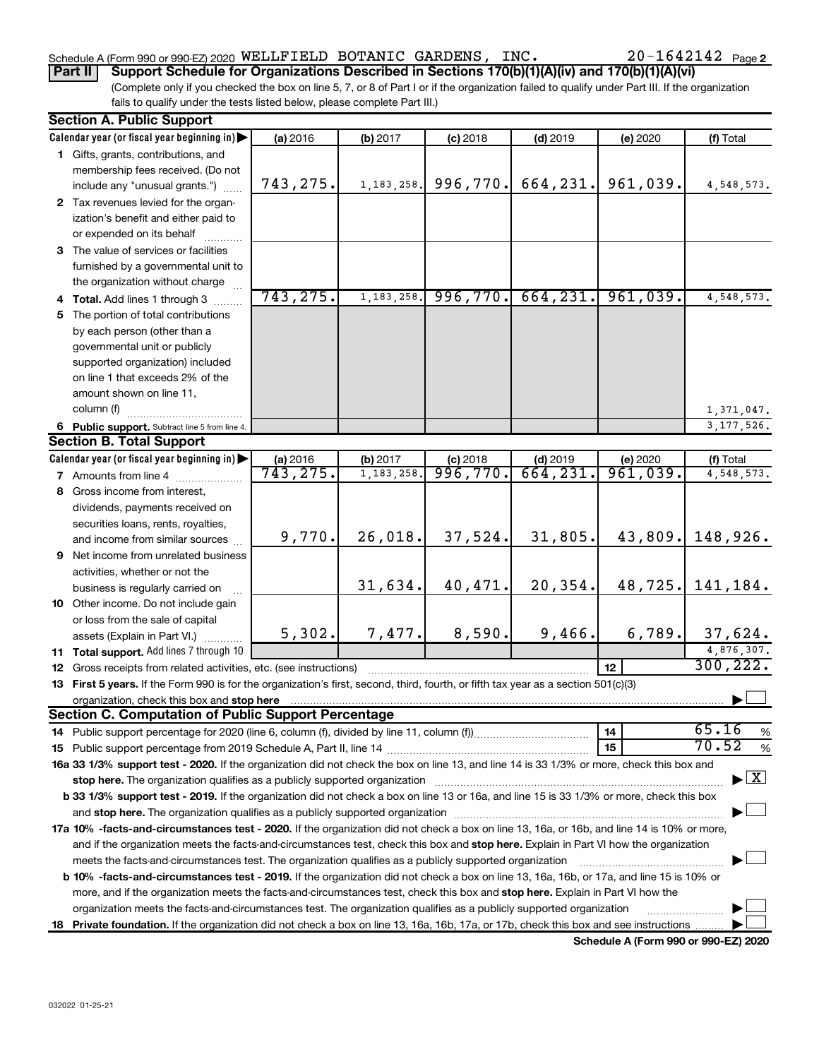Schedule A (Form 990 or 990-EZ) 2020 WELLFIELD BOTANIC GARDENS, INC. 20-1642142 Page 2

**Part II — Support Schedule for Organizations Described in Sections 170(b)(1)(A)(iv) and 170(b)(1)(A)(vi)**

(Complete only if you checked the box on line 5, 7, or 8 of Part I or if the organization failed to qualify under Part III. If the organization fails to qualify under the tests listed below, please complete Part III.)

## Section A. Public Support

| Calendar year (or fiscal year beginning in) ▶ | (a) 2016 | (b) 2017 | (c) 2018 | (d) 2019 | (e) 2020 | (f) Total |
|---|---|---|---|---|---|---|
| 1 Gifts, grants, contributions, and membership fees received. (Do not include any "unusual grants.") | 743,275. | 1,183,258. | 996,770. | 664,231. | 961,039. | 4,548,573. |
| 2 Tax revenues levied for the organization's benefit and either paid to or expended on its behalf | | | | | | |
| 3 The value of services or facilities furnished by a governmental unit to the organization without charge | | | | | | |
| 4 Total. Add lines 1 through 3 | 743,275. | 1,183,258. | 996,770. | 664,231. | 961,039. | 4,548,573. |
| 5 The portion of total contributions by each person (other than a governmental unit or publicly supported organization) included on line 1 that exceeds 2% of the amount shown on line 11, column (f) | | | | | | 1,371,047. |
| 6 Public support. Subtract line 5 from line 4. | | | | | | 3,177,526. |

## Section B. Total Support

| Calendar year (or fiscal year beginning in) ▶ | (a) 2016 | (b) 2017 | (c) 2018 | (d) 2019 | (e) 2020 | (f) Total |
|---|---|---|---|---|---|---|
| 7 Amounts from line 4 | 743,275. | 1,183,258. | 996,770. | 664,231. | 961,039. | 4,548,573. |
| 8 Gross income from interest, dividends, payments received on securities loans, rents, royalties, and income from similar sources | 9,770. | 26,018. | 37,524. | 31,805. | 43,809. | 148,926. |
| 9 Net income from unrelated business activities, whether or not the business is regularly carried on | | 31,634. | 40,471. | 20,354. | 48,725. | 141,184. |
| 10 Other income. Do not include gain or loss from the sale of capital assets (Explain in Part VI.) | 5,302. | 7,477. | 8,590. | 9,466. | 6,789. | 37,624. |
| 11 Total support. Add lines 7 through 10 | | | | | | 4,876,307. |
| 12 Gross receipts from related activities, etc. (see instructions) | | | | | 12 | 300,222. |

13 **First 5 years.** If the Form 990 is for the organization's first, second, third, fourth, or fifth tax year as a section 501(c)(3) organization, check this box and **stop here** ▶ ☐

## Section C. Computation of Public Support Percentage

| | | |
|---|---|---|
| 14 Public support percentage for 2020 (line 6, column (f), divided by line 11, column (f)) | 14 | 65.16 % |
| 15 Public support percentage from 2019 Schedule A, Part II, line 14 | 15 | 70.52 % |

**16a 33 1/3% support test - 2020.** If the organization did not check the box on line 13, and line 14 is 33 1/3% or more, check this box and **stop here.** The organization qualifies as a publicly supported organization ▶ ☒

**b 33 1/3% support test - 2019.** If the organization did not check a box on line 13 or 16a, and line 15 is 33 1/3% or more, check this box and **stop here.** The organization qualifies as a publicly supported organization ▶ ☐

**17a 10% -facts-and-circumstances test - 2020.** If the organization did not check a box on line 13, 16a, or 16b, and line 14 is 10% or more, and if the organization meets the facts-and-circumstances test, check this box and **stop here.** Explain in Part VI how the organization meets the facts-and-circumstances test. The organization qualifies as a publicly supported organization ▶ ☐

**b 10% -facts-and-circumstances test - 2019.** If the organization did not check a box on line 13, 16a, 16b, or 17a, and line 15 is 10% or more, and if the organization meets the facts-and-circumstances test, check this box and **stop here.** Explain in Part VI how the organization meets the facts-and-circumstances test. The organization qualifies as a publicly supported organization ▶ ☐

**18 Private foundation.** If the organization did not check a box on line 13, 16a, 16b, 17a, or 17b, check this box and see instructions ▶ ☐

**Schedule A (Form 990 or 990-EZ) 2020**

032022 01-25-21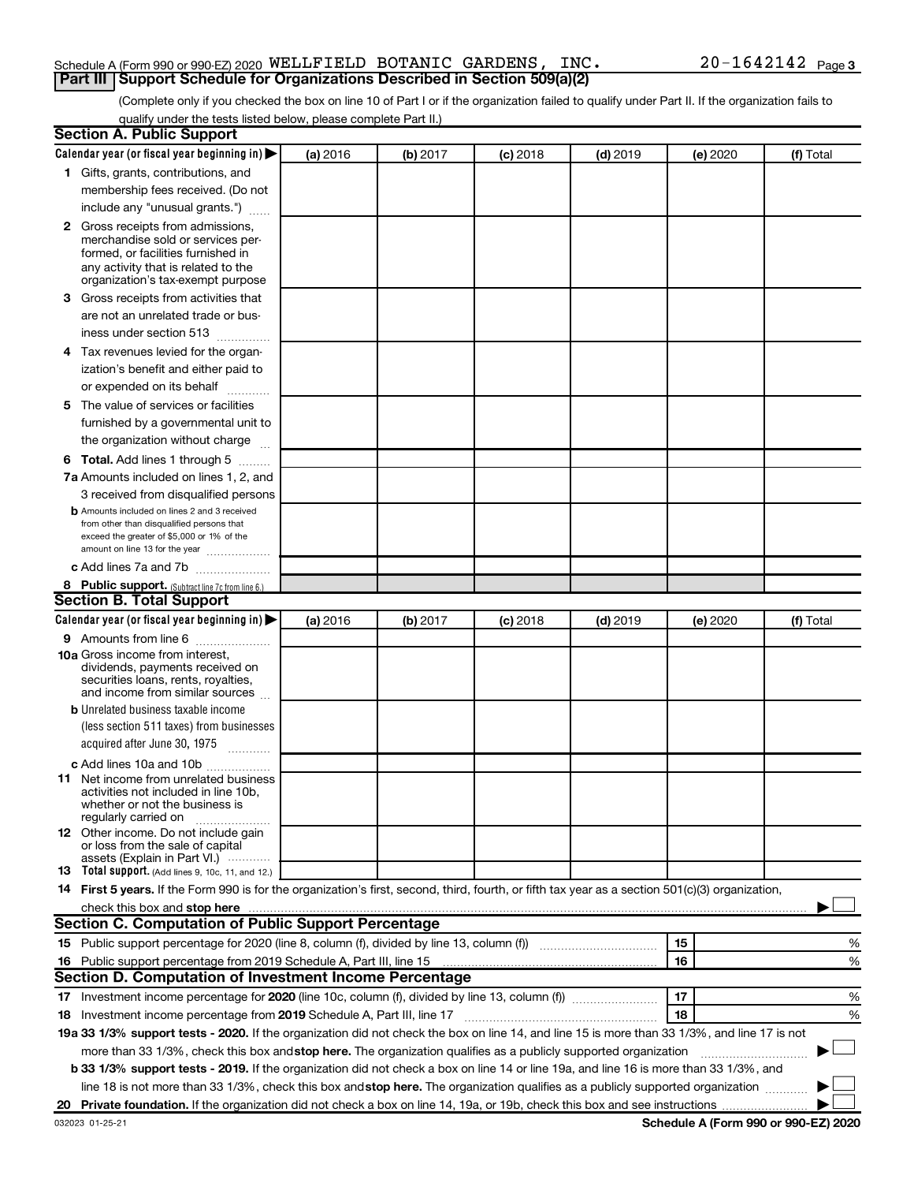Schedule A (Form 990 or 990-EZ) 2020 WELLFIELD BOTANIC GARDENS, INC. 20-1642142 Page 3

## Part III Support Schedule for Organizations Described in Section 509(a)(2)

(Complete only if you checked the box on line 10 of Part I or if the organization failed to qualify under Part II. If the organization fails to qualify under the tests listed below, please complete Part II.)

### Section A. Public Support

| Calendar year (or fiscal year beginning in) ▶ | (a) 2016 | (b) 2017 | (c) 2018 | (d) 2019 | (e) 2020 | (f) Total |
|---|---|---|---|---|---|---|
| 1 Gifts, grants, contributions, and membership fees received. (Do not include any "unusual grants.") | | | | | | |
| 2 Gross receipts from admissions, merchandise sold or services performed, or facilities furnished in any activity that is related to the organization's tax-exempt purpose | | | | | | |
| 3 Gross receipts from activities that are not an unrelated trade or business under section 513 | | | | | | |
| 4 Tax revenues levied for the organization's benefit and either paid to or expended on its behalf | | | | | | |
| 5 The value of services or facilities furnished by a governmental unit to the organization without charge | | | | | | |
| 6 **Total.** Add lines 1 through 5 | | | | | | |
| 7a Amounts included on lines 1, 2, and 3 received from disqualified persons | | | | | | |
| b Amounts included on lines 2 and 3 received from other than disqualified persons that exceed the greater of $5,000 or 1% of the amount on line 13 for the year | | | | | | |
| c Add lines 7a and 7b | | | | | | |
| 8 **Public support.** (Subtract line 7c from line 6.) | | | | | | |

### Section B. Total Support

| Calendar year (or fiscal year beginning in) ▶ | (a) 2016 | (b) 2017 | (c) 2018 | (d) 2019 | (e) 2020 | (f) Total |
|---|---|---|---|---|---|---|
| 9 Amounts from line 6 | | | | | | |
| 10a Gross income from interest, dividends, payments received on securities loans, rents, royalties, and income from similar sources | | | | | | |
| b Unrelated business taxable income (less section 511 taxes) from businesses acquired after June 30, 1975 | | | | | | |
| c Add lines 10a and 10b | | | | | | |
| 11 Net income from unrelated business activities not included in line 10b, whether or not the business is regularly carried on | | | | | | |
| 12 Other income. Do not include gain or loss from the sale of capital assets (Explain in Part VI.) | | | | | | |
| 13 **Total support.** (Add lines 9, 10c, 11, and 12.) | | | | | | |

14 **First 5 years.** If the Form 990 is for the organization's first, second, third, fourth, or fifth tax year as a section 501(c)(3) organization, check this box and **stop here** ▶ ☐

### Section C. Computation of Public Support Percentage

| | | | |
|---|---|---|---|
| 15 | Public support percentage for 2020 (line 8, column (f), divided by line 13, column (f)) | 15 | % |
| 16 | Public support percentage from 2019 Schedule A, Part III, line 15 | 16 | % |

### Section D. Computation of Investment Income Percentage

| | | | |
|---|---|---|---|
| 17 | Investment income percentage for **2020** (line 10c, column (f), divided by line 13, column (f)) | 17 | % |
| 18 | Investment income percentage from **2019** Schedule A, Part III, line 17 | 18 | % |

19a **33 1/3% support tests - 2020.** If the organization did not check the box on line 14, and line 15 is more than 33 1/3%, and line 17 is not more than 33 1/3%, check this box and **stop here.** The organization qualifies as a publicly supported organization ▶ ☐

b **33 1/3% support tests - 2019.** If the organization did not check a box on line 14 or line 19a, and line 16 is more than 33 1/3%, and line 18 is not more than 33 1/3%, check this box and **stop here.** The organization qualifies as a publicly supported organization ▶ ☐

20 **Private foundation.** If the organization did not check a box on line 14, 19a, or 19b, check this box and see instructions ▶ ☐

032023 01-25-21 **Schedule A (Form 990 or 990-EZ) 2020**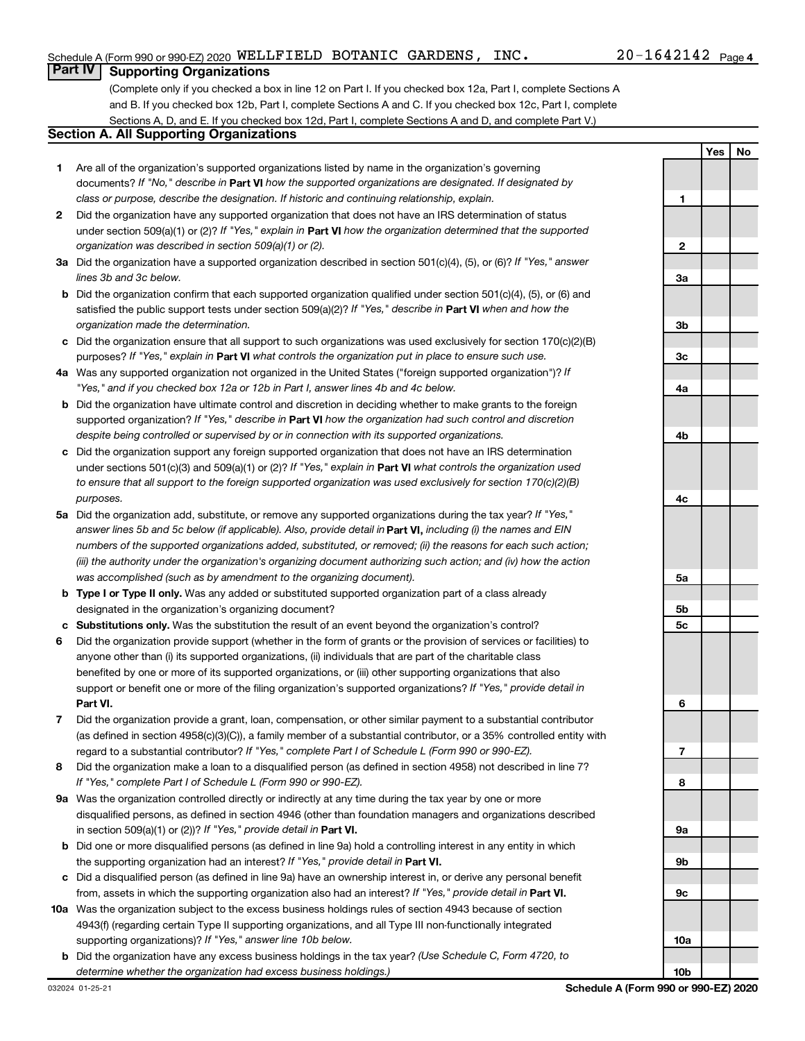Schedule A (Form 990 or 990-EZ) 2020 WELLFIELD BOTANIC GARDENS, INC. 20-1642142 Page 4

## Part IV Supporting Organizations

(Complete only if you checked a box in line 12 on Part I. If you checked box 12a, Part I, complete Sections A and B. If you checked box 12b, Part I, complete Sections A and C. If you checked box 12c, Part I, complete Sections A, D, and E. If you checked box 12d, Part I, complete Sections A and D, and complete Part V.)

### Section A. All Supporting Organizations

| | | | Yes | No |
|---|---|---|---|---|
| 1 | Are all of the organization's supported organizations listed by name in the organization's governing documents? *If "No," describe in* **Part VI** *how the supported organizations are designated. If designated by class or purpose, describe the designation. If historic and continuing relationship, explain.* | 1 | | |
| 2 | Did the organization have any supported organization that does not have an IRS determination of status under section 509(a)(1) or (2)? *If "Yes," explain in* **Part VI** *how the organization determined that the supported organization was described in section 509(a)(1) or (2).* | 2 | | |
| 3a | Did the organization have a supported organization described in section 501(c)(4), (5), or (6)? *If "Yes," answer lines 3b and 3c below.* | 3a | | |
| b | Did the organization confirm that each supported organization qualified under section 501(c)(4), (5), or (6) and satisfied the public support tests under section 509(a)(2)? *If "Yes," describe in* **Part VI** *when and how the organization made the determination.* | 3b | | |
| c | Did the organization ensure that all support to such organizations was used exclusively for section 170(c)(2)(B) purposes? *If "Yes," explain in* **Part VI** *what controls the organization put in place to ensure such use.* | 3c | | |
| 4a | Was any supported organization not organized in the United States ("foreign supported organization")? *If "Yes," and if you checked box 12a or 12b in Part I, answer lines 4b and 4c below.* | 4a | | |
| b | Did the organization have ultimate control and discretion in deciding whether to make grants to the foreign supported organization? *If "Yes," describe in* **Part VI** *how the organization had such control and discretion despite being controlled or supervised by or in connection with its supported organizations.* | 4b | | |
| c | Did the organization support any foreign supported organization that does not have an IRS determination under sections 501(c)(3) and 509(a)(1) or (2)? *If "Yes," explain in* **Part VI** *what controls the organization used to ensure that all support to the foreign supported organization was used exclusively for section 170(c)(2)(B) purposes.* | 4c | | |
| 5a | Did the organization add, substitute, or remove any supported organizations during the tax year? *If "Yes," answer lines 5b and 5c below (if applicable). Also, provide detail in* **Part VI,** *including (i) the names and EIN numbers of the supported organizations added, substituted, or removed; (ii) the reasons for each such action; (iii) the authority under the organization's organizing document authorizing such action; and (iv) how the action was accomplished (such as by amendment to the organizing document).* | 5a | | |
| b | **Type I or Type II only.** Was any added or substituted supported organization part of a class already designated in the organization's organizing document? | 5b | | |
| c | **Substitutions only.** Was the substitution the result of an event beyond the organization's control? | 5c | | |
| 6 | Did the organization provide support (whether in the form of grants or the provision of services or facilities) to anyone other than (i) its supported organizations, (ii) individuals that are part of the charitable class benefited by one or more of its supported organizations, or (iii) other supporting organizations that also support or benefit one or more of the filing organization's supported organizations? *If "Yes," provide detail in* **Part VI.** | 6 | | |
| 7 | Did the organization provide a grant, loan, compensation, or other similar payment to a substantial contributor (as defined in section 4958(c)(3)(C)), a family member of a substantial contributor, or a 35% controlled entity with regard to a substantial contributor? *If "Yes," complete Part I of Schedule L (Form 990 or 990-EZ).* | 7 | | |
| 8 | Did the organization make a loan to a disqualified person (as defined in section 4958) not described in line 7? *If "Yes," complete Part I of Schedule L (Form 990 or 990-EZ).* | 8 | | |
| 9a | Was the organization controlled directly or indirectly at any time during the tax year by one or more disqualified persons, as defined in section 4946 (other than foundation managers and organizations described in section 509(a)(1) or (2))? *If "Yes," provide detail in* **Part VI.** | 9a | | |
| b | Did one or more disqualified persons (as defined in line 9a) hold a controlling interest in any entity in which the supporting organization had an interest? *If "Yes," provide detail in* **Part VI.** | 9b | | |
| c | Did a disqualified person (as defined in line 9a) have an ownership interest in, or derive any personal benefit from, assets in which the supporting organization also had an interest? *If "Yes," provide detail in* **Part VI.** | 9c | | |
| 10a | Was the organization subject to the excess business holdings rules of section 4943 because of section 4943(f) (regarding certain Type II supporting organizations, and all Type III non-functionally integrated supporting organizations)? *If "Yes," answer line 10b below.* | 10a | | |
| b | Did the organization have any excess business holdings in the tax year? *(Use Schedule C, Form 4720, to determine whether the organization had excess business holdings.)* | 10b | | |

032024 01-25-21 **Schedule A (Form 990 or 990-EZ) 2020**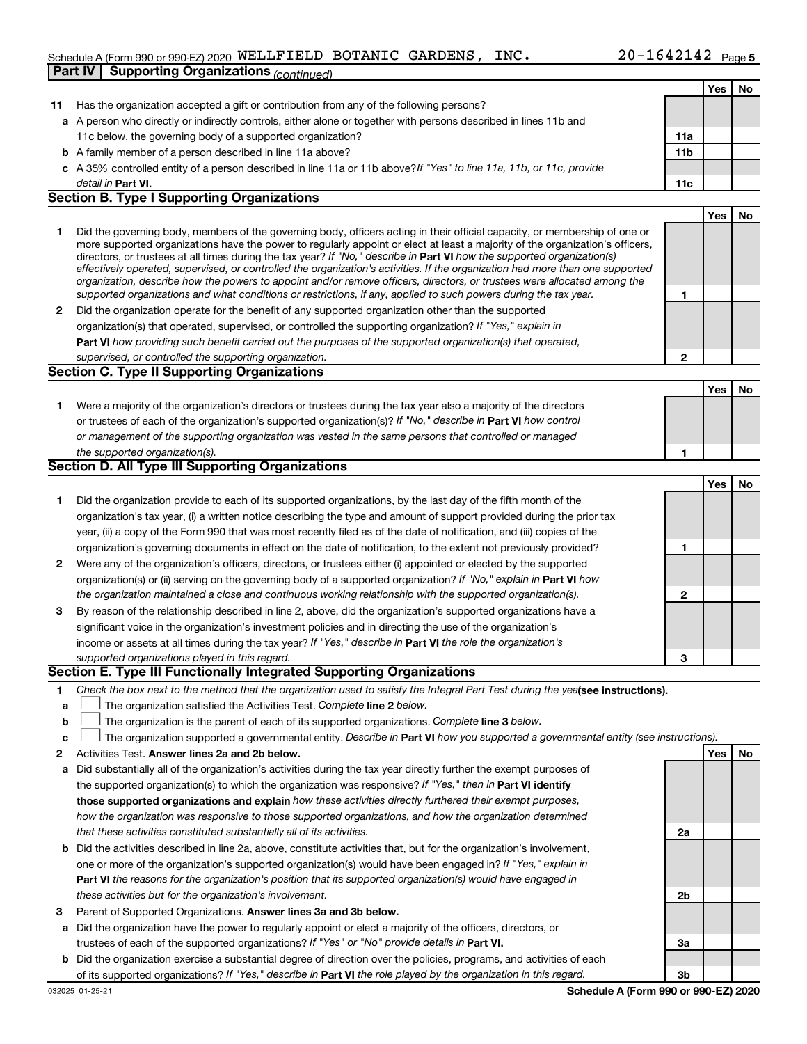Schedule A (Form 990 or 990-EZ) 2020 WELLFIELD BOTANIC GARDENS, INC. 20-1642142 Page 5

**Part IV | Supporting Organizations** *(continued)*

| | | | Yes | No |
|---|---|---|---|---|
| **11** | Has the organization accepted a gift or contribution from any of the following persons? | | | |
| **a** | A person who directly or indirectly controls, either alone or together with persons described in lines 11b and 11c below, the governing body of a supported organization? | **11a** | | |
| **b** | A family member of a person described in line 11a above? | **11b** | | |
| **c** | A 35% controlled entity of a person described in line 11a or 11b above? *If "Yes" to line 11a, 11b, or 11c, provide detail in* **Part VI.** | **11c** | | |

## Section B. Type I Supporting Organizations

| | | | Yes | No |
|---|---|---|---|---|
| **1** | Did the governing body, members of the governing body, officers acting in their official capacity, or membership of one or more supported organizations have the power to regularly appoint or elect at least a majority of the organization's officers, directors, or trustees at all times during the tax year? *If "No," describe in* **Part VI** *how the supported organization(s) effectively operated, supervised, or controlled the organization's activities. If the organization had more than one supported organization, describe how the powers to appoint and/or remove officers, directors, or trustees were allocated among the supported organizations and what conditions or restrictions, if any, applied to such powers during the tax year.* | **1** | | |
| **2** | Did the organization operate for the benefit of any supported organization other than the supported organization(s) that operated, supervised, or controlled the supporting organization? *If "Yes," explain in* **Part VI** *how providing such benefit carried out the purposes of the supported organization(s) that operated, supervised, or controlled the supporting organization.* | **2** | | |

## Section C. Type II Supporting Organizations

| | | | Yes | No |
|---|---|---|---|---|
| **1** | Were a majority of the organization's directors or trustees during the tax year also a majority of the directors or trustees of each of the organization's supported organization(s)? *If "No," describe in* **Part VI** *how control or management of the supporting organization was vested in the same persons that controlled or managed the supported organization(s).* | **1** | | |

## Section D. All Type III Supporting Organizations

| | | | Yes | No |
|---|---|---|---|---|
| **1** | Did the organization provide to each of its supported organizations, by the last day of the fifth month of the organization's tax year, (i) a written notice describing the type and amount of support provided during the prior tax year, (ii) a copy of the Form 990 that was most recently filed as of the date of notification, and (iii) copies of the organization's governing documents in effect on the date of notification, to the extent not previously provided? | **1** | | |
| **2** | Were any of the organization's officers, directors, or trustees either (i) appointed or elected by the supported organization(s) or (ii) serving on the governing body of a supported organization? *If "No," explain in* **Part VI** *how the organization maintained a close and continuous working relationship with the supported organization(s).* | **2** | | |
| **3** | By reason of the relationship described in line 2, above, did the organization's supported organizations have a significant voice in the organization's investment policies and in directing the use of the organization's income or assets at all times during the tax year? *If "Yes," describe in* **Part VI** *the role the organization's supported organizations played in this regard.* | **3** | | |

## Section E. Type III Functionally Integrated Supporting Organizations

**1** *Check the box next to the method that the organization used to satisfy the Integral Part Test during the year* **(see instructions).**

- **a** ☐ The organization satisfied the Activities Test. *Complete* **line 2** *below.*
- **b** ☐ The organization is the parent of each of its supported organizations. *Complete* **line 3** *below.*
- **c** ☐ The organization supported a governmental entity. *Describe in* **Part VI** *how you supported a governmental entity (see instructions).*

| | | | Yes | No |
|---|---|---|---|---|
| **2** | Activities Test. **Answer lines 2a and 2b below.** | | | |
| **a** | Did substantially all of the organization's activities during the tax year directly further the exempt purposes of the supported organization(s) to which the organization was responsive? *If "Yes," then in* **Part VI identify those supported organizations and explain** *how these activities directly furthered their exempt purposes, how the organization was responsive to those supported organizations, and how the organization determined that these activities constituted substantially all of its activities.* | **2a** | | |
| **b** | Did the activities described in line 2a, above, constitute activities that, but for the organization's involvement, one or more of the organization's supported organization(s) would have been engaged in? *If "Yes," explain in* **Part VI** *the reasons for the organization's position that its supported organization(s) would have engaged in these activities but for the organization's involvement.* | **2b** | | |
| **3** | Parent of Supported Organizations. **Answer lines 3a and 3b below.** | | | |
| **a** | Did the organization have the power to regularly appoint or elect a majority of the officers, directors, or trustees of each of the supported organizations? *If "Yes" or "No" provide details in* **Part VI.** | **3a** | | |
| **b** | Did the organization exercise a substantial degree of direction over the policies, programs, and activities of each of its supported organizations? *If "Yes," describe in* **Part VI** *the role played by the organization in this regard.* | **3b** | | |

032025 01-25-21 **Schedule A (Form 990 or 990-EZ) 2020**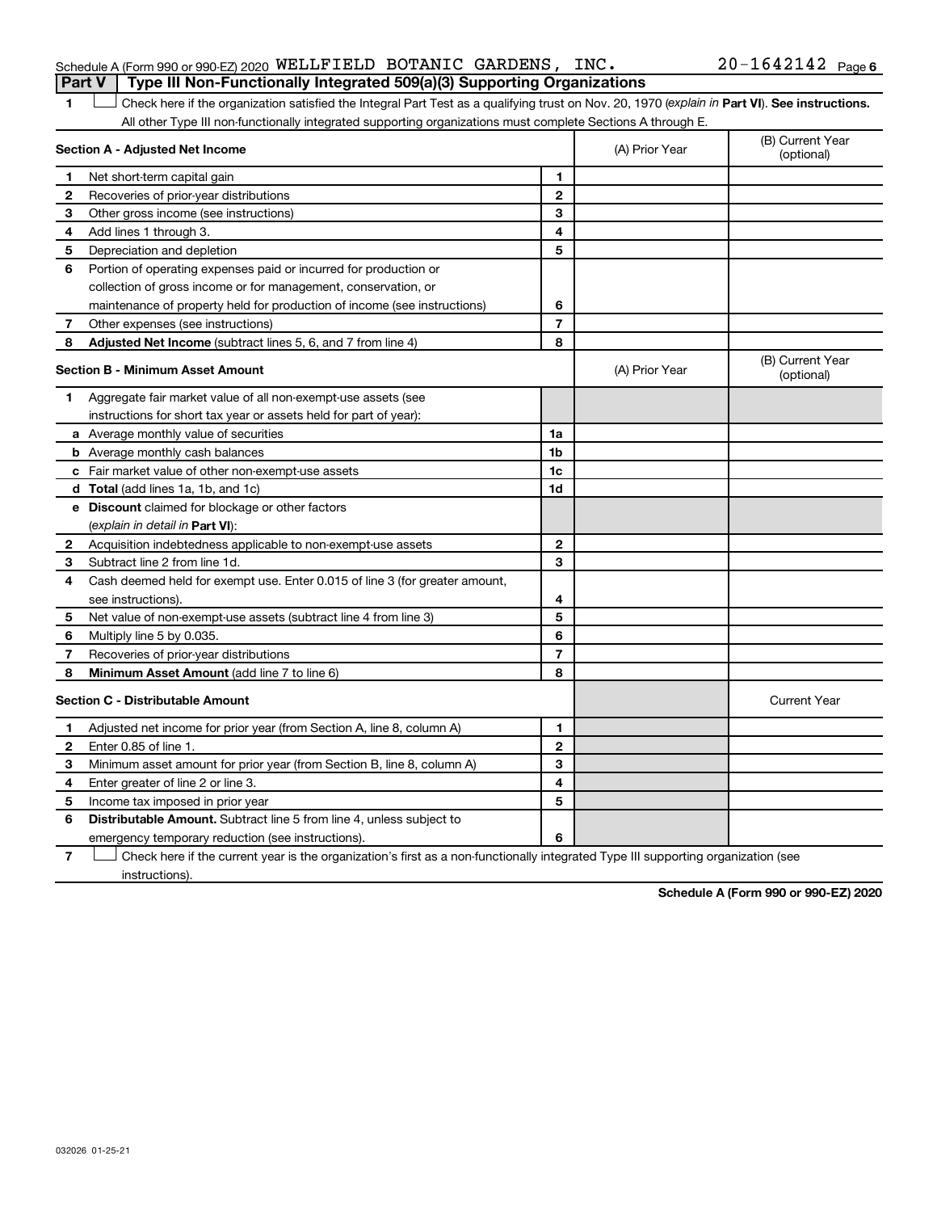Schedule A (Form 990 or 990-EZ) 2020 WELLFIELD BOTANIC GARDENS, INC. 20-1642142 Page 6

## Part V | Type III Non-Functionally Integrated 509(a)(3) Supporting Organizations

1 ☐ Check here if the organization satisfied the Integral Part Test as a qualifying trust on Nov. 20, 1970 (*explain in* **Part VI**). **See instructions.** All other Type III non-functionally integrated supporting organizations must complete Sections A through E.

| **Section A - Adjusted Net Income** | | | (A) Prior Year | (B) Current Year (optional) |
|---|---|---|---|---|
| 1 | Net short-term capital gain | 1 | | |
| 2 | Recoveries of prior-year distributions | 2 | | |
| 3 | Other gross income (see instructions) | 3 | | |
| 4 | Add lines 1 through 3. | 4 | | |
| 5 | Depreciation and depletion | 5 | | |
| 6 | Portion of operating expenses paid or incurred for production or collection of gross income or for management, conservation, or maintenance of property held for production of income (see instructions) | 6 | | |
| 7 | Other expenses (see instructions) | 7 | | |
| 8 | **Adjusted Net Income** (subtract lines 5, 6, and 7 from line 4) | 8 | | |

| **Section B - Minimum Asset Amount** | | | (A) Prior Year | (B) Current Year (optional) |
|---|---|---|---|---|
| 1 | Aggregate fair market value of all non-exempt-use assets (see instructions for short tax year or assets held for part of year): | | | |
| a | Average monthly value of securities | 1a | | |
| b | Average monthly cash balances | 1b | | |
| c | Fair market value of other non-exempt-use assets | 1c | | |
| d | **Total** (add lines 1a, 1b, and 1c) | 1d | | |
| e | **Discount** claimed for blockage or other factors (*explain in detail in* **Part VI**): | | | |
| 2 | Acquisition indebtedness applicable to non-exempt-use assets | 2 | | |
| 3 | Subtract line 2 from line 1d. | 3 | | |
| 4 | Cash deemed held for exempt use. Enter 0.015 of line 3 (for greater amount, see instructions). | 4 | | |
| 5 | Net value of non-exempt-use assets (subtract line 4 from line 3) | 5 | | |
| 6 | Multiply line 5 by 0.035. | 6 | | |
| 7 | Recoveries of prior-year distributions | 7 | | |
| 8 | **Minimum Asset Amount** (add line 7 to line 6) | 8 | | |

| **Section C - Distributable Amount** | | | | Current Year |
|---|---|---|---|---|
| 1 | Adjusted net income for prior year (from Section A, line 8, column A) | 1 | | |
| 2 | Enter 0.85 of line 1. | 2 | | |
| 3 | Minimum asset amount for prior year (from Section B, line 8, column A) | 3 | | |
| 4 | Enter greater of line 2 or line 3. | 4 | | |
| 5 | Income tax imposed in prior year | 5 | | |
| 6 | **Distributable Amount.** Subtract line 5 from line 4, unless subject to emergency temporary reduction (see instructions). | 6 | | |

7 ☐ Check here if the current year is the organization's first as a non-functionally integrated Type III supporting organization (see instructions).

**Schedule A (Form 990 or 990-EZ) 2020**

032026 01-25-21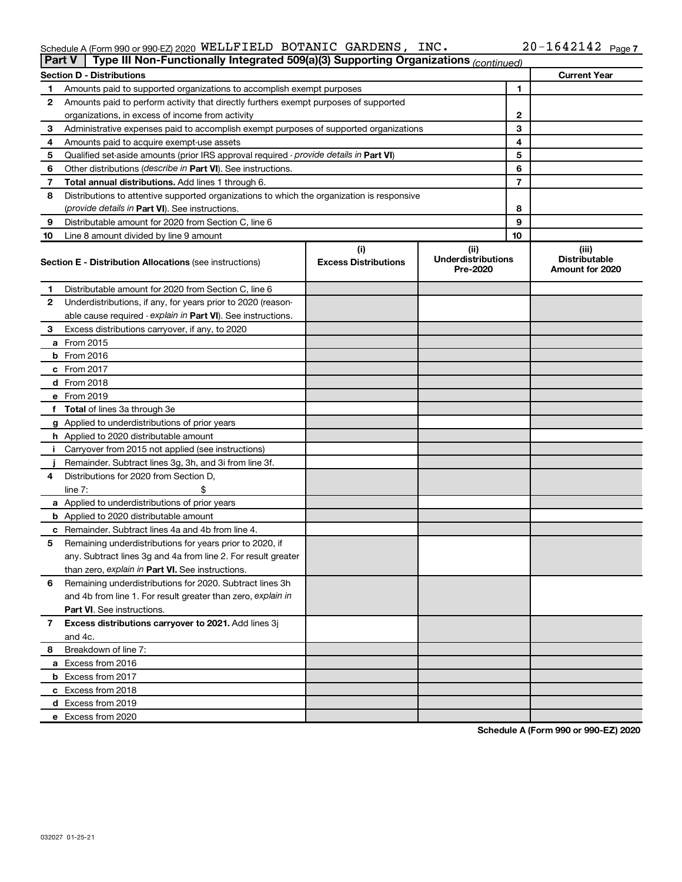Schedule A (Form 990 or 990-EZ) 2020 WELLFIELD BOTANIC GARDENS, INC. 20-1642142 Page 7

**Part V** Type III Non-Functionally Integrated 509(a)(3) Supporting Organizations *(continued)*

| Section D - Distributions | | | Current Year |
|---|---|---|---|
| 1 | Amounts paid to supported organizations to accomplish exempt purposes | 1 | |
| 2 | Amounts paid to perform activity that directly furthers exempt purposes of supported organizations, in excess of income from activity | 2 | |
| 3 | Administrative expenses paid to accomplish exempt purposes of supported organizations | 3 | |
| 4 | Amounts paid to acquire exempt-use assets | 4 | |
| 5 | Qualified set-aside amounts (prior IRS approval required - *provide details in* **Part VI**) | 5 | |
| 6 | Other distributions (*describe in* **Part VI**). See instructions. | 6 | |
| 7 | **Total annual distributions.** Add lines 1 through 6. | 7 | |
| 8 | Distributions to attentive supported organizations to which the organization is responsive (*provide details in* **Part VI**). See instructions. | 8 | |
| 9 | Distributable amount for 2020 from Section C, line 6 | 9 | |
| 10 | Line 8 amount divided by line 9 amount | 10 | |

| | **Section E - Distribution Allocations** (see instructions) | (i) Excess Distributions | (ii) Underdistributions Pre-2020 | (iii) Distributable Amount for 2020 |
|---|---|---|---|---|
| 1 | Distributable amount for 2020 from Section C, line 6 | | | |
| 2 | Underdistributions, if any, for years prior to 2020 (reasonable cause required - *explain in* **Part VI**). See instructions. | | | |
| 3 | Excess distributions carryover, if any, to 2020 | | | |
| a | From 2015 | | | |
| b | From 2016 | | | |
| c | From 2017 | | | |
| d | From 2018 | | | |
| e | From 2019 | | | |
| f | **Total** of lines 3a through 3e | | | |
| g | Applied to underdistributions of prior years | | | |
| h | Applied to 2020 distributable amount | | | |
| i | Carryover from 2015 not applied (see instructions) | | | |
| j | Remainder. Subtract lines 3g, 3h, and 3i from line 3f. | | | |
| 4 | Distributions for 2020 from Section D, line 7: $ | | | |
| a | Applied to underdistributions of prior years | | | |
| b | Applied to 2020 distributable amount | | | |
| c | Remainder. Subtract lines 4a and 4b from line 4. | | | |
| 5 | Remaining underdistributions for years prior to 2020, if any. Subtract lines 3g and 4a from line 2. For result greater than zero, *explain in* **Part VI.** See instructions. | | | |
| 6 | Remaining underdistributions for 2020. Subtract lines 3h and 4b from line 1. For result greater than zero, *explain in* **Part VI**. See instructions. | | | |
| 7 | **Excess distributions carryover to 2021.** Add lines 3j and 4c. | | | |
| 8 | Breakdown of line 7: | | | |
| a | Excess from 2016 | | | |
| b | Excess from 2017 | | | |
| c | Excess from 2018 | | | |
| d | Excess from 2019 | | | |
| e | Excess from 2020 | | | |

**Schedule A (Form 990 or 990-EZ) 2020**

032027 01-25-21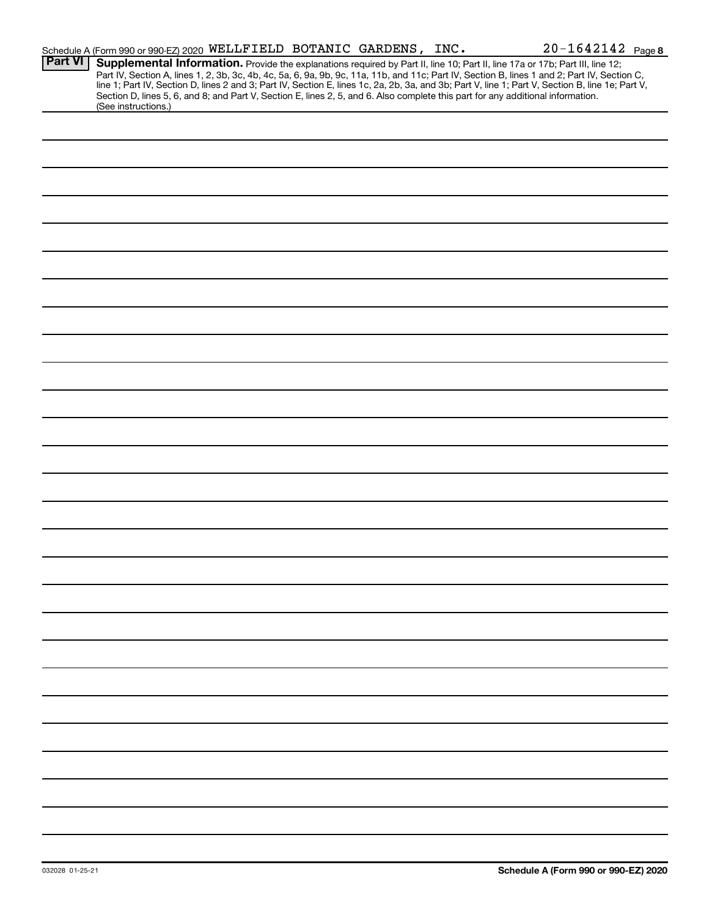Schedule A (Form 990 or 990-EZ) 2020 WELLFIELD BOTANIC GARDENS, INC. 20-1642142 Page **8**

**Part VI** **Supplemental Information.** Provide the explanations required by Part II, line 10; Part II, line 17a or 17b; Part III, line 12; Part IV, Section A, lines 1, 2, 3b, 3c, 4b, 4c, 5a, 6, 9a, 9b, 9c, 11a, 11b, and 11c; Part IV, Section B, lines 1 and 2; Part IV, Section C, line 1; Part IV, Section D, lines 2 and 3; Part IV, Section E, lines 1c, 2a, 2b, 3a, and 3b; Part V, line 1; Part V, Section B, line 1e; Part V, Section D, lines 5, 6, and 8; and Part V, Section E, lines 2, 5, and 6. Also complete this part for any additional information. (See instructions.)

032028 01-25-21 **Schedule A (Form 990 or 990-EZ) 2020**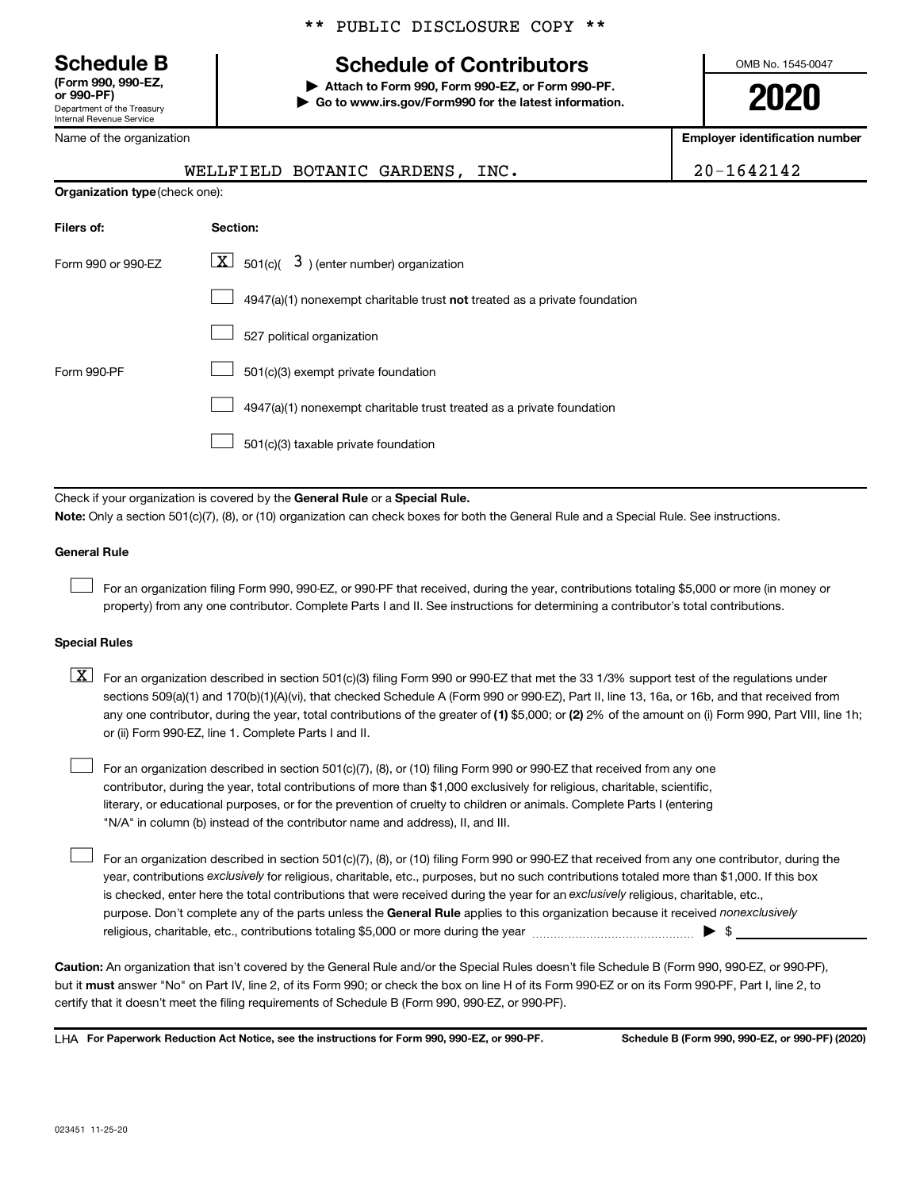** PUBLIC DISCLOSURE COPY **

**Schedule B**
**(Form 990, 990-EZ, or 990-PF)**
Department of the Treasury
Internal Revenue Service

# Schedule of Contributors

**▶ Attach to Form 990, Form 990-EZ, or Form 990-PF.**
**▶ Go to www.irs.gov/Form990 for the latest information.**

OMB No. 1545-0047

**2020**

| Name of the organization | Employer identification number |
| --- | --- |
| WELLFIELD BOTANIC GARDENS, INC. | 20-1642142 |

**Organization type** (check one):

| Filers of: | Section: |
| --- | --- |
| Form 990 or 990-EZ | [X] 501(c)( 3 ) (enter number) organization |
| | [ ] 4947(a)(1) nonexempt charitable trust **not** treated as a private foundation |
| | [ ] 527 political organization |
| Form 990-PF | [ ] 501(c)(3) exempt private foundation |
| | [ ] 4947(a)(1) nonexempt charitable trust treated as a private foundation |
| | [ ] 501(c)(3) taxable private foundation |

Check if your organization is covered by the **General Rule** or a **Special Rule.**

**Note:** Only a section 501(c)(7), (8), or (10) organization can check boxes for both the General Rule and a Special Rule. See instructions.

**General Rule**

[ ] For an organization filing Form 990, 990-EZ, or 990-PF that received, during the year, contributions totaling $5,000 or more (in money or property) from any one contributor. Complete Parts I and II. See instructions for determining a contributor's total contributions.

**Special Rules**

[X] For an organization described in section 501(c)(3) filing Form 990 or 990-EZ that met the 33 1/3% support test of the regulations under sections 509(a)(1) and 170(b)(1)(A)(vi), that checked Schedule A (Form 990 or 990-EZ), Part II, line 13, 16a, or 16b, and that received from any one contributor, during the year, total contributions of the greater of **(1)** $5,000; or **(2)** 2% of the amount on (i) Form 990, Part VIII, line 1h; or (ii) Form 990-EZ, line 1. Complete Parts I and II.

[ ] For an organization described in section 501(c)(7), (8), or (10) filing Form 990 or 990-EZ that received from any one contributor, during the year, total contributions of more than $1,000 exclusively for religious, charitable, scientific, literary, or educational purposes, or for the prevention of cruelty to children or animals. Complete Parts I (entering "N/A" in column (b) instead of the contributor name and address), II, and III.

[ ] For an organization described in section 501(c)(7), (8), or (10) filing Form 990 or 990-EZ that received from any one contributor, during the year, contributions *exclusively* for religious, charitable, etc., purposes, but no such contributions totaled more than $1,000. If this box is checked, enter here the total contributions that were received during the year for an *exclusively* religious, charitable, etc., purpose. Don't complete any of the parts unless the **General Rule** applies to this organization because it received *nonexclusively* religious, charitable, etc., contributions totaling $5,000 or more during the year ▶ $ \_\_\_\_\_\_\_\_\_\_

**Caution:** An organization that isn't covered by the General Rule and/or the Special Rules doesn't file Schedule B (Form 990, 990-EZ, or 990-PF), but it **must** answer "No" on Part IV, line 2, of its Form 990; or check the box on line H of its Form 990-EZ or on its Form 990-PF, Part I, line 2, to certify that it doesn't meet the filing requirements of Schedule B (Form 990, 990-EZ, or 990-PF).

LHA **For Paperwork Reduction Act Notice, see the instructions for Form 990, 990-EZ, or 990-PF.** **Schedule B (Form 990, 990-EZ, or 990-PF) (2020)**

023451 11-25-20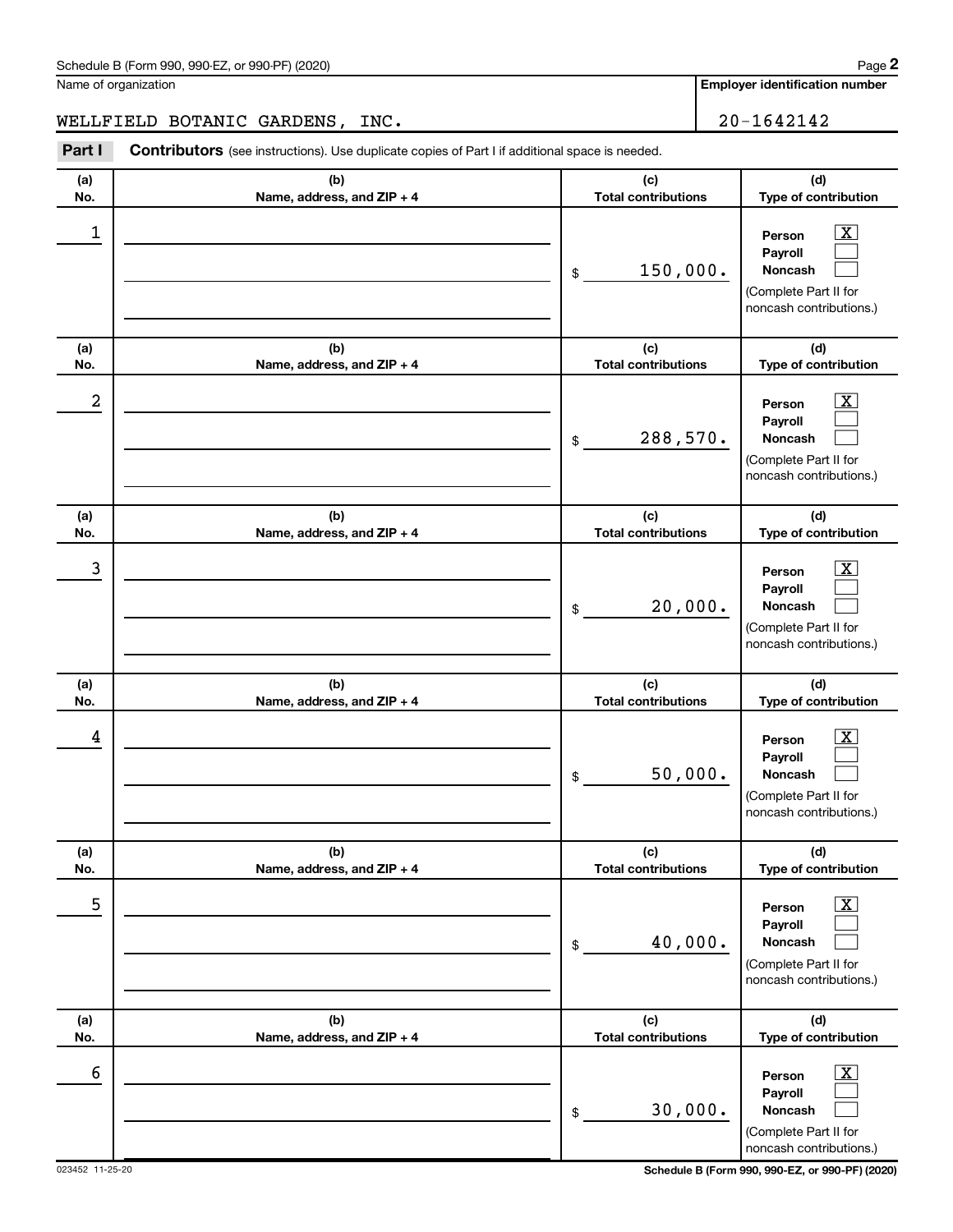Name of organization

WELLFIELD BOTANIC GARDENS, INC.

Employer identification number

20-1642142

**Part I** **Contributors** (see instructions). Use duplicate copies of Part I if additional space is needed.

| (a) No. | (b) Name, address, and ZIP + 4 | (c) Total contributions | (d) Type of contribution |
|---|---|---|---|
| 1 | | $ 150,000. | Person [X] Payroll [ ] Noncash [ ] (Complete Part II for noncash contributions.) |
| 2 | | $ 288,570. | Person [X] Payroll [ ] Noncash [ ] (Complete Part II for noncash contributions.) |
| 3 | | $ 20,000. | Person [X] Payroll [ ] Noncash [ ] (Complete Part II for noncash contributions.) |
| 4 | | $ 50,000. | Person [X] Payroll [ ] Noncash [ ] (Complete Part II for noncash contributions.) |
| 5 | | $ 40,000. | Person [X] Payroll [ ] Noncash [ ] (Complete Part II for noncash contributions.) |
| 6 | | $ 30,000. | Person [X] Payroll [ ] Noncash [ ] (Complete Part II for noncash contributions.) |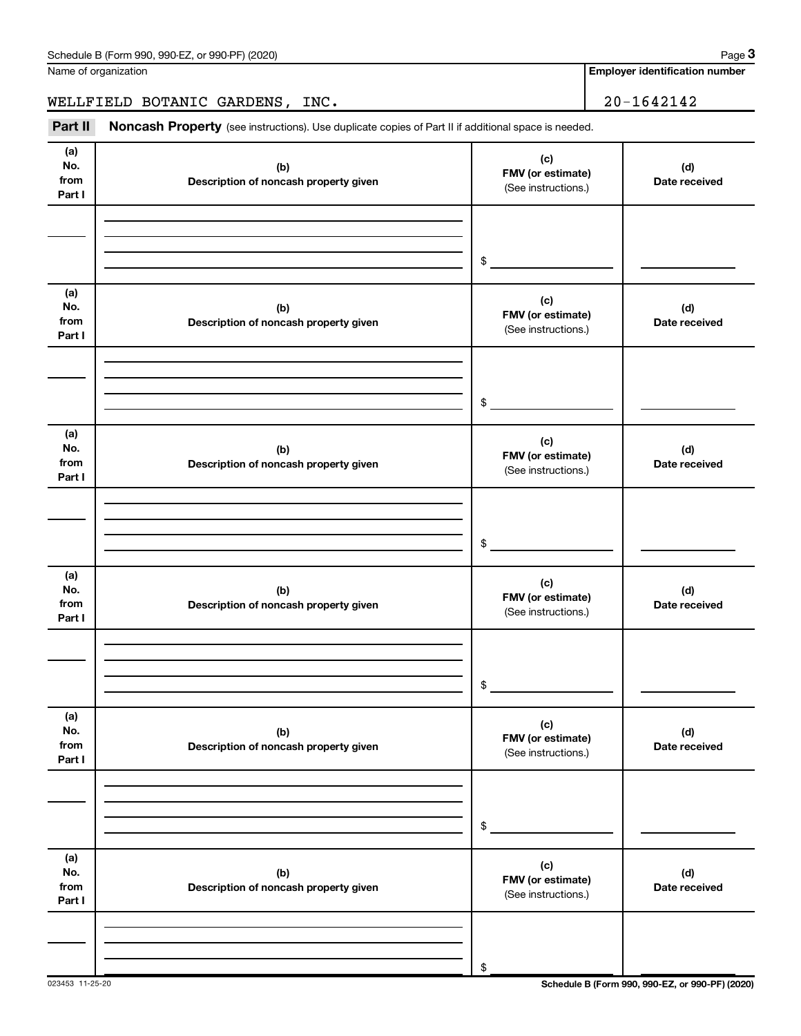Name of organization

WELLFIELD BOTANIC GARDENS, INC.

**Employer identification number**

20-1642142

**Part II** **Noncash Property** (see instructions). Use duplicate copies of Part II if additional space is needed.

| (a) No. from Part I | (b) Description of noncash property given | (c) FMV (or estimate) (See instructions.) | (d) Date received |
|---|---|---|---|
| | | $ | |

| (a) No. from Part I | (b) Description of noncash property given | (c) FMV (or estimate) (See instructions.) | (d) Date received |
|---|---|---|---|
| | | $ | |

| (a) No. from Part I | (b) Description of noncash property given | (c) FMV (or estimate) (See instructions.) | (d) Date received |
|---|---|---|---|
| | | $ | |

| (a) No. from Part I | (b) Description of noncash property given | (c) FMV (or estimate) (See instructions.) | (d) Date received |
|---|---|---|---|
| | | $ | |

| (a) No. from Part I | (b) Description of noncash property given | (c) FMV (or estimate) (See instructions.) | (d) Date received |
|---|---|---|---|
| | | $ | |

| (a) No. from Part I | (b) Description of noncash property given | (c) FMV (or estimate) (See instructions.) | (d) Date received |
|---|---|---|---|
| | | $ | |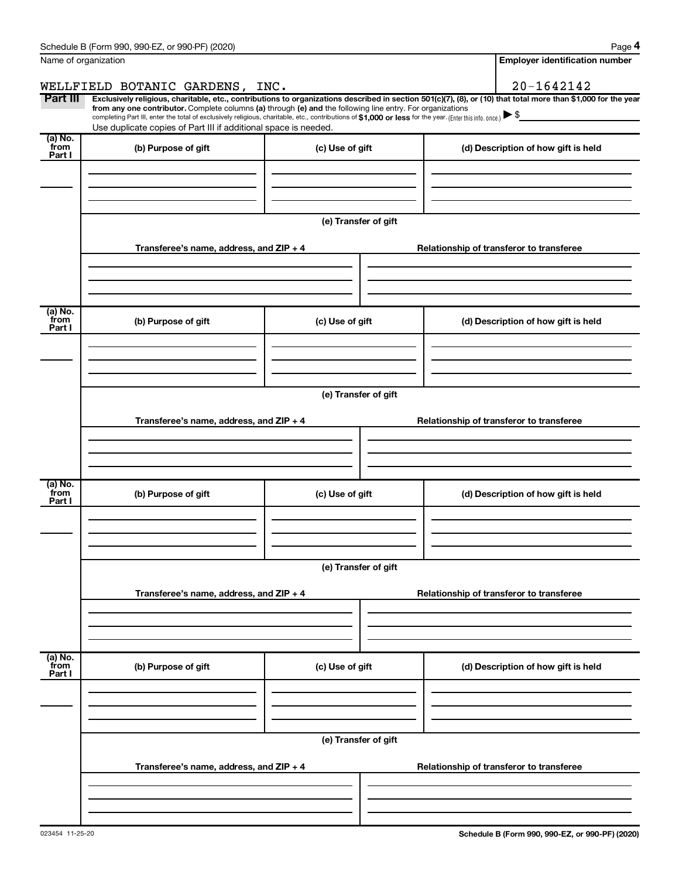Schedule B (Form 990, 990-EZ, or 990-PF) (2020)

Name of organization: WELLFIELD BOTANIC GARDENS, INC.

Employer identification number: 20-1642142

**Part III** **Exclusively religious, charitable, etc., contributions to organizations described in section 501(c)(7), (8), or (10) that total more than $1,000 for the year from any one contributor.** Complete columns **(a)** through **(e)** and the following line entry. For organizations completing Part III, enter the total of exclusively religious, charitable, etc., contributions of **$1,000 or less** for the year. (Enter this info. once.) ▶ $

Use duplicate copies of Part III if additional space is needed.

| (a) No. from Part I | (b) Purpose of gift | (c) Use of gift | (d) Description of how gift is held |
| --- | --- | --- | --- |
| | | | |

(e) Transfer of gift

| Transferee's name, address, and ZIP + 4 | Relationship of transferor to transferee |
| --- | --- |
| | |

| (a) No. from Part I | (b) Purpose of gift | (c) Use of gift | (d) Description of how gift is held |
| --- | --- | --- | --- |
| | | | |

(e) Transfer of gift

| Transferee's name, address, and ZIP + 4 | Relationship of transferor to transferee |
| --- | --- |
| | |

| (a) No. from Part I | (b) Purpose of gift | (c) Use of gift | (d) Description of how gift is held |
| --- | --- | --- | --- |
| | | | |

(e) Transfer of gift

| Transferee's name, address, and ZIP + 4 | Relationship of transferor to transferee |
| --- | --- |
| | |

| (a) No. from Part I | (b) Purpose of gift | (c) Use of gift | (d) Description of how gift is held |
| --- | --- | --- | --- |
| | | | |

(e) Transfer of gift

| Transferee's name, address, and ZIP + 4 | Relationship of transferor to transferee |
| --- | --- |
| | |

023454 11-25-20

Schedule B (Form 990, 990-EZ, or 990-PF) (2020)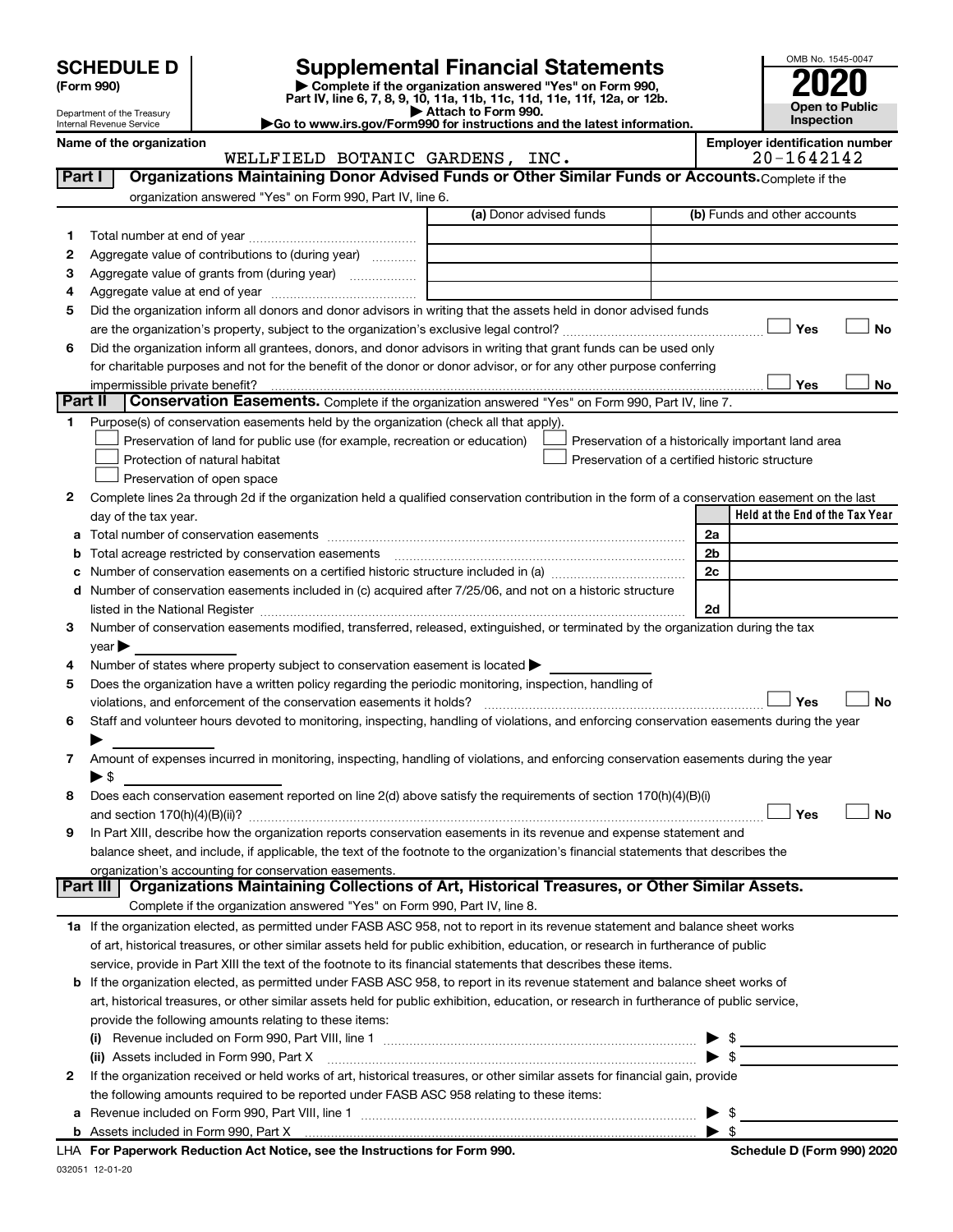# SCHEDULE D (Form 990)

Department of the Treasury
Internal Revenue Service

## Supplemental Financial Statements

▶ Complete if the organization answered "Yes" on Form 990, Part IV, line 6, 7, 8, 9, 10, 11a, 11b, 11c, 11d, 11e, 11f, 12a, or 12b.
▶ Attach to Form 990.
▶Go to www.irs.gov/Form990 for instructions and the latest information.

OMB No. 1545-0047

**2020**

**Open to Public Inspection**

**Name of the organization**
WELLFIELD BOTANIC GARDENS, INC.

**Employer identification number**
20-1642142

**Part I** **Organizations Maintaining Donor Advised Funds or Other Similar Funds or Accounts.** Complete if the organization answered "Yes" on Form 990, Part IV, line 6.

| | | (a) Donor advised funds | (b) Funds and other accounts |
|---|---|---|---|
| 1 | Total number at end of year | | |
| 2 | Aggregate value of contributions to (during year) | | |
| 3 | Aggregate value of grants from (during year) | | |
| 4 | Aggregate value at end of year | | |

5 Did the organization inform all donors and donor advisors in writing that the assets held in donor advised funds are the organization's property, subject to the organization's exclusive legal control? ☐ Yes ☐ No

6 Did the organization inform all grantees, donors, and donor advisors in writing that grant funds can be used only for charitable purposes and not for the benefit of the donor or donor advisor, or for any other purpose conferring impermissible private benefit? ☐ Yes ☐ No

**Part II** **Conservation Easements.** Complete if the organization answered "Yes" on Form 990, Part IV, line 7.

1 Purpose(s) of conservation easements held by the organization (check all that apply).
- ☐ Preservation of land for public use (for example, recreation or education)
- ☐ Preservation of a historically important land area
- ☐ Protection of natural habitat
- ☐ Preservation of a certified historic structure
- ☐ Preservation of open space

2 Complete lines 2a through 2d if the organization held a qualified conservation contribution in the form of a conservation easement on the last day of the tax year.

| | | | Held at the End of the Tax Year |
|---|---|---|---|
| a | Total number of conservation easements | 2a | |
| b | Total acreage restricted by conservation easements | 2b | |
| c | Number of conservation easements on a certified historic structure included in (a) | 2c | |
| d | Number of conservation easements included in (c) acquired after 7/25/06, and not on a historic structure listed in the National Register | 2d | |

3 Number of conservation easements modified, transferred, released, extinguished, or terminated by the organization during the tax year ▶

4 Number of states where property subject to conservation easement is located ▶

5 Does the organization have a written policy regarding the periodic monitoring, inspection, handling of violations, and enforcement of the conservation easements it holds? ☐ Yes ☐ No

6 Staff and volunteer hours devoted to monitoring, inspecting, handling of violations, and enforcing conservation easements during the year ▶

7 Amount of expenses incurred in monitoring, inspecting, handling of violations, and enforcing conservation easements during the year ▶ $

8 Does each conservation easement reported on line 2(d) above satisfy the requirements of section 170(h)(4)(B)(i) and section 170(h)(4)(B)(ii)? ☐ Yes ☐ No

9 In Part XIII, describe how the organization reports conservation easements in its revenue and expense statement and balance sheet, and include, if applicable, the text of the footnote to the organization's financial statements that describes the organization's accounting for conservation easements.

**Part III** **Organizations Maintaining Collections of Art, Historical Treasures, or Other Similar Assets.** Complete if the organization answered "Yes" on Form 990, Part IV, line 8.

1a If the organization elected, as permitted under FASB ASC 958, not to report in its revenue statement and balance sheet works of art, historical treasures, or other similar assets held for public exhibition, education, or research in furtherance of public service, provide in Part XIII the text of the footnote to its financial statements that describes these items.

b If the organization elected, as permitted under FASB ASC 958, to report in its revenue statement and balance sheet works of art, historical treasures, or other similar assets held for public exhibition, education, or research in furtherance of public service, provide the following amounts relating to these items:

(i) Revenue included on Form 990, Part VIII, line 1 ▶ $

(ii) Assets included in Form 990, Part X ▶ $

2 If the organization received or held works of art, historical treasures, or other similar assets for financial gain, provide the following amounts required to be reported under FASB ASC 958 relating to these items:

a Revenue included on Form 990, Part VIII, line 1 ▶ $

b Assets included in Form 990, Part X ▶ $

**LHA For Paperwork Reduction Act Notice, see the Instructions for Form 990.** **Schedule D (Form 990) 2020**

032051 12-01-20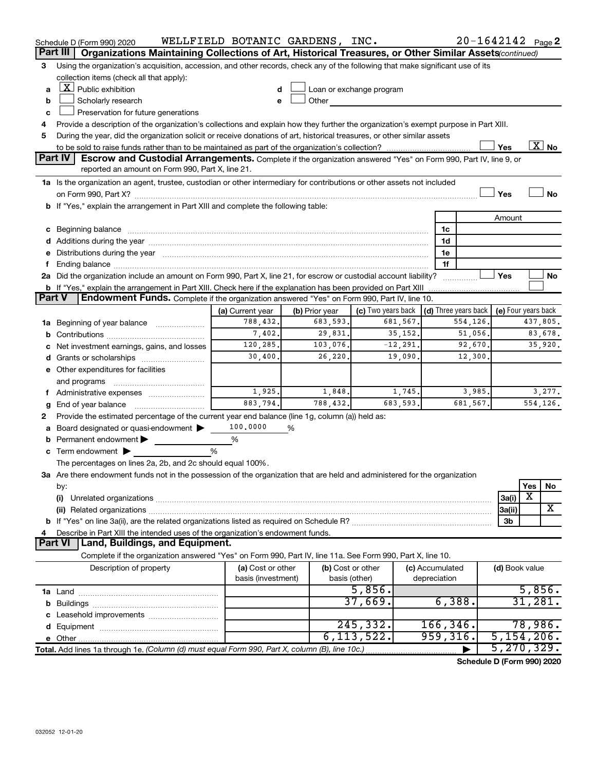Schedule D (Form 990) 2020 WELLFIELD BOTANIC GARDENS, INC. 20-1642142 Page 2

**Part III** **Organizations Maintaining Collections of Art, Historical Treasures, or Other Similar Assets** *(continued)*

3 Using the organization's acquisition, accession, and other records, check any of the following that make significant use of its collection items (check all that apply):

a [X] Public exhibition
b [ ] Scholarly research
c [ ] Preservation for future generations
d [ ] Loan or exchange program
e [ ] Other

4 Provide a description of the organization's collections and explain how they further the organization's exempt purpose in Part XIII.

5 During the year, did the organization solicit or receive donations of art, historical treasures, or other similar assets to be sold to raise funds rather than to be maintained as part of the organization's collection? [ ] Yes [X] No

**Part IV** **Escrow and Custodial Arrangements.** Complete if the organization answered "Yes" on Form 990, Part IV, line 9, or reported an amount on Form 990, Part X, line 21.

1a Is the organization an agent, trustee, custodian or other intermediary for contributions or other assets not included on Form 990, Part X? [ ] Yes [ ] No

b If "Yes," explain the arrangement in Part XIII and complete the following table:

| | | Amount |
|---|---|---|
| c Beginning balance | 1c | |
| d Additions during the year | 1d | |
| e Distributions during the year | 1e | |
| f Ending balance | 1f | |

2a Did the organization include an amount on Form 990, Part X, line 21, for escrow or custodial account liability? [ ] Yes [ ] No

b If "Yes," explain the arrangement in Part XIII. Check here if the explanation has been provided on Part XIII [ ]

**Part V** **Endowment Funds.** Complete if the organization answered "Yes" on Form 990, Part IV, line 10.

| | (a) Current year | (b) Prior year | (c) Two years back | (d) Three years back | (e) Four years back |
|---|---|---|---|---|---|
| 1a Beginning of year balance | 788,432. | 683,593. | 681,567. | 554,126. | 437,805. |
| b Contributions | 7,402. | 29,831. | 35,152. | 51,056. | 83,678. |
| c Net investment earnings, gains, and losses | 120,285. | 103,076. | -12,291. | 92,670. | 35,920. |
| d Grants or scholarships | 30,400. | 26,220. | 19,090. | 12,300. | |
| e Other expenditures for facilities and programs | | | | | |
| f Administrative expenses | 1,925. | 1,848. | 1,745. | 3,985. | 3,277. |
| g End of year balance | 883,794. | 788,432. | 683,593. | 681,567. | 554,126. |

2 Provide the estimated percentage of the current year end balance (line 1g, column (a)) held as:

a Board designated or quasi-endowment ▶ 100.0000 %
b Permanent endowment ▶ %
c Term endowment ▶ %

The percentages on lines 2a, 2b, and 2c should equal 100%.

3a Are there endowment funds not in the possession of the organization that are held and administered for the organization by:

| | | Yes | No |
|---|---|---|---|
| (i) Unrelated organizations | 3a(i) | X | |
| (ii) Related organizations | 3a(ii) | | X |
| b If "Yes" on line 3a(ii), are the related organizations listed as required on Schedule R? | 3b | | |

4 Describe in Part XIII the intended uses of the organization's endowment funds.

**Part VI** **Land, Buildings, and Equipment.**

Complete if the organization answered "Yes" on Form 990, Part IV, line 11a. See Form 990, Part X, line 10.

| Description of property | (a) Cost or other basis (investment) | (b) Cost or other basis (other) | (c) Accumulated depreciation | (d) Book value |
|---|---|---|---|---|
| 1a Land | | 5,856. | | 5,856. |
| b Buildings | | 37,669. | 6,388. | 31,281. |
| c Leasehold improvements | | | | |
| d Equipment | | 245,332. | 166,346. | 78,986. |
| e Other | | 6,113,522. | 959,316. | 5,154,206. |
| **Total.** Add lines 1a through 1e. *(Column (d) must equal Form 990, Part X, column (B), line 10c.)* | | | ▶ | 5,270,329. |

**Schedule D (Form 990) 2020**

032052 12-01-20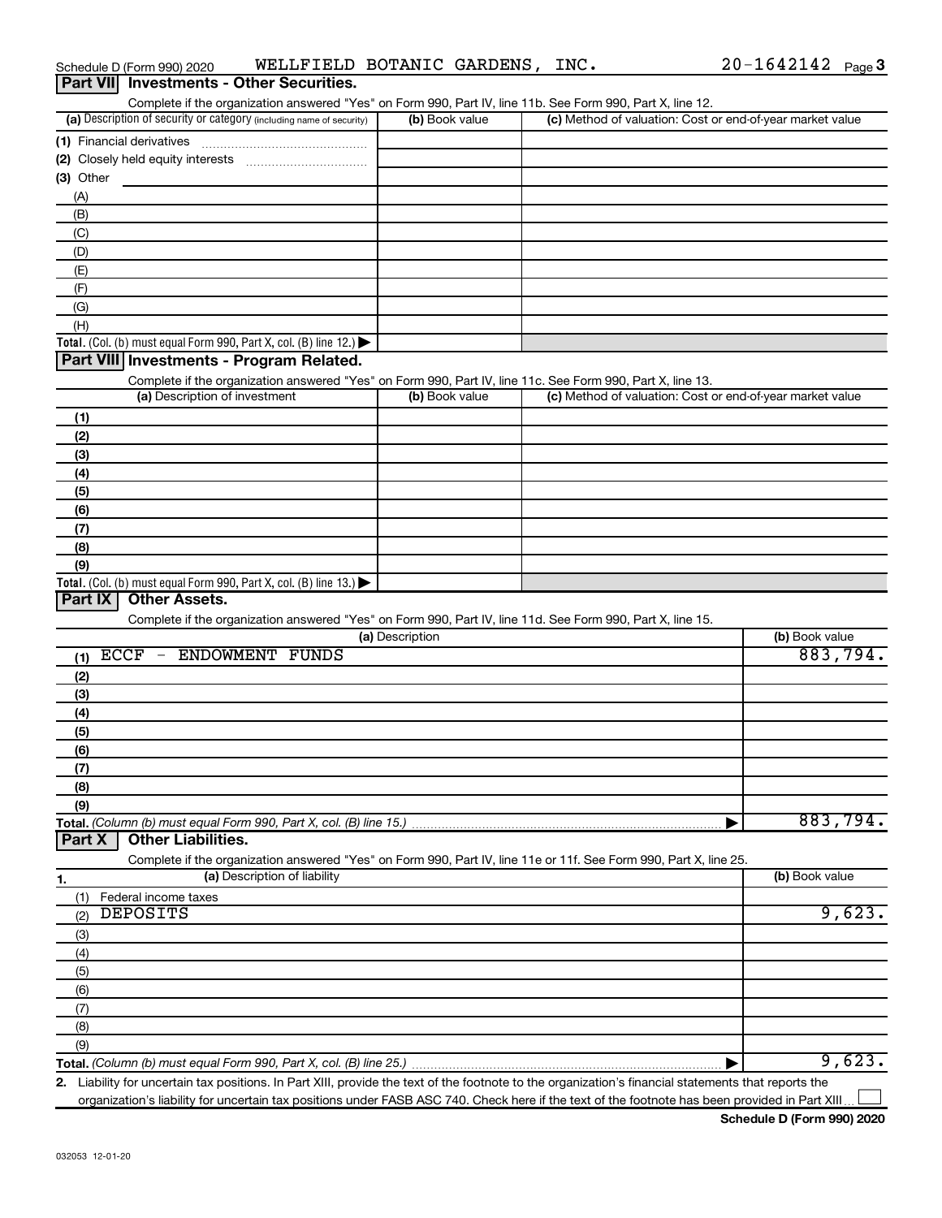Schedule D (Form 990) 2020 WELLFIELD BOTANIC GARDENS, INC. 20-1642142 Page 3

## Part VII Investments - Other Securities.

Complete if the organization answered "Yes" on Form 990, Part IV, line 11b. See Form 990, Part X, line 12.

| (a) Description of security or category (including name of security) | (b) Book value | (c) Method of valuation: Cost or end-of-year market value |
|---|---|---|
| (1) Financial derivatives | | |
| (2) Closely held equity interests | | |
| (3) Other | | |
| (A) | | |
| (B) | | |
| (C) | | |
| (D) | | |
| (E) | | |
| (F) | | |
| (G) | | |
| (H) | | |
| **Total.** (Col. (b) must equal Form 990, Part X, col. (B) line 12.) ▶ | | |

## Part VIII Investments - Program Related.

Complete if the organization answered "Yes" on Form 990, Part IV, line 11c. See Form 990, Part X, line 13.

| (a) Description of investment | (b) Book value | (c) Method of valuation: Cost or end-of-year market value |
|---|---|---|
| (1) | | |
| (2) | | |
| (3) | | |
| (4) | | |
| (5) | | |
| (6) | | |
| (7) | | |
| (8) | | |
| (9) | | |
| **Total.** (Col. (b) must equal Form 990, Part X, col. (B) line 13.) ▶ | | |

## Part IX Other Assets.

Complete if the organization answered "Yes" on Form 990, Part IV, line 11d. See Form 990, Part X, line 15.

| (a) Description | (b) Book value |
|---|---|
| (1) ECCF - ENDOWMENT FUNDS | 883,794. |
| (2) | |
| (3) | |
| (4) | |
| (5) | |
| (6) | |
| (7) | |
| (8) | |
| (9) | |
| **Total.** *(Column (b) must equal Form 990, Part X, col. (B) line 15.)* ▶ | 883,794. |

## Part X Other Liabilities.

Complete if the organization answered "Yes" on Form 990, Part IV, line 11e or 11f. See Form 990, Part X, line 25.

| 1. (a) Description of liability | (b) Book value |
|---|---|
| (1) Federal income taxes | |
| (2) DEPOSITS | 9,623. |
| (3) | |
| (4) | |
| (5) | |
| (6) | |
| (7) | |
| (8) | |
| (9) | |
| **Total.** *(Column (b) must equal Form 990, Part X, col. (B) line 25.)* ▶ | 9,623. |

2. Liability for uncertain tax positions. In Part XIII, provide the text of the footnote to the organization's financial statements that reports the organization's liability for uncertain tax positions under FASB ASC 740. Check here if the text of the footnote has been provided in Part XIII ☐

Schedule D (Form 990) 2020

032053 12-01-20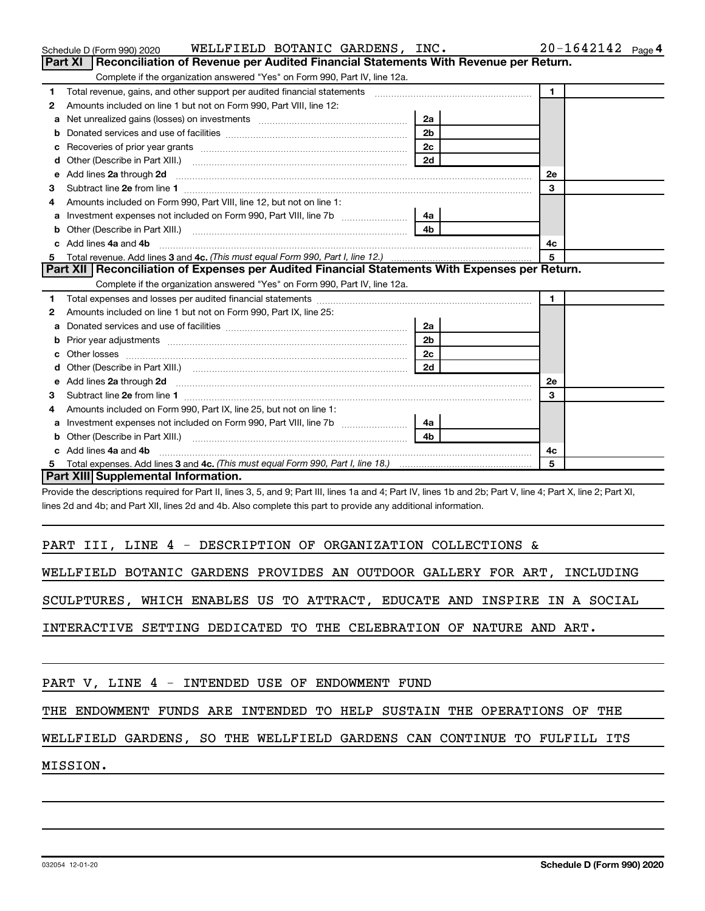Schedule D (Form 990) 2020 WELLFIELD BOTANIC GARDENS, INC. 20-1642142 Page 4

## Part XI Reconciliation of Revenue per Audited Financial Statements With Revenue per Return.

Complete if the organization answered "Yes" on Form 990, Part IV, line 12a.

| | | | | | |
|---|---|---|---|---|---|
| 1 | Total revenue, gains, and other support per audited financial statements | | | 1 | |
| 2 | Amounts included on line 1 but not on Form 990, Part VIII, line 12: | | | | |
| a | Net unrealized gains (losses) on investments | 2a | | | |
| b | Donated services and use of facilities | 2b | | | |
| c | Recoveries of prior year grants | 2c | | | |
| d | Other (Describe in Part XIII.) | 2d | | | |
| e | Add lines 2a through 2d | | | 2e | |
| 3 | Subtract line 2e from line 1 | | | 3 | |
| 4 | Amounts included on Form 990, Part VIII, line 12, but not on line 1: | | | | |
| a | Investment expenses not included on Form 990, Part VIII, line 7b | 4a | | | |
| b | Other (Describe in Part XIII.) | 4b | | | |
| c | Add lines 4a and 4b | | | 4c | |
| 5 | Total revenue. Add lines 3 and 4c. *(This must equal Form 990, Part I, line 12.)* | | | 5 | |

## Part XII Reconciliation of Expenses per Audited Financial Statements With Expenses per Return.

Complete if the organization answered "Yes" on Form 990, Part IV, line 12a.

| | | | | | |
|---|---|---|---|---|---|
| 1 | Total expenses and losses per audited financial statements | | | 1 | |
| 2 | Amounts included on line 1 but not on Form 990, Part IX, line 25: | | | | |
| a | Donated services and use of facilities | 2a | | | |
| b | Prior year adjustments | 2b | | | |
| c | Other losses | 2c | | | |
| d | Other (Describe in Part XIII.) | 2d | | | |
| e | Add lines 2a through 2d | | | 2e | |
| 3 | Subtract line 2e from line 1 | | | 3 | |
| 4 | Amounts included on Form 990, Part IX, line 25, but not on line 1: | | | | |
| a | Investment expenses not included on Form 990, Part VIII, line 7b | 4a | | | |
| b | Other (Describe in Part XIII.) | 4b | | | |
| c | Add lines 4a and 4b | | | 4c | |
| 5 | Total expenses. Add lines 3 and 4c. *(This must equal Form 990, Part I, line 18.)* | | | 5 | |

## Part XIII Supplemental Information.

Provide the descriptions required for Part II, lines 3, 5, and 9; Part III, lines 1a and 4; Part IV, lines 1b and 2b; Part V, line 4; Part X, line 2; Part XI, lines 2d and 4b; and Part XII, lines 2d and 4b. Also complete this part to provide any additional information.

PART III, LINE 4 - DESCRIPTION OF ORGANIZATION COLLECTIONS &

WELLFIELD BOTANIC GARDENS PROVIDES AN OUTDOOR GALLERY FOR ART, INCLUDING SCULPTURES, WHICH ENABLES US TO ATTRACT, EDUCATE AND INSPIRE IN A SOCIAL INTERACTIVE SETTING DEDICATED TO THE CELEBRATION OF NATURE AND ART.

PART V, LINE 4 - INTENDED USE OF ENDOWMENT FUND

THE ENDOWMENT FUNDS ARE INTENDED TO HELP SUSTAIN THE OPERATIONS OF THE WELLFIELD GARDENS, SO THE WELLFIELD GARDENS CAN CONTINUE TO FULFILL ITS MISSION.

032054 12-01-20 **Schedule D (Form 990) 2020**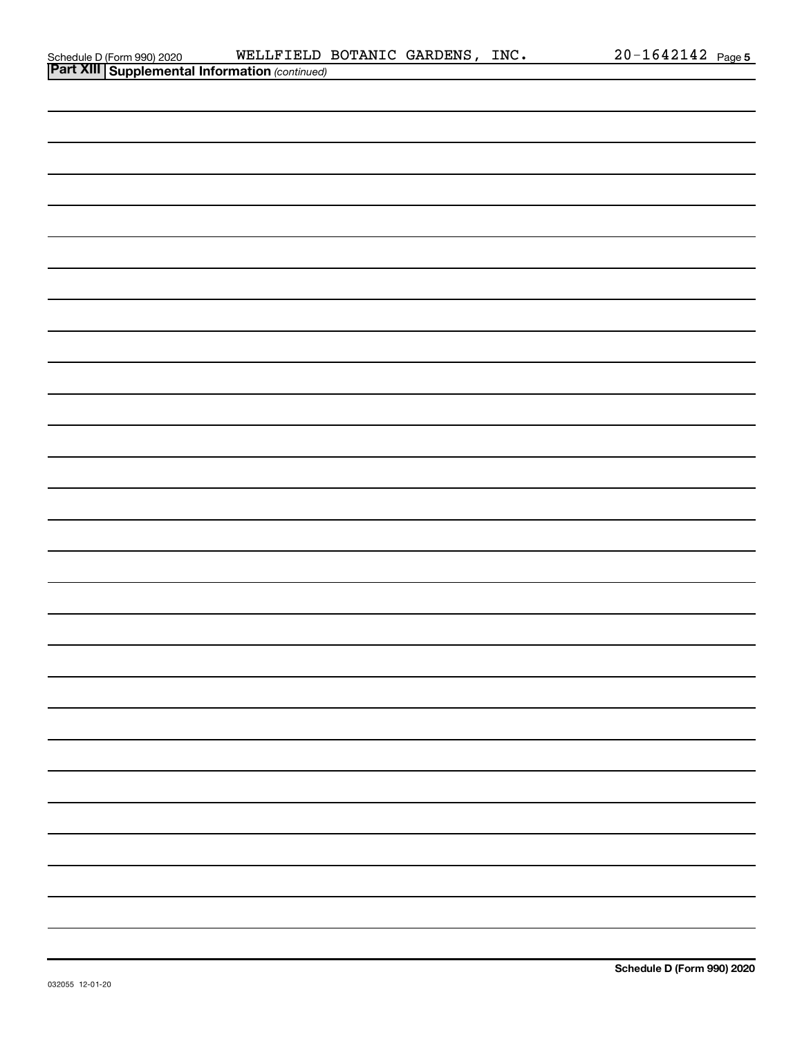Schedule D (Form 990) 2020 WELLFIELD BOTANIC GARDENS, INC. 20-1642142 Page 5

**Part XIII Supplemental Information** *(continued)*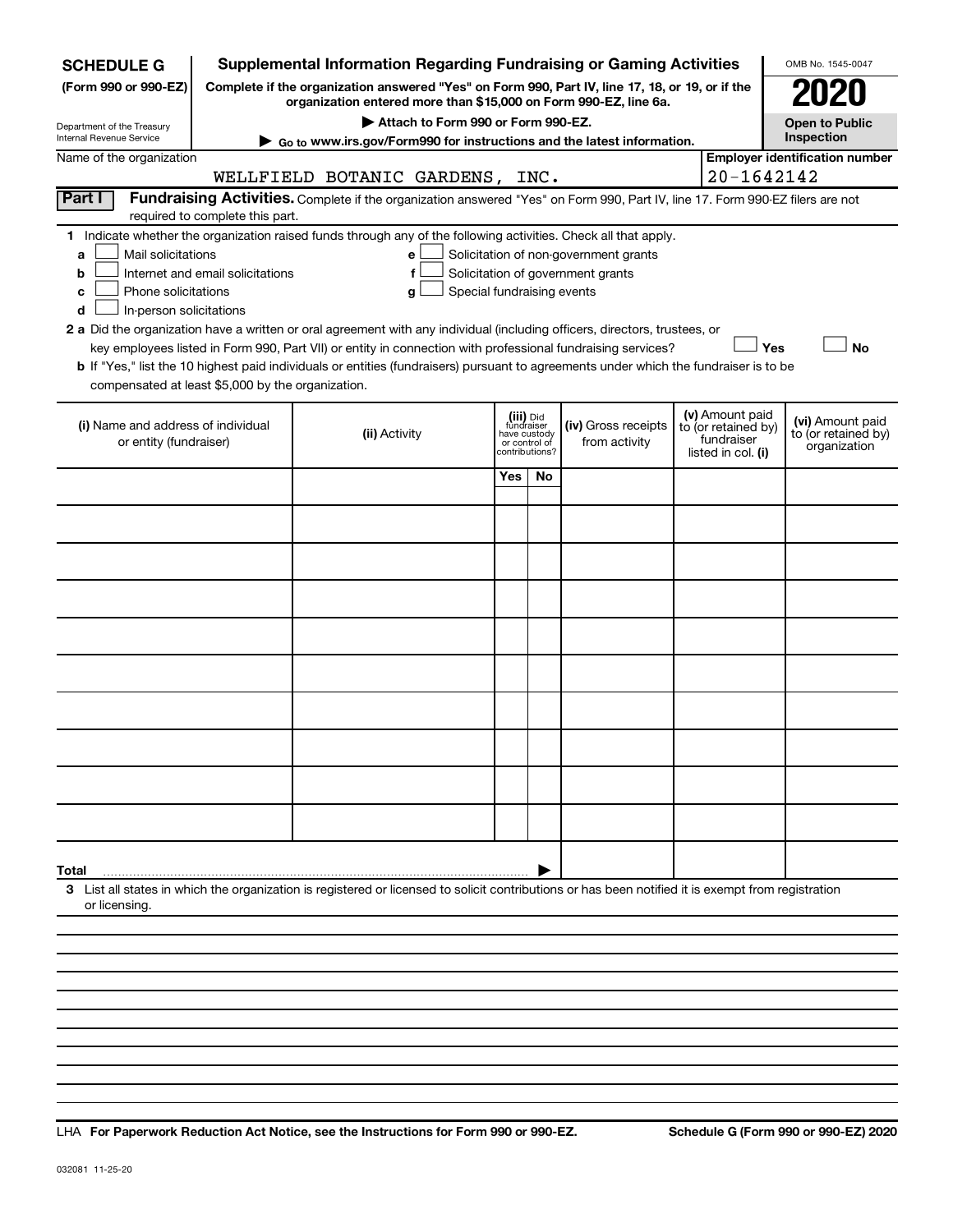**SCHEDULE G (Form 990 or 990-EZ)**

Department of the Treasury
Internal Revenue Service

# Supplemental Information Regarding Fundraising or Gaming Activities

**Complete if the organization answered "Yes" on Form 990, Part IV, line 17, 18, or 19, or if the organization entered more than $15,000 on Form 990-EZ, line 6a.**

▶ Attach to Form 990 or Form 990-EZ.

▶ Go to www.irs.gov/Form990 for instructions and the latest information.

OMB No. 1545-0047

**2020**

**Open to Public Inspection**

Name of the organization: WELLFIELD BOTANIC GARDENS, INC.

Employer identification number: 20-1642142

**Part I** **Fundraising Activities.** Complete if the organization answered "Yes" on Form 990, Part IV, line 17. Form 990-EZ filers are not required to complete this part.

1 Indicate whether the organization raised funds through any of the following activities. Check all that apply.

- a ☐ Mail solicitations
- b ☐ Internet and email solicitations
- c ☐ Phone solicitations
- d ☐ In-person solicitations
- e ☐ Solicitation of non-government grants
- f ☐ Solicitation of government grants
- g ☐ Special fundraising events

2 a Did the organization have a written or oral agreement with any individual (including officers, directors, trustees, or key employees listed in Form 990, Part VII) or entity in connection with professional fundraising services? ☐ Yes ☐ No

b If "Yes," list the 10 highest paid individuals or entities (fundraisers) pursuant to agreements under which the fundraiser is to be compensated at least $5,000 by the organization.

| (i) Name and address of individual or entity (fundraiser) | (ii) Activity | (iii) Did fundraiser have custody or control of contributions? Yes | No | (iv) Gross receipts from activity | (v) Amount paid to (or retained by) fundraiser listed in col. (i) | (vi) Amount paid to (or retained by) organization |
|---|---|---|---|---|---|---|
| | | | | | | |
| | | | | | | |
| | | | | | | |
| | | | | | | |
| | | | | | | |
| | | | | | | |
| | | | | | | |
| | | | | | | |
| | | | | | | |
| | | | | | | |
| Total ▶ | | | | | | |

3 List all states in which the organization is registered or licensed to solicit contributions or has been notified it is exempt from registration or licensing.

LHA **For Paperwork Reduction Act Notice, see the Instructions for Form 990 or 990-EZ.** **Schedule G (Form 990 or 990-EZ) 2020**

032081 11-25-20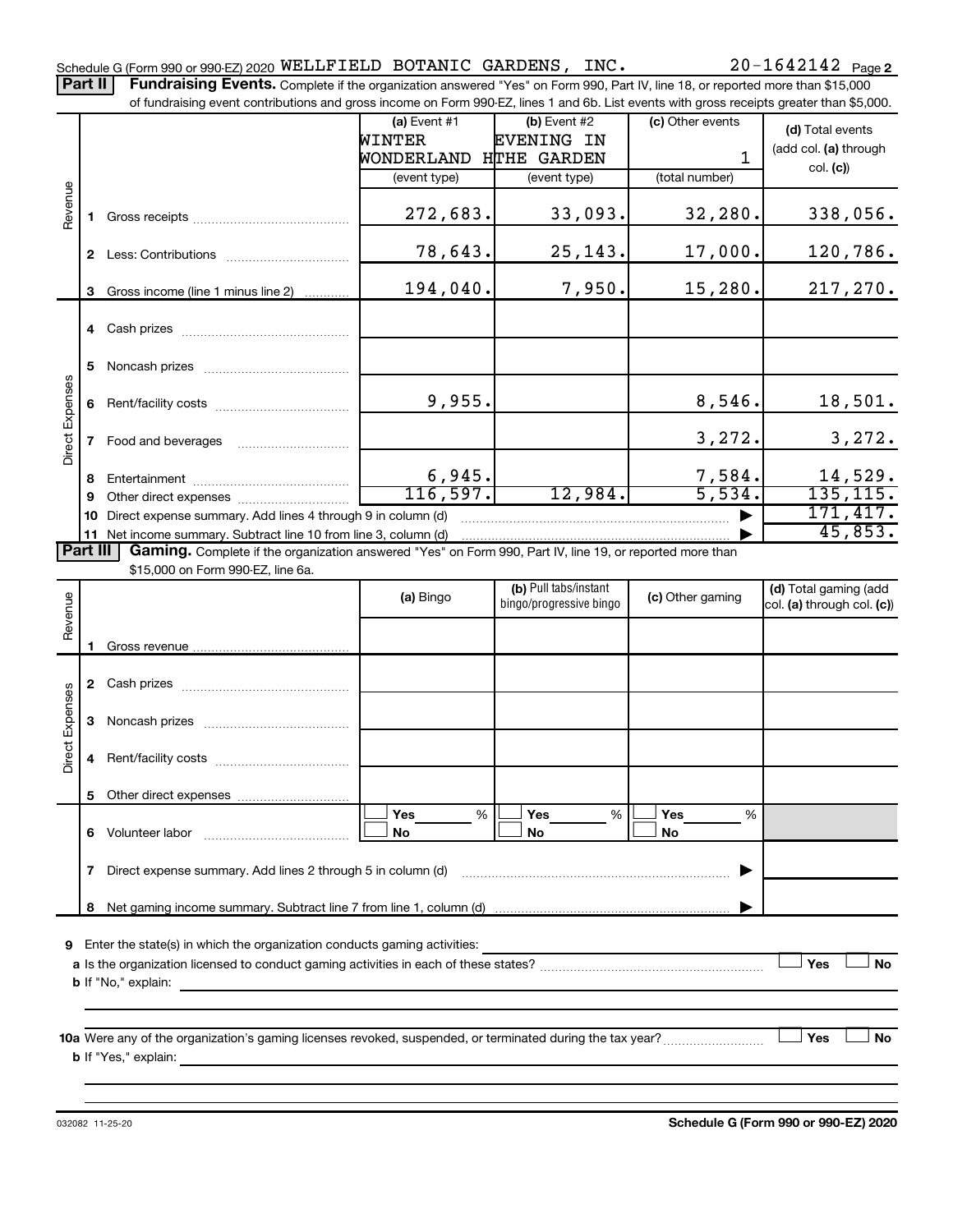Schedule G (Form 990 or 990-EZ) 2020 WELLFIELD BOTANIC GARDENS, INC. 20-1642142 Page 2

**Part II** **Fundraising Events.** Complete if the organization answered "Yes" on Form 990, Part IV, line 18, or reported more than $15,000 of fundraising event contributions and gross income on Form 990-EZ, lines 1 and 6b. List events with gross receipts greater than $5,000.

| | | (a) Event #1 WINTER WONDERLAND (event type) | (b) Event #2 EVENING IN THE GARDEN (event type) | (c) Other events 1 (total number) | (d) Total events (add col. (a) through col. (c)) |
|---|---|---|---|---|---|
| Revenue | 1 Gross receipts | 272,683. | 33,093. | 32,280. | 338,056. |
| | 2 Less: Contributions | 78,643. | 25,143. | 17,000. | 120,786. |
| | 3 Gross income (line 1 minus line 2) | 194,040. | 7,950. | 15,280. | 217,270. |
| Direct Expenses | 4 Cash prizes | | | | |
| | 5 Noncash prizes | | | | |
| | 6 Rent/facility costs | 9,955. | | 8,546. | 18,501. |
| | 7 Food and beverages | | | 3,272. | 3,272. |
| | 8 Entertainment | 6,945. | | 7,584. | 14,529. |
| | 9 Other direct expenses | 116,597. | 12,984. | 5,534. | 135,115. |
| | 10 Direct expense summary. Add lines 4 through 9 in column (d) | | | ▶ | 171,417. |
| | 11 Net income summary. Subtract line 10 from line 3, column (d) | | | ▶ | 45,853. |

**Part III** **Gaming.** Complete if the organization answered "Yes" on Form 990, Part IV, line 19, or reported more than $15,000 on Form 990-EZ, line 6a.

| | | (a) Bingo | (b) Pull tabs/instant bingo/progressive bingo | (c) Other gaming | (d) Total gaming (add col. (a) through col. (c)) |
|---|---|---|---|---|---|
| Revenue | 1 Gross revenue | | | | |
| Direct Expenses | 2 Cash prizes | | | | |
| | 3 Noncash prizes | | | | |
| | 4 Rent/facility costs | | | | |
| | 5 Other direct expenses | | | | |
| | 6 Volunteer labor | ☐ Yes ___% ☐ No | ☐ Yes ___% ☐ No | ☐ Yes ___% ☐ No | |
| | 7 Direct expense summary. Add lines 2 through 5 in column (d) | | | ▶ | |
| | 8 Net gaming income summary. Subtract line 7 from line 1, column (d) | | | ▶ | |

9 Enter the state(s) in which the organization conducts gaming activities:

a Is the organization licensed to conduct gaming activities in each of these states? ☐ Yes ☐ No

b If "No," explain:

10a Were any of the organization's gaming licenses revoked, suspended, or terminated during the tax year? ☐ Yes ☐ No

b If "Yes," explain:

032082 11-25-20 **Schedule G (Form 990 or 990-EZ) 2020**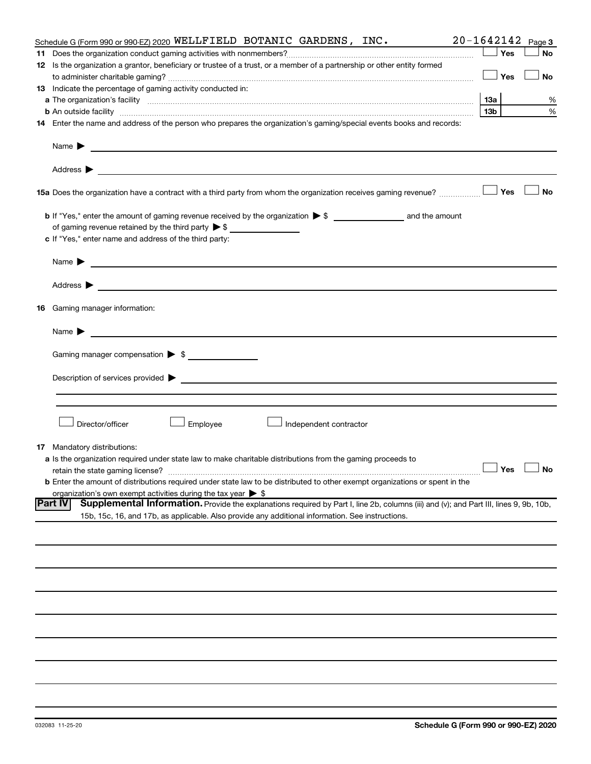Schedule G (Form 990 or 990-EZ) 2020 WELLFIELD BOTANIC GARDENS, INC. 20-1642142 Page 3

**11** Does the organization conduct gaming activities with nonmembers? ☐ Yes ☐ No

**12** Is the organization a grantor, beneficiary or trustee of a trust, or a member of a partnership or other entity formed to administer charitable gaming? ☐ Yes ☐ No

**13** Indicate the percentage of gaming activity conducted in:

**a** The organization's facility **13a** %

**b** An outside facility **13b** %

**14** Enter the name and address of the person who prepares the organization's gaming/special events books and records:

Name ▶

Address ▶

**15a** Does the organization have a contract with a third party from whom the organization receives gaming revenue? ☐ Yes ☐ No

**b** If "Yes," enter the amount of gaming revenue received by the organization ▶ $ \_\_\_\_\_\_\_\_ and the amount of gaming revenue retained by the third party ▶ $ \_\_\_\_\_\_\_\_

**c** If "Yes," enter name and address of the third party:

Name ▶

Address ▶

**16** Gaming manager information:

Name ▶

Gaming manager compensation ▶ $

Description of services provided ▶

☐ Director/officer ☐ Employee ☐ Independent contractor

**17** Mandatory distributions:

**a** Is the organization required under state law to make charitable distributions from the gaming proceeds to retain the state gaming license? ☐ Yes ☐ No

**b** Enter the amount of distributions required under state law to be distributed to other exempt organizations or spent in the organization's own exempt activities during the tax year ▶ $

## Part IV Supplemental Information.

Provide the explanations required by Part I, line 2b, columns (iii) and (v); and Part III, lines 9, 9b, 10b, 15b, 15c, 16, and 17b, as applicable. Also provide any additional information. See instructions.

032083 11-25-20 **Schedule G (Form 990 or 990-EZ) 2020**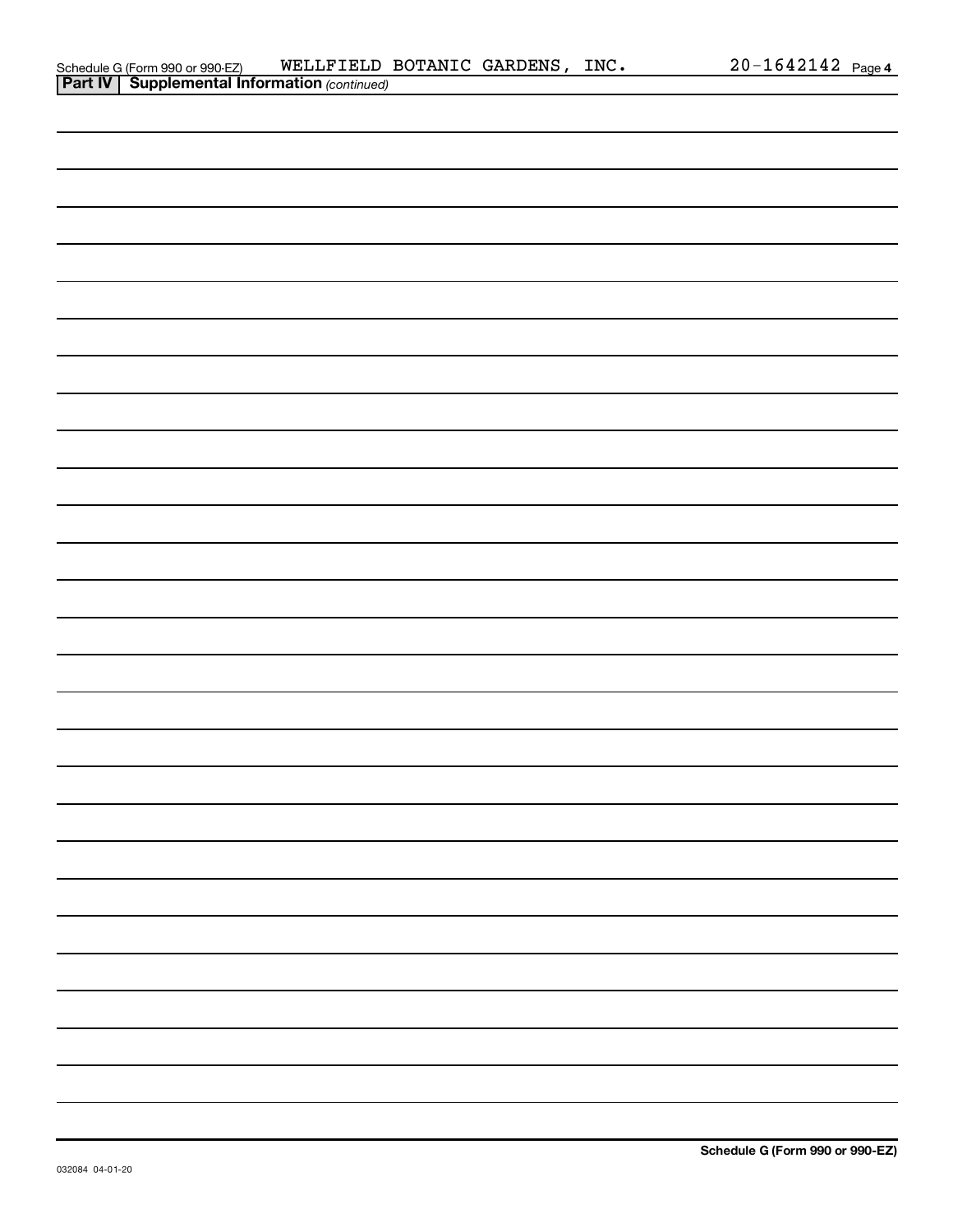Schedule G (Form 990 or 990-EZ) WELLFIELD BOTANIC GARDENS, INC. 20-1642142 Page 4

**Part IV | Supplemental Information** *(continued)*

**Schedule G (Form 990 or 990-EZ)**

032084 04-01-20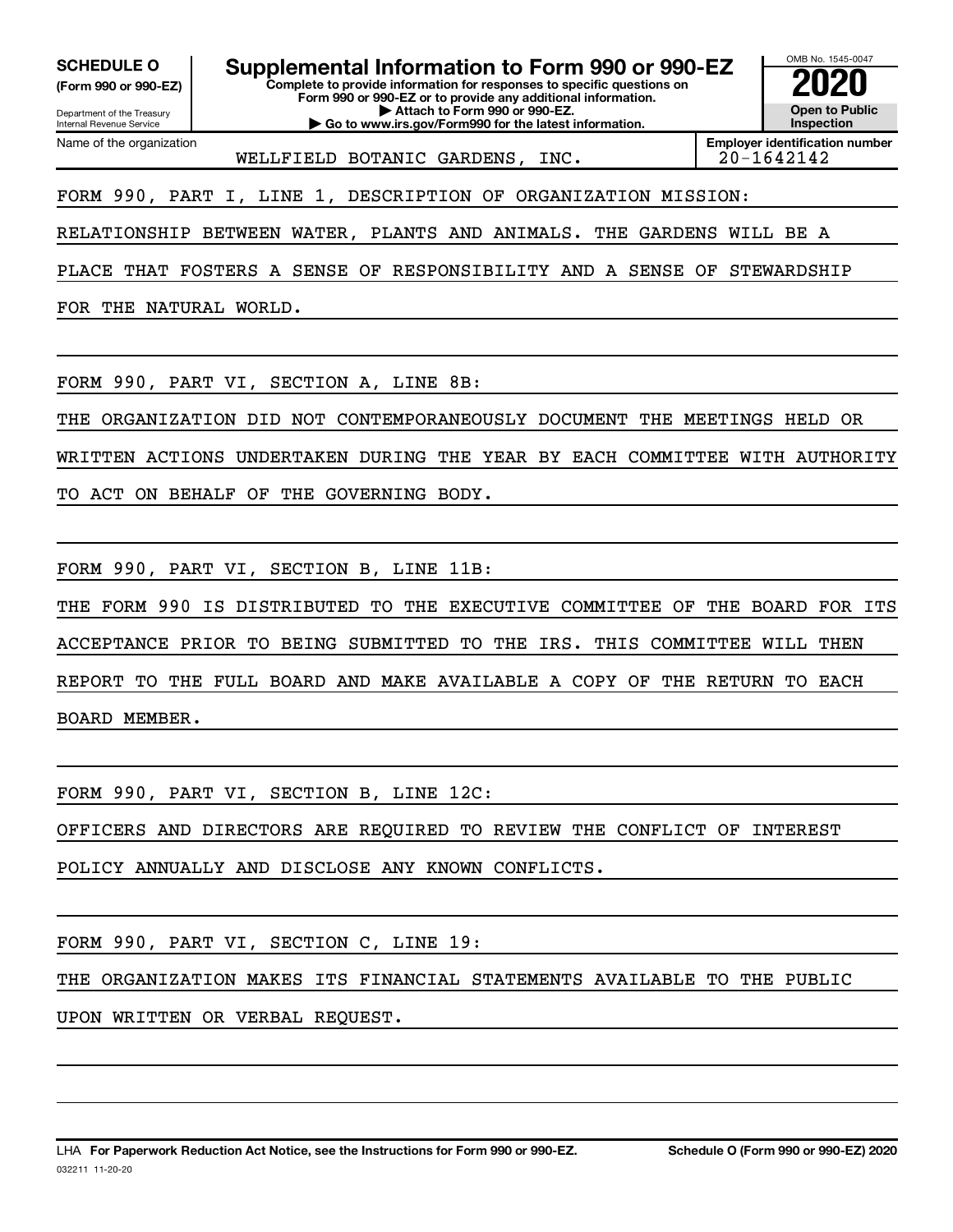**SCHEDULE O** (Form 990 or 990-EZ)

Department of the Treasury
Internal Revenue Service

# Supplemental Information to Form 990 or 990-EZ

**Complete to provide information for responses to specific questions on Form 990 or 990-EZ or to provide any additional information.**
**▶ Attach to Form 990 or 990-EZ.**
**▶ Go to www.irs.gov/Form990 for the latest information.**

OMB No. 1545-0047

**2020**

**Open to Public Inspection**

Name of the organization: WELLFIELD BOTANIC GARDENS, INC.

**Employer identification number:** 20-1642142

FORM 990, PART I, LINE 1, DESCRIPTION OF ORGANIZATION MISSION:

RELATIONSHIP BETWEEN WATER, PLANTS AND ANIMALS. THE GARDENS WILL BE A PLACE THAT FOSTERS A SENSE OF RESPONSIBILITY AND A SENSE OF STEWARDSHIP FOR THE NATURAL WORLD.

FORM 990, PART VI, SECTION A, LINE 8B:

THE ORGANIZATION DID NOT CONTEMPORANEOUSLY DOCUMENT THE MEETINGS HELD OR WRITTEN ACTIONS UNDERTAKEN DURING THE YEAR BY EACH COMMITTEE WITH AUTHORITY TO ACT ON BEHALF OF THE GOVERNING BODY.

FORM 990, PART VI, SECTION B, LINE 11B:

THE FORM 990 IS DISTRIBUTED TO THE EXECUTIVE COMMITTEE OF THE BOARD FOR ITS ACCEPTANCE PRIOR TO BEING SUBMITTED TO THE IRS. THIS COMMITTEE WILL THEN REPORT TO THE FULL BOARD AND MAKE AVAILABLE A COPY OF THE RETURN TO EACH BOARD MEMBER.

FORM 990, PART VI, SECTION B, LINE 12C:

OFFICERS AND DIRECTORS ARE REQUIRED TO REVIEW THE CONFLICT OF INTEREST POLICY ANNUALLY AND DISCLOSE ANY KNOWN CONFLICTS.

FORM 990, PART VI, SECTION C, LINE 19:

THE ORGANIZATION MAKES ITS FINANCIAL STATEMENTS AVAILABLE TO THE PUBLIC UPON WRITTEN OR VERBAL REQUEST.

LHA **For Paperwork Reduction Act Notice, see the Instructions for Form 990 or 990-EZ.** **Schedule O (Form 990 or 990-EZ) 2020**
032211 11-20-20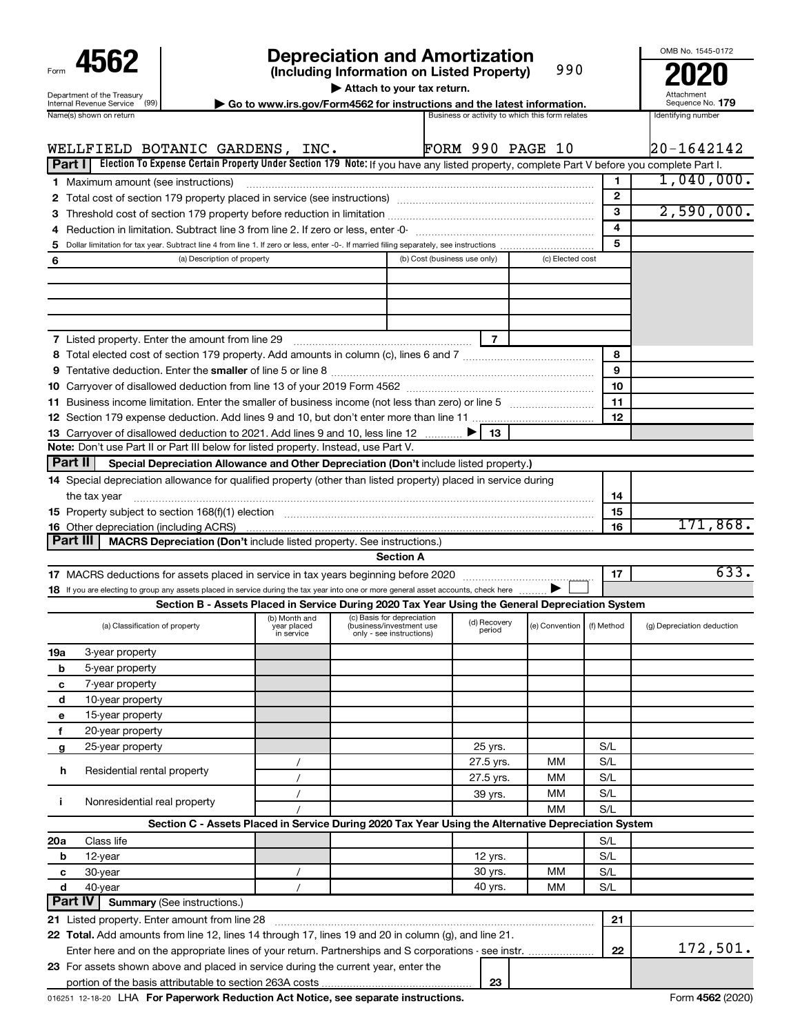# Form 4562 — Depreciation and Amortization (Including Information on Listed Property) — 2020

990

Department of the Treasury, Internal Revenue Service (99)

▶ Attach to your tax return.

▶ Go to www.irs.gov/Form4562 for instructions and the latest information.

OMB No. 1545-0172 | Attachment Sequence No. **179**

| Name(s) shown on return | Business or activity to which this form relates | Identifying number |
|---|---|---|
| WELLFIELD BOTANIC GARDENS, INC. | FORM 990 PAGE 10 | 20-1642142 |

## Part I Election To Expense Certain Property Under Section 179

**Note:** If you have any listed property, complete Part V before you complete Part I.

| Line | Description | Box | Amount |
|---|---|---|---|
| 1 | Maximum amount (see instructions) | 1 | 1,040,000. |
| 2 | Total cost of section 179 property placed in service (see instructions) | 2 | |
| 3 | Threshold cost of section 179 property before reduction in limitation | 3 | 2,590,000. |
| 4 | Reduction in limitation. Subtract line 3 from line 2. If zero or less, enter -0- | 4 | |
| 5 | Dollar limitation for tax year. Subtract line 4 from line 1. If zero or less, enter -0-. If married filing separately, see instructions | 5 | |

| 6 | (a) Description of property | (b) Cost (business use only) | (c) Elected cost |
|---|---|---|---|
| | | | |
| | | | |
| | | | |

| Line | Description | Box | Amount |
|---|---|---|---|
| 7 | Listed property. Enter the amount from line 29 | 7 | |
| 8 | Total elected cost of section 179 property. Add amounts in column (c), lines 6 and 7 | 8 | |
| 9 | Tentative deduction. Enter the **smaller** of line 5 or line 8 | 9 | |
| 10 | Carryover of disallowed deduction from line 13 of your 2019 Form 4562 | 10 | |
| 11 | Business income limitation. Enter the smaller of business income (not less than zero) or line 5 | 11 | |
| 12 | Section 179 expense deduction. Add lines 9 and 10, but don't enter more than line 11 | 12 | |
| 13 | Carryover of disallowed deduction to 2021. Add lines 9 and 10, less line 12 ▶ | 13 | |

**Note:** Don't use Part II or Part III below for listed property. Instead, use Part V.

## Part II Special Depreciation Allowance and Other Depreciation (Don't include listed property.)

| Line | Description | Box | Amount |
|---|---|---|---|
| 14 | Special depreciation allowance for qualified property (other than listed property) placed in service during the tax year | 14 | |
| 15 | Property subject to section 168(f)(1) election | 15 | |
| 16 | Other depreciation (including ACRS) | 16 | 171,868. |

## Part III MACRS Depreciation (Don't include listed property. See instructions.)

### Section A

| Line | Description | Box | Amount |
|---|---|---|---|
| 17 | MACRS deductions for assets placed in service in tax years beginning before 2020 | 17 | 633. |
| 18 | If you are electing to group any assets placed in service during the tax year into one or more general asset accounts, check here ▶ ☐ | | |

### Section B - Assets Placed in Service During 2020 Tax Year Using the General Depreciation System

| (a) Classification of property | (b) Month and year placed in service | (c) Basis for depreciation (business/investment use only - see instructions) | (d) Recovery period | (e) Convention | (f) Method | (g) Depreciation deduction |
|---|---|---|---|---|---|---|
| 19a 3-year property | | | | | | |
| b 5-year property | | | | | | |
| c 7-year property | | | | | | |
| d 10-year property | | | | | | |
| e 15-year property | | | | | | |
| f 20-year property | | | | | | |
| g 25-year property | | | 25 yrs. | | S/L | |
| h Residential rental property | / | | 27.5 yrs. | MM | S/L | |
| | / | | 27.5 yrs. | MM | S/L | |
| i Nonresidential real property | / | | 39 yrs. | MM | S/L | |
| | / | | | MM | S/L | |

### Section C - Assets Placed in Service During 2020 Tax Year Using the Alternative Depreciation System

| (a) Classification of property | (b) Month and year placed in service | (c) Basis for depreciation | (d) Recovery period | (e) Convention | (f) Method | (g) Depreciation deduction |
|---|---|---|---|---|---|---|
| 20a Class life | | | | | S/L | |
| b 12-year | | | 12 yrs. | | S/L | |
| c 30-year | / | | 30 yrs. | MM | S/L | |
| d 40-year | / | | 40 yrs. | MM | S/L | |

## Part IV Summary (See instructions.)

| Line | Description | Box | Amount |
|---|---|---|---|
| 21 | Listed property. Enter amount from line 28 | 21 | |
| 22 | **Total.** Add amounts from line 12, lines 14 through 17, lines 19 and 20 in column (g), and line 21. Enter here and on the appropriate lines of your return. Partnerships and S corporations - see instr. | 22 | 172,501. |
| 23 | For assets shown above and placed in service during the current year, enter the portion of the basis attributable to section 263A costs | 23 | |

016251 12-18-20 LHA **For Paperwork Reduction Act Notice, see separate instructions.** Form **4562** (2020)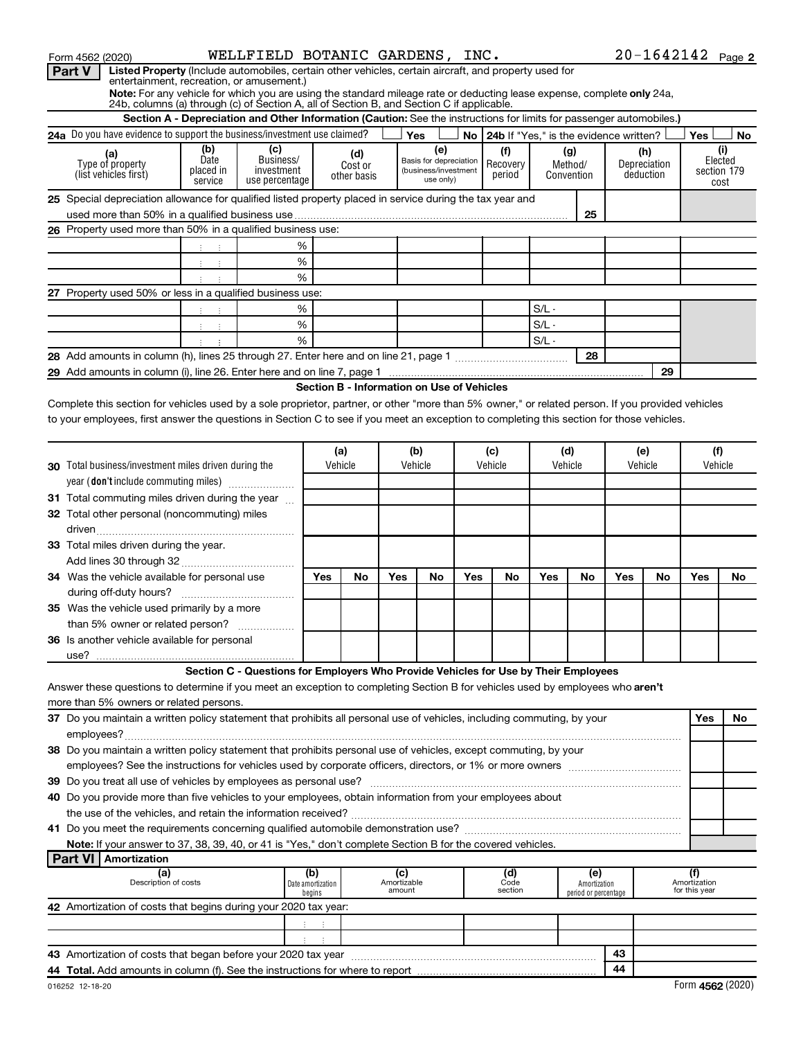Form 4562 (2020) WELLFIELD BOTANIC GARDENS, INC. 20-1642142 Page 2

**Part V** **Listed Property** (Include automobiles, certain other vehicles, certain aircraft, and property used for entertainment, recreation, or amusement.)

**Note:** For any vehicle for which you are using the standard mileage rate or deducting lease expense, complete **only** 24a, 24b, columns (a) through (c) of Section A, all of Section B, and Section C if applicable.

**Section A - Depreciation and Other Information (Caution:** See the instructions for limits for passenger automobiles.**)**

**24a** Do you have evidence to support the business/investment use claimed? Yes No **24b** If "Yes," is the evidence written? Yes No

| (a) Type of property (list vehicles first) | (b) Date placed in service | (c) Business/ investment use percentage | (d) Cost or other basis | (e) Basis for depreciation (business/investment use only) | (f) Recovery period | (g) Method/ Convention | (h) Depreciation deduction | (i) Elected section 179 cost |
|---|---|---|---|---|---|---|---|---|
| **25** Special depreciation allowance for qualified listed property placed in service during the tax year and used more than 50% in a qualified business use | | | | | | 25 | | |
| **26** Property used more than 50% in a qualified business use: | | | | | | | | |
| | | % | | | | | | |
| | | % | | | | | | |
| | | % | | | | | | |
| **27** Property used 50% or less in a qualified business use: | | | | | | | | |
| | | % | | | | S/L - | | |
| | | % | | | | S/L - | | |
| | | % | | | | S/L - | | |
| **28** Add amounts in column (h), lines 25 through 27. Enter here and on line 21, page 1 | | | | | | 28 | | |
| **29** Add amounts in column (i), line 26. Enter here and on line 7, page 1 | | | | | | | 29 | |

**Section B - Information on Use of Vehicles**

Complete this section for vehicles used by a sole proprietor, partner, or other "more than 5% owner," or related person. If you provided vehicles to your employees, first answer the questions in Section C to see if you meet an exception to completing this section for those vehicles.

| | (a) Vehicle | | (b) Vehicle | | (c) Vehicle | | (d) Vehicle | | (e) Vehicle | | (f) Vehicle | |
|---|---|---|---|---|---|---|---|---|---|---|---|---|
| **30** Total business/investment miles driven during the year (**don't** include commuting miles) | | | | | | | | | | | | |
| **31** Total commuting miles driven during the year | | | | | | | | | | | | |
| **32** Total other personal (noncommuting) miles driven | | | | | | | | | | | | |
| **33** Total miles driven during the year. Add lines 30 through 32 | | | | | | | | | | | | |
| | Yes | No | Yes | No | Yes | No | Yes | No | Yes | No | Yes | No |
| **34** Was the vehicle available for personal use during off-duty hours? | | | | | | | | | | | | |
| **35** Was the vehicle used primarily by a more than 5% owner or related person? | | | | | | | | | | | | |
| **36** Is another vehicle available for personal use? | | | | | | | | | | | | |

**Section C - Questions for Employers Who Provide Vehicles for Use by Their Employees**

Answer these questions to determine if you meet an exception to completing Section B for vehicles used by employees who **aren't** more than 5% owners or related persons.

| | Yes | No |
|---|---|---|
| **37** Do you maintain a written policy statement that prohibits all personal use of vehicles, including commuting, by your employees? | | |
| **38** Do you maintain a written policy statement that prohibits personal use of vehicles, except commuting, by your employees? See the instructions for vehicles used by corporate officers, directors, or 1% or more owners | | |
| **39** Do you treat all use of vehicles by employees as personal use? | | |
| **40** Do you provide more than five vehicles to your employees, obtain information from your employees about the use of the vehicles, and retain the information received? | | |
| **41** Do you meet the requirements concerning qualified automobile demonstration use? | | |

**Note:** If your answer to 37, 38, 39, 40, or 41 is "Yes," don't complete Section B for the covered vehicles.

**Part VI** **Amortization**

| (a) Description of costs | (b) Date amortization begins | (c) Amortizable amount | (d) Code section | (e) Amortization period or percentage | (f) Amortization for this year |
|---|---|---|---|---|---|
| **42** Amortization of costs that begins during your 2020 tax year: | | | | | |
| | | | | | |
| | | | | | |
| **43** Amortization of costs that began before your 2020 tax year | | | | 43 | |
| **44** **Total.** Add amounts in column (f). See the instructions for where to report | | | | 44 | |

016252 12-18-20 Form **4562** (2020)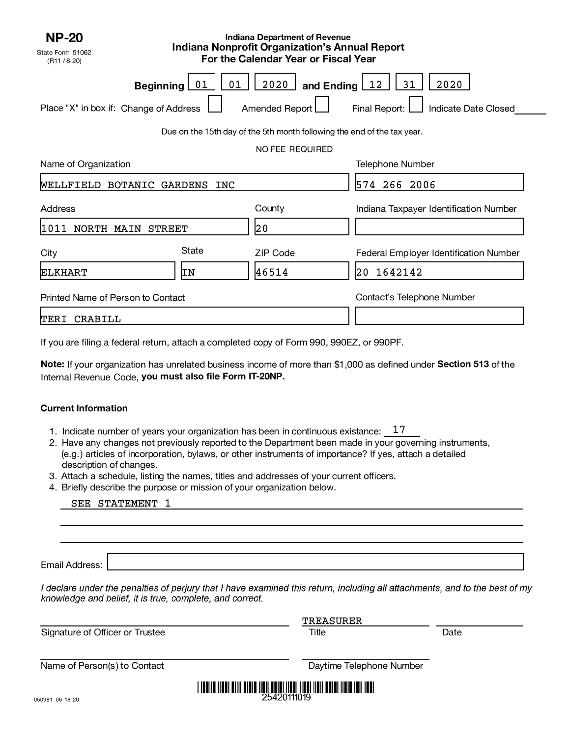**NP-20**

State Form 51062
(R11 / 8-20)

Indiana Department of Revenue

# Indiana Nonprofit Organization's Annual Report
## For the Calendar Year or Fiscal Year

**Beginning** 01 01 2020 **and Ending** 12 31 2020

Place "X" in box if: Change of Address ☐ Amended Report ☐ Final Report: ☐ Indicate Date Closed ____

Due on the 15th day of the 5th month following the end of the tax year.

NO FEE REQUIRED

| Name of Organization | | | Telephone Number |
|---|---|---|---|
| WELLFIELD BOTANIC GARDENS INC | | | 574 266 2006 |
| **Address** | | **County** | **Indiana Taxpayer Identification Number** |
| 1011 NORTH MAIN STREET | | 20 | |
| **City** | **State** | **ZIP Code** | **Federal Employer Identification Number** |
| ELKHART | IN | 46514 | 20 1642142 |
| **Printed Name of Person to Contact** | | | **Contact's Telephone Number** |
| TERI CRABILL | | | |

If you are filing a federal return, attach a completed copy of Form 990, 990EZ, or 990PF.

**Note:** If your organization has unrelated business income of more than $1,000 as defined under **Section 513** of the Internal Revenue Code, **you must also file Form IT-20NP.**

**Current Information**

1. Indicate number of years your organization has been in continuous existance: 17
2. Have any changes not previously reported to the Department been made in your governing instruments, (e.g.) articles of incorporation, bylaws, or other instruments of importance? If yes, attach a detailed description of changes.
3. Attach a schedule, listing the names, titles and addresses of your current officers.
4. Briefly describe the purpose or mission of your organization below.

   SEE STATEMENT 1

Email Address: ____

*I declare under the penalties of perjury that I have examined this return, including all attachments, and to the best of my knowledge and belief, it is true, complete, and correct.*

| Signature of Officer or Trustee | Title | Date |
|---|---|---|
| | TREASURER | |

| Name of Person(s) to Contact | Daytime Telephone Number |
|---|---|
| | |

25420111019

050981 06-18-20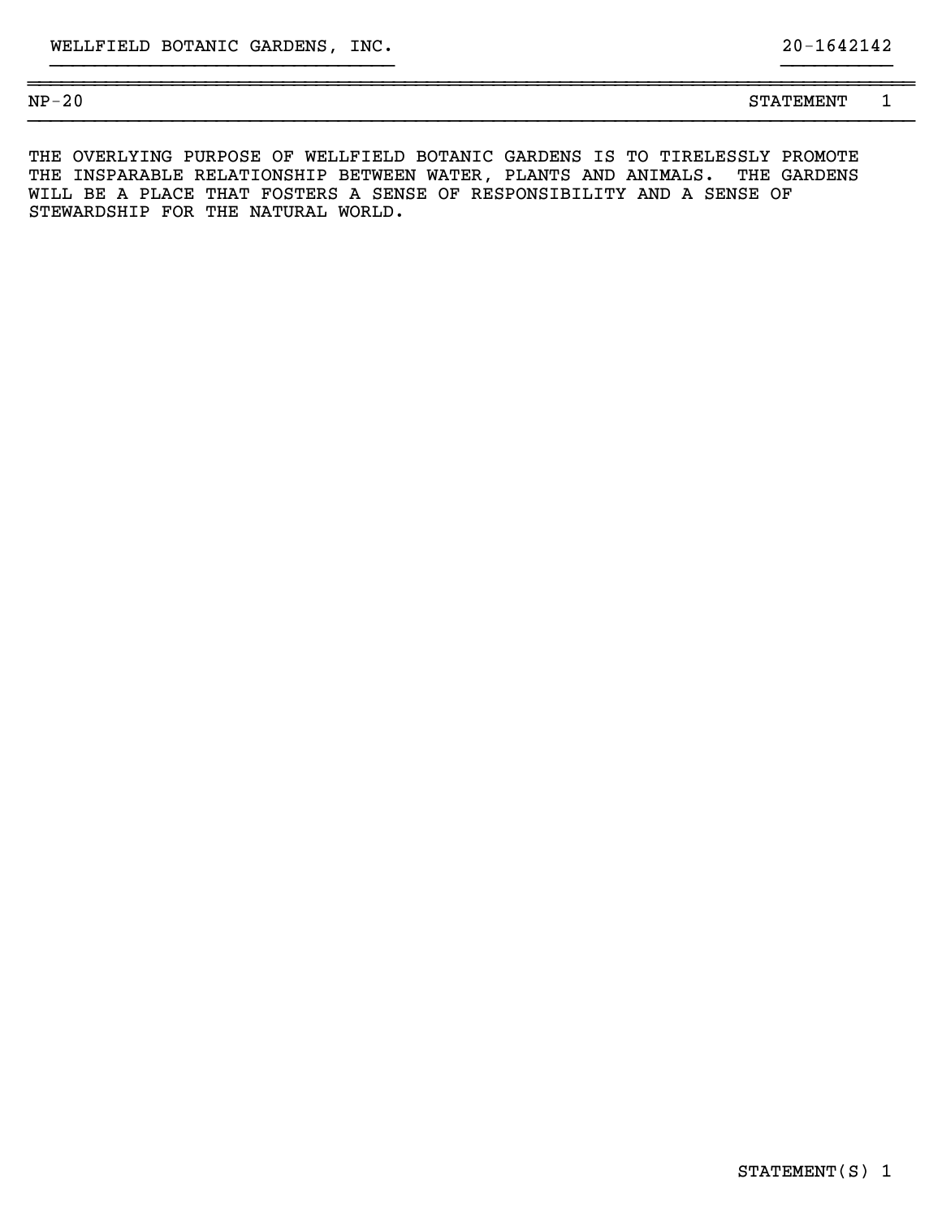WELLFIELD BOTANIC GARDENS, INC. 20-1642142

NP-20 STATEMENT 1

THE OVERLYING PURPOSE OF WELLFIELD BOTANIC GARDENS IS TO TIRELESSLY PROMOTE THE INSPARABLE RELATIONSHIP BETWEEN WATER, PLANTS AND ANIMALS. THE GARDENS WILL BE A PLACE THAT FOSTERS A SENSE OF RESPONSIBILITY AND A SENSE OF STEWARDSHIP FOR THE NATURAL WORLD.

STATEMENT(S) 1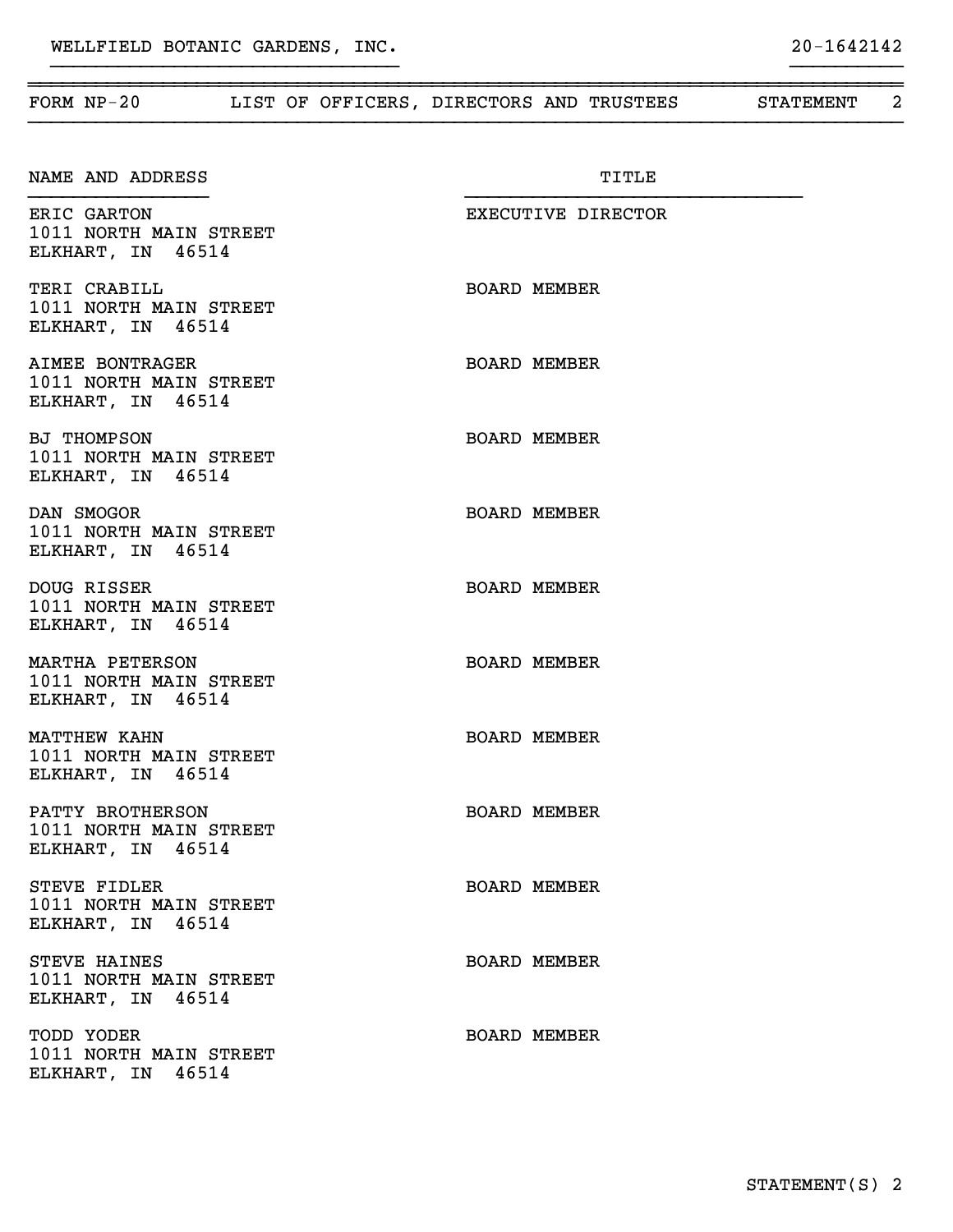WELLFIELD BOTANIC GARDENS, INC. 20-1642142

FORM NP-20 LIST OF OFFICERS, DIRECTORS AND TRUSTEES STATEMENT 2

| NAME AND ADDRESS | TITLE |
| --- | --- |
| ERIC GARTON<br>1011 NORTH MAIN STREET<br>ELKHART, IN 46514 | EXECUTIVE DIRECTOR |
| TERI CRABILL<br>1011 NORTH MAIN STREET<br>ELKHART, IN 46514 | BOARD MEMBER |
| AIMEE BONTRAGER<br>1011 NORTH MAIN STREET<br>ELKHART, IN 46514 | BOARD MEMBER |
| BJ THOMPSON<br>1011 NORTH MAIN STREET<br>ELKHART, IN 46514 | BOARD MEMBER |
| DAN SMOGOR<br>1011 NORTH MAIN STREET<br>ELKHART, IN 46514 | BOARD MEMBER |
| DOUG RISSER<br>1011 NORTH MAIN STREET<br>ELKHART, IN 46514 | BOARD MEMBER |
| MARTHA PETERSON<br>1011 NORTH MAIN STREET<br>ELKHART, IN 46514 | BOARD MEMBER |
| MATTHEW KAHN<br>1011 NORTH MAIN STREET<br>ELKHART, IN 46514 | BOARD MEMBER |
| PATTY BROTHERSON<br>1011 NORTH MAIN STREET<br>ELKHART, IN 46514 | BOARD MEMBER |
| STEVE FIDLER<br>1011 NORTH MAIN STREET<br>ELKHART, IN 46514 | BOARD MEMBER |
| STEVE HAINES<br>1011 NORTH MAIN STREET<br>ELKHART, IN 46514 | BOARD MEMBER |
| TODD YODER<br>1011 NORTH MAIN STREET<br>ELKHART, IN 46514 | BOARD MEMBER |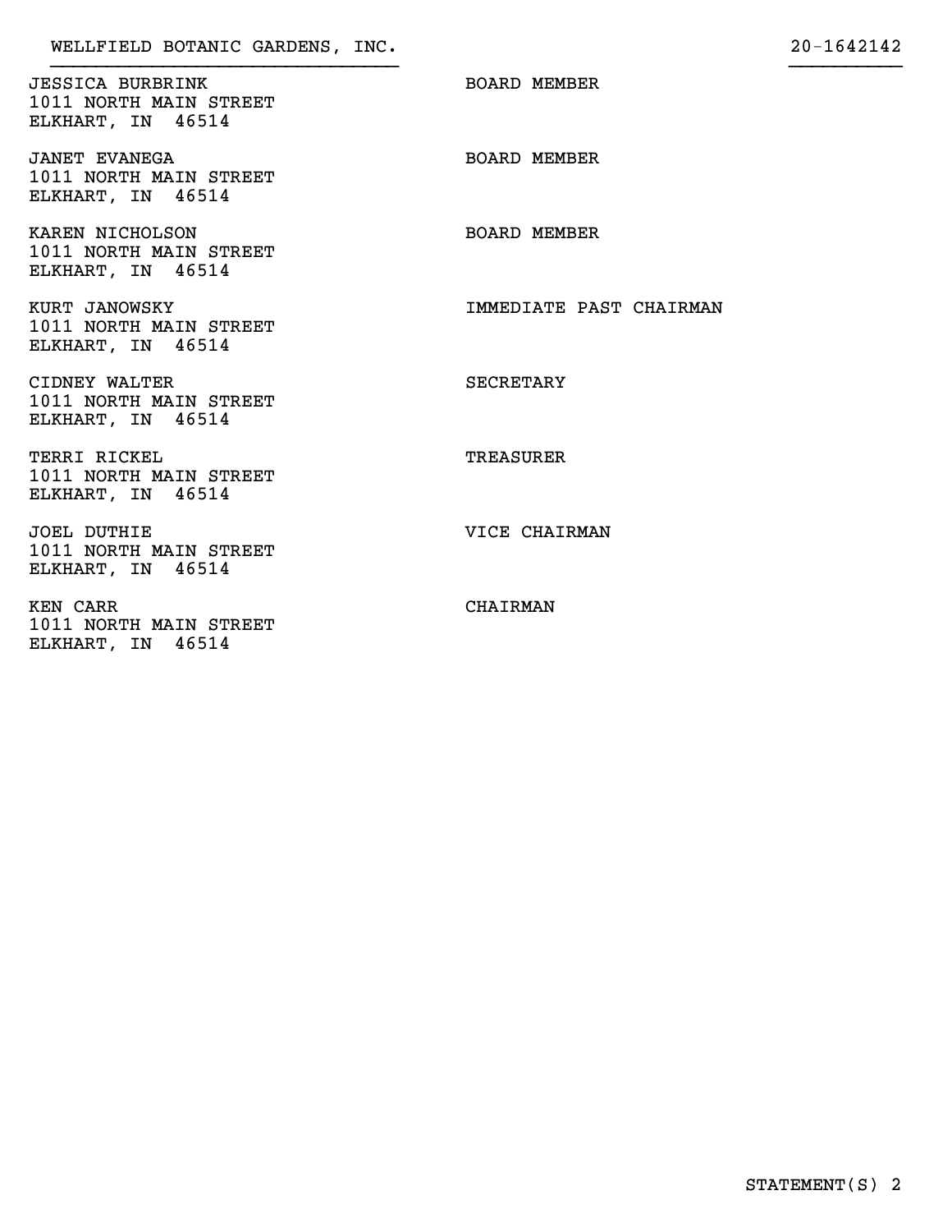WELLFIELD BOTANIC GARDENS, INC. 20-1642142

| Name and Address | Title |
|---|---|
| JESSICA BURBRINK<br>1011 NORTH MAIN STREET<br>ELKHART, IN 46514 | BOARD MEMBER |
| JANET EVANEGA<br>1011 NORTH MAIN STREET<br>ELKHART, IN 46514 | BOARD MEMBER |
| KAREN NICHOLSON<br>1011 NORTH MAIN STREET<br>ELKHART, IN 46514 | BOARD MEMBER |
| KURT JANOWSKY<br>1011 NORTH MAIN STREET<br>ELKHART, IN 46514 | IMMEDIATE PAST CHAIRMAN |
| CIDNEY WALTER<br>1011 NORTH MAIN STREET<br>ELKHART, IN 46514 | SECRETARY |
| TERRI RICKEL<br>1011 NORTH MAIN STREET<br>ELKHART, IN 46514 | TREASURER |
| JOEL DUTHIE<br>1011 NORTH MAIN STREET<br>ELKHART, IN 46514 | VICE CHAIRMAN |
| KEN CARR<br>1011 NORTH MAIN STREET<br>ELKHART, IN 46514 | CHAIRMAN |

STATEMENT(S) 2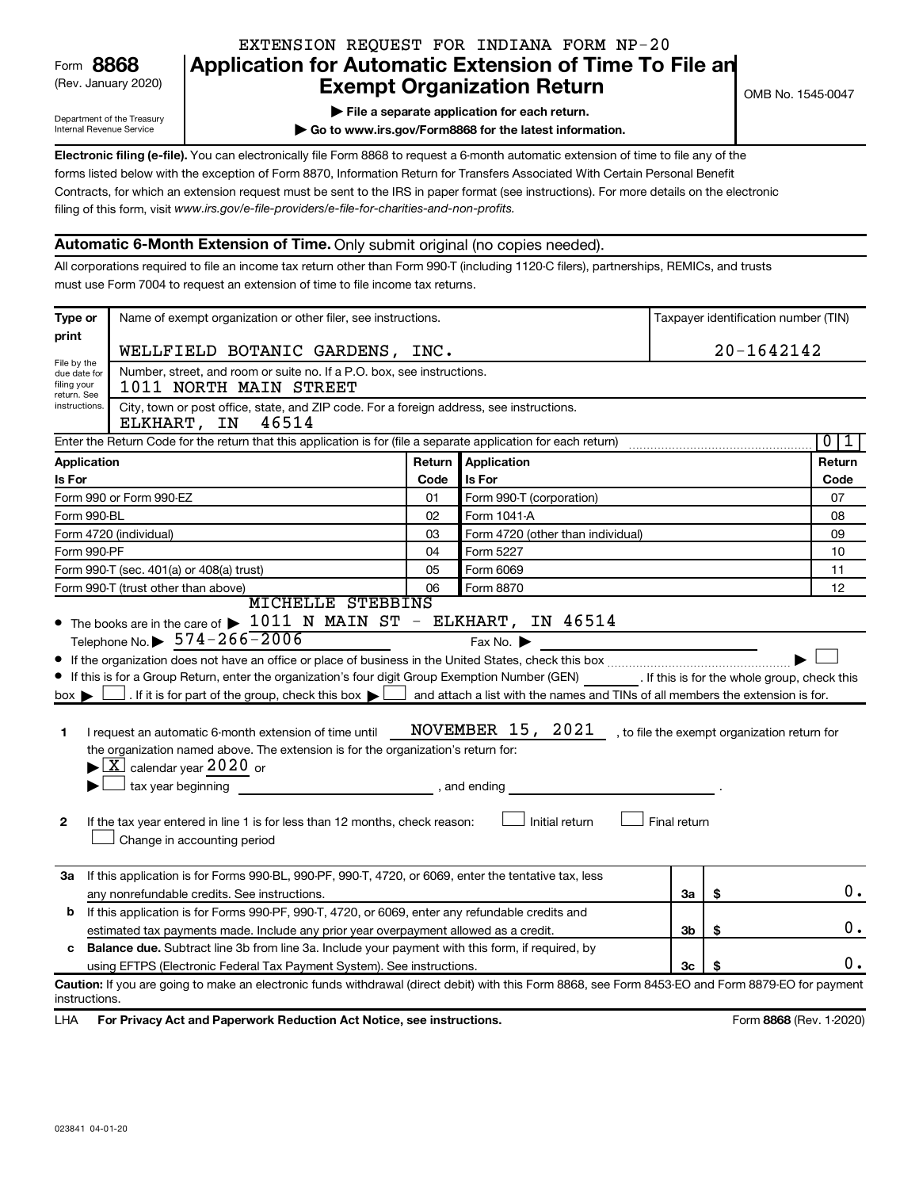EXTENSION REQUEST FOR INDIANA FORM NP-20

Form **8868** (Rev. January 2020)

Department of the Treasury Internal Revenue Service

# Application for Automatic Extension of Time To File an Exempt Organization Return

OMB No. 1545-0047

▶ **File a separate application for each return.**

▶ **Go to www.irs.gov/Form8868 for the latest information.**

**Electronic filing (e-file).** You can electronically file Form 8868 to request a 6-month automatic extension of time to file any of the forms listed below with the exception of Form 8870, Information Return for Transfers Associated With Certain Personal Benefit Contracts, for which an extension request must be sent to the IRS in paper format (see instructions). For more details on the electronic filing of this form, visit *www.irs.gov/e-file-providers/e-file-for-charities-and-non-profits.*

## Automatic 6-Month Extension of Time. Only submit original (no copies needed).

All corporations required to file an income tax return other than Form 990-T (including 1120-C filers), partnerships, REMICs, and trusts must use Form 7004 to request an extension of time to file income tax returns.

| Type or print | Name of exempt organization or other filer, see instructions. | Taxpayer identification number (TIN) |
|---|---|---|
| File by the due date for filing your return. See instructions. | WELLFIELD BOTANIC GARDENS, INC. | 20-1642142 |
| | Number, street, and room or suite no. If a P.O. box, see instructions. 1011 NORTH MAIN STREET | |
| | City, town or post office, state, and ZIP code. For a foreign address, see instructions. ELKHART, IN 46514 | |

Enter the Return Code for the return that this application is for (file a separate application for each return) 0 1

| Application Is For | Return Code | Application Is For | Return Code |
|---|---|---|---|
| Form 990 or Form 990-EZ | 01 | Form 990-T (corporation) | 07 |
| Form 990-BL | 02 | Form 1041-A | 08 |
| Form 4720 (individual) | 03 | Form 4720 (other than individual) | 09 |
| Form 990-PF | 04 | Form 5227 | 10 |
| Form 990-T (sec. 401(a) or 408(a) trust) | 05 | Form 6069 | 11 |
| Form 990-T (trust other than above) | 06 | Form 8870 | 12 |

- The books are in the care of ▶ MICHELLE STEBBINS 1011 N MAIN ST - ELKHART, IN 46514
  Telephone No. ▶ 574-266-2006 Fax No. ▶
- If the organization does not have an office or place of business in the United States, check this box ▶ ☐
- If this is for a Group Return, enter the organization's four digit Group Exemption Number (GEN) ______. If this is for the whole group, check this box ▶ ☐ . If it is for part of the group, check this box ▶ ☐ and attach a list with the names and TINs of all members the extension is for.

**1** I request an automatic 6-month extension of time until NOVEMBER 15, 2021 , to file the exempt organization return for the organization named above. The extension is for the organization's return for:
▶ ☒ calendar year 2020 or
▶ ☐ tax year beginning ______________, and ending ______________.

**2** If the tax year entered in line 1 is for less than 12 months, check reason: ☐ Initial return ☐ Final return
☐ Change in accounting period

| | | | |
|---|---|---|---|
| **3a** | If this application is for Forms 990-BL, 990-PF, 990-T, 4720, or 6069, enter the tentative tax, less any nonrefundable credits. See instructions. | 3a | $ 0. |
| **b** | If this application is for Forms 990-PF, 990-T, 4720, or 6069, enter any refundable credits and estimated tax payments made. Include any prior year overpayment allowed as a credit. | 3b | $ 0. |
| **c** | **Balance due.** Subtract line 3b from line 3a. Include your payment with this form, if required, by using EFTPS (Electronic Federal Tax Payment System). See instructions. | 3c | $ 0. |

**Caution:** If you are going to make an electronic funds withdrawal (direct debit) with this Form 8868, see Form 8453-EO and Form 8879-EO for payment instructions.

LHA **For Privacy Act and Paperwork Reduction Act Notice, see instructions.** Form **8868** (Rev. 1-2020)

023841 04-01-20